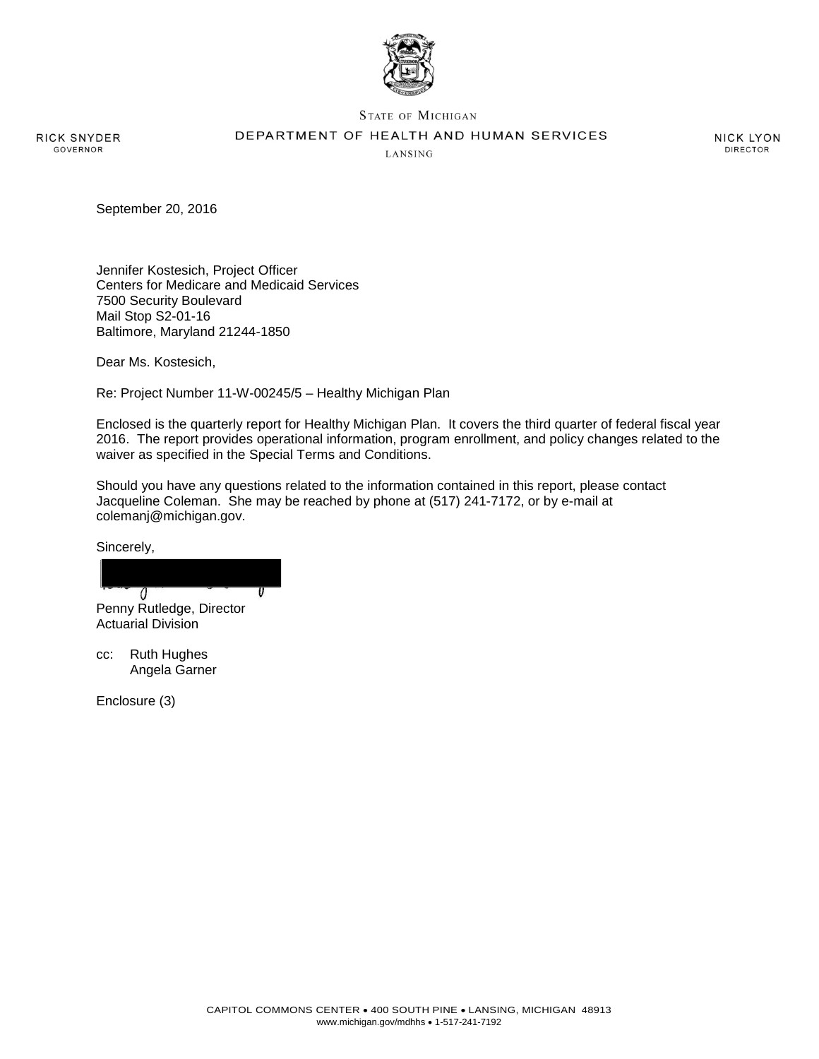STATE OF MICHIGAN

DEPARTMENT OF HEALTH AND HUMAN SERVICES

LANSING

RICK SNYDER
GOVERNOR

NICK LYON
DIRECTOR

September 20, 2016

Jennifer Kostesich, Project Officer
Centers for Medicare and Medicaid Services
7500 Security Boulevard
Mail Stop S2-01-16
Baltimore, Maryland 21244-1850

Dear Ms. Kostesich,

Re: Project Number 11-W-00245/5 – Healthy Michigan Plan

Enclosed is the quarterly report for Healthy Michigan Plan. It covers the third quarter of federal fiscal year 2016. The report provides operational information, program enrollment, and policy changes related to the waiver as specified in the Special Terms and Conditions.

Should you have any questions related to the information contained in this report, please contact Jacqueline Coleman. She may be reached by phone at (517) 241-7172, or by e-mail at colemanj@michigan.gov.

Sincerely,

Penny Rutledge, Director
Actuarial Division

cc: Ruth Hughes
Angela Garner

Enclosure (3)

CAPITOL COMMONS CENTER • 400 SOUTH PINE • LANSING, MICHIGAN 48913
www.michigan.gov/mdhhs • 1-517-241-7192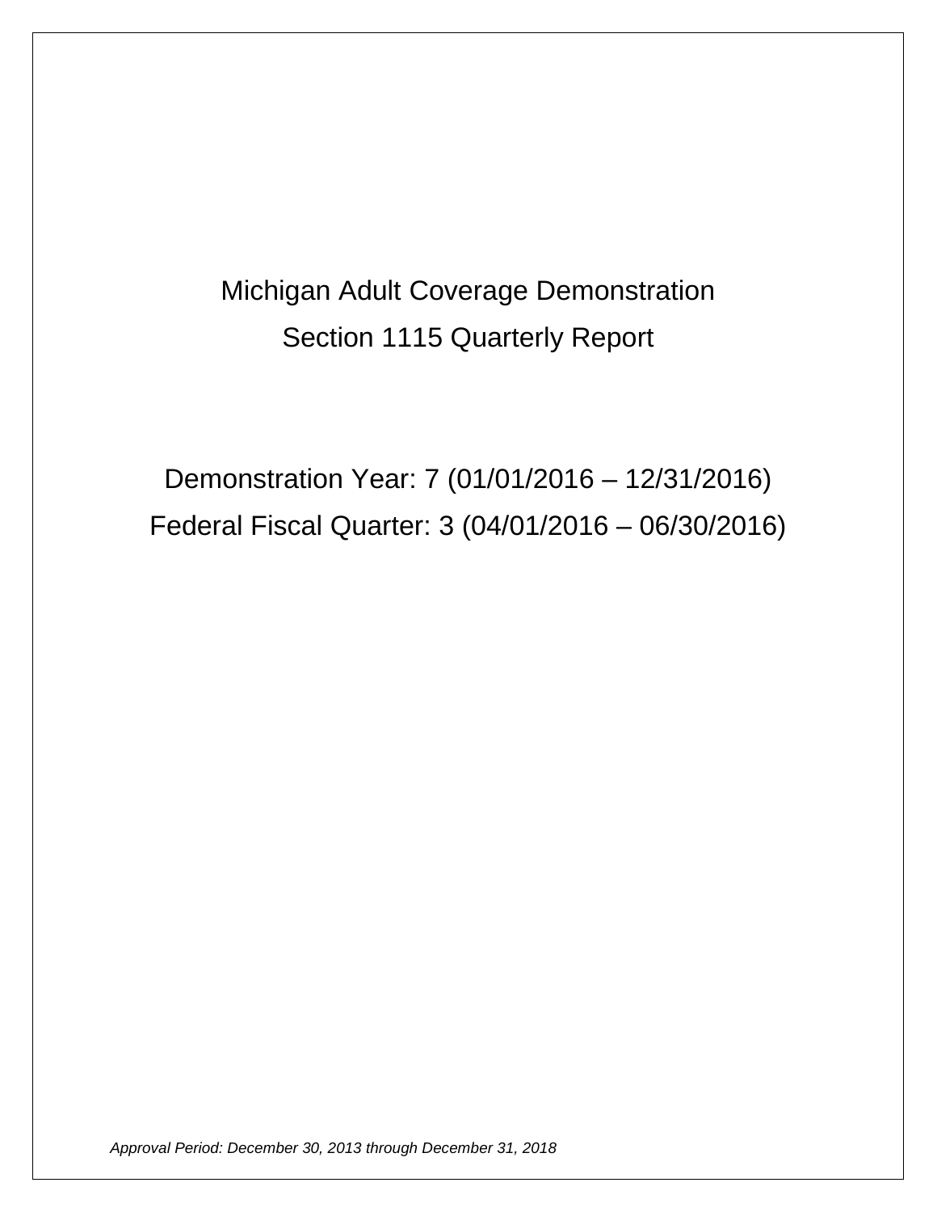# Michigan Adult Coverage Demonstration

# Section 1115 Quarterly Report

## Demonstration Year: 7 (01/01/2016 – 12/31/2016)

## Federal Fiscal Quarter: 3 (04/01/2016 – 06/30/2016)

*Approval Period: December 30, 2013 through December 31, 2018*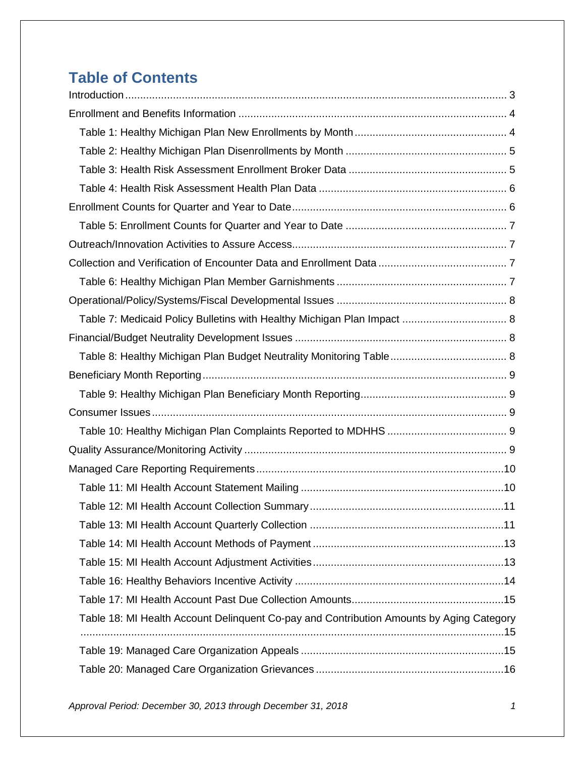# Table of Contents

Introduction ... 3

Enrollment and Benefits Information ... 4

- Table 1: Healthy Michigan Plan New Enrollments by Month ... 4
- Table 2: Healthy Michigan Plan Disenrollments by Month ... 5
- Table 3: Health Risk Assessment Enrollment Broker Data ... 5
- Table 4: Health Risk Assessment Health Plan Data ... 6

Enrollment Counts for Quarter and Year to Date ... 6

- Table 5: Enrollment Counts for Quarter and Year to Date ... 7

Outreach/Innovation Activities to Assure Access ... 7

Collection and Verification of Encounter Data and Enrollment Data ... 7

- Table 6: Healthy Michigan Plan Member Garnishments ... 7

Operational/Policy/Systems/Fiscal Developmental Issues ... 8

- Table 7: Medicaid Policy Bulletins with Healthy Michigan Plan Impact ... 8

Financial/Budget Neutrality Development Issues ... 8

- Table 8: Healthy Michigan Plan Budget Neutrality Monitoring Table ... 8

Beneficiary Month Reporting ... 9

- Table 9: Healthy Michigan Plan Beneficiary Month Reporting ... 9

Consumer Issues ... 9

- Table 10: Healthy Michigan Plan Complaints Reported to MDHHS ... 9

Quality Assurance/Monitoring Activity ... 9

Managed Care Reporting Requirements ... 10

- Table 11: MI Health Account Statement Mailing ... 10
- Table 12: MI Health Account Collection Summary ... 11
- Table 13: MI Health Account Quarterly Collection ... 11
- Table 14: MI Health Account Methods of Payment ... 13
- Table 15: MI Health Account Adjustment Activities ... 13
- Table 16: Healthy Behaviors Incentive Activity ... 14
- Table 17: MI Health Account Past Due Collection Amounts ... 15
- Table 18: MI Health Account Delinquent Co-pay and Contribution Amounts by Aging Category ... 15
- Table 19: Managed Care Organization Appeals ... 15
- Table 20: Managed Care Organization Grievances ... 16

*Approval Period: December 30, 2013 through December 31, 2018*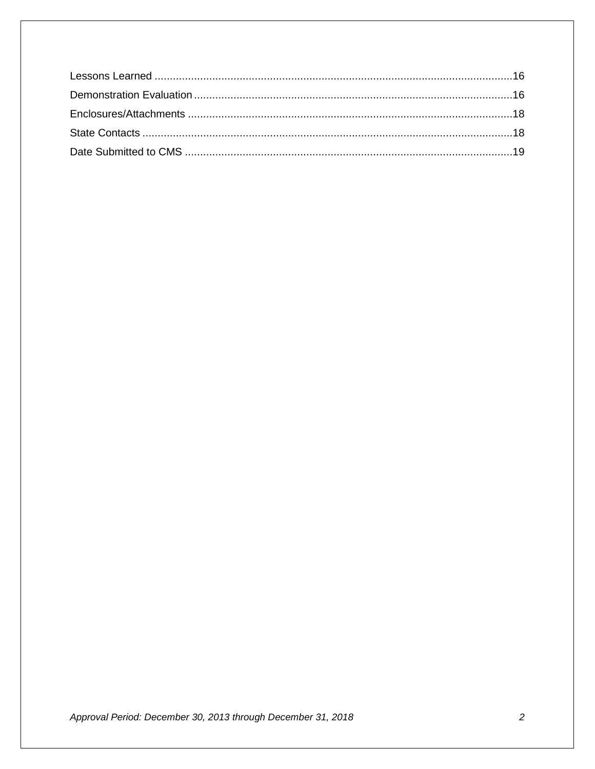Lessons Learned ......................................................................................................................16

Demonstration Evaluation .........................................................................................................16

Enclosures/Attachments ...........................................................................................................18

State Contacts ..........................................................................................................................18

Date Submitted to CMS ............................................................................................................19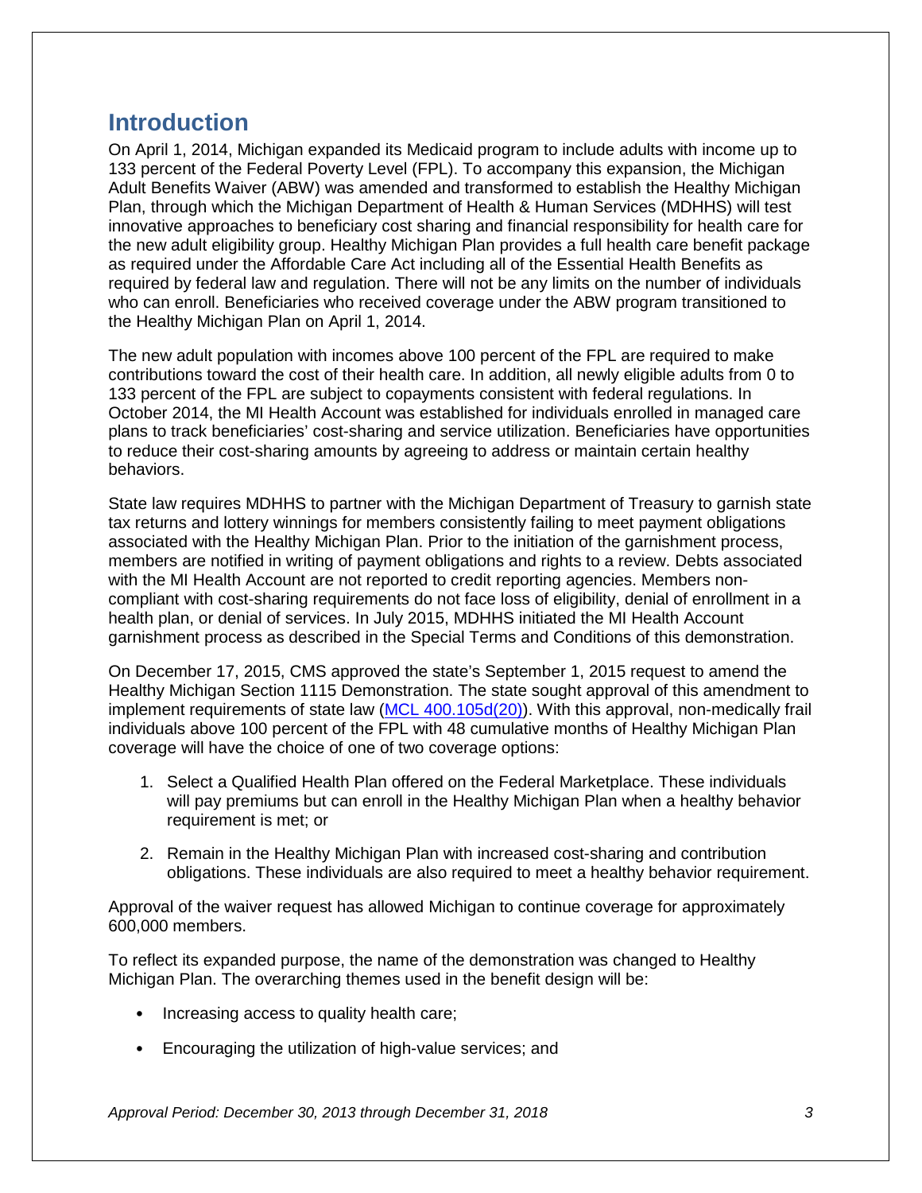## Introduction

On April 1, 2014, Michigan expanded its Medicaid program to include adults with income up to 133 percent of the Federal Poverty Level (FPL). To accompany this expansion, the Michigan Adult Benefits Waiver (ABW) was amended and transformed to establish the Healthy Michigan Plan, through which the Michigan Department of Health & Human Services (MDHHS) will test innovative approaches to beneficiary cost sharing and financial responsibility for health care for the new adult eligibility group. Healthy Michigan Plan provides a full health care benefit package as required under the Affordable Care Act including all of the Essential Health Benefits as required by federal law and regulation. There will not be any limits on the number of individuals who can enroll. Beneficiaries who received coverage under the ABW program transitioned to the Healthy Michigan Plan on April 1, 2014.

The new adult population with incomes above 100 percent of the FPL are required to make contributions toward the cost of their health care. In addition, all newly eligible adults from 0 to 133 percent of the FPL are subject to copayments consistent with federal regulations. In October 2014, the MI Health Account was established for individuals enrolled in managed care plans to track beneficiaries' cost-sharing and service utilization. Beneficiaries have opportunities to reduce their cost-sharing amounts by agreeing to address or maintain certain healthy behaviors.

State law requires MDHHS to partner with the Michigan Department of Treasury to garnish state tax returns and lottery winnings for members consistently failing to meet payment obligations associated with the Healthy Michigan Plan. Prior to the initiation of the garnishment process, members are notified in writing of payment obligations and rights to a review. Debts associated with the MI Health Account are not reported to credit reporting agencies. Members non-compliant with cost-sharing requirements do not face loss of eligibility, denial of enrollment in a health plan, or denial of services. In July 2015, MDHHS initiated the MI Health Account garnishment process as described in the Special Terms and Conditions of this demonstration.

On December 17, 2015, CMS approved the state's September 1, 2015 request to amend the Healthy Michigan Section 1115 Demonstration. The state sought approval of this amendment to implement requirements of state law (MCL 400.105d(20)). With this approval, non-medically frail individuals above 100 percent of the FPL with 48 cumulative months of Healthy Michigan Plan coverage will have the choice of one of two coverage options:

1. Select a Qualified Health Plan offered on the Federal Marketplace. These individuals will pay premiums but can enroll in the Healthy Michigan Plan when a healthy behavior requirement is met; or
2. Remain in the Healthy Michigan Plan with increased cost-sharing and contribution obligations. These individuals are also required to meet a healthy behavior requirement.

Approval of the waiver request has allowed Michigan to continue coverage for approximately 600,000 members.

To reflect its expanded purpose, the name of the demonstration was changed to Healthy Michigan Plan. The overarching themes used in the benefit design will be:

- Increasing access to quality health care;
- Encouraging the utilization of high-value services; and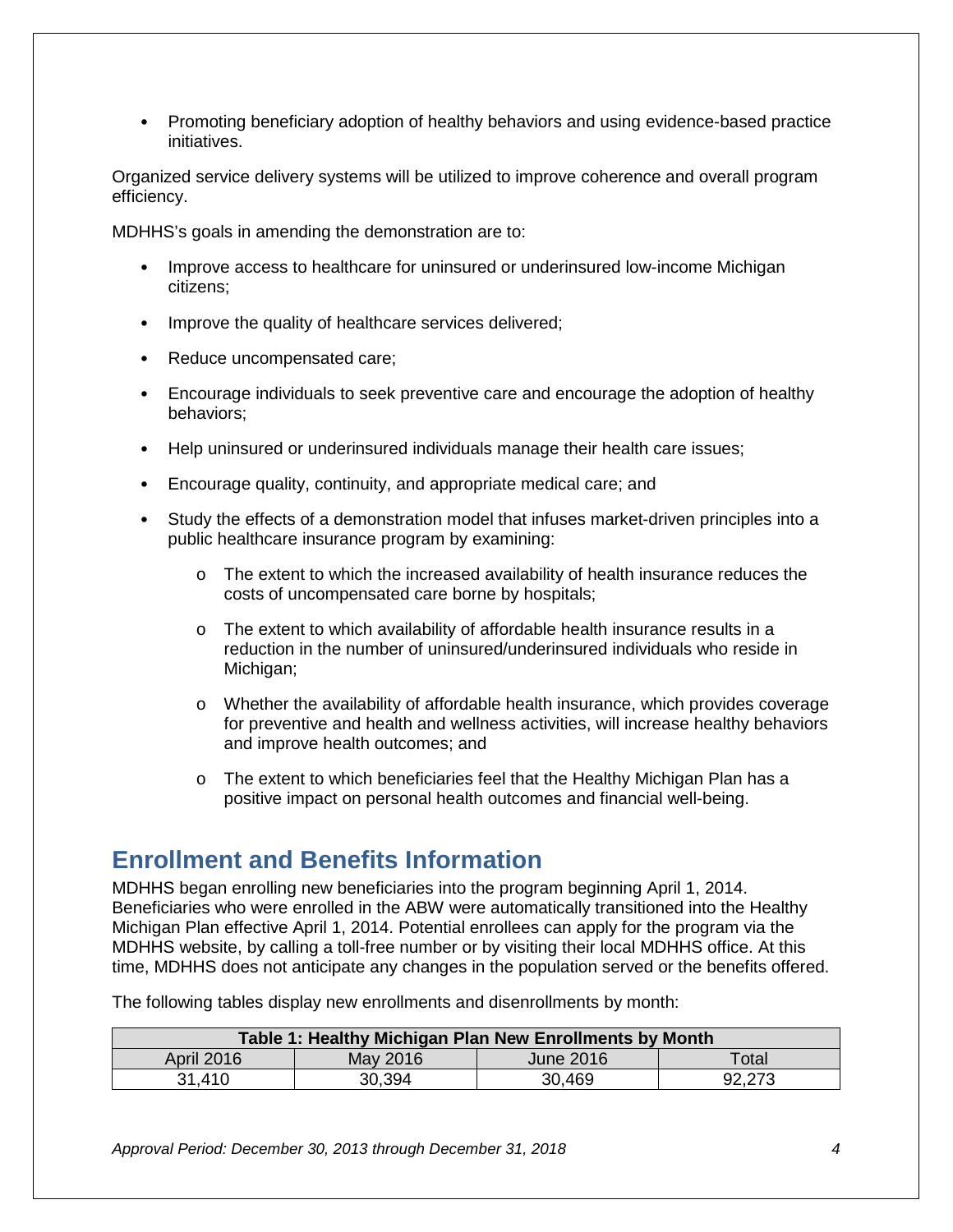- Promoting beneficiary adoption of healthy behaviors and using evidence-based practice initiatives.

Organized service delivery systems will be utilized to improve coherence and overall program efficiency.

MDHHS's goals in amending the demonstration are to:

- Improve access to healthcare for uninsured or underinsured low-income Michigan citizens;
- Improve the quality of healthcare services delivered;
- Reduce uncompensated care;
- Encourage individuals to seek preventive care and encourage the adoption of healthy behaviors;
- Help uninsured or underinsured individuals manage their health care issues;
- Encourage quality, continuity, and appropriate medical care; and
- Study the effects of a demonstration model that infuses market-driven principles into a public healthcare insurance program by examining:
    - The extent to which the increased availability of health insurance reduces the costs of uncompensated care borne by hospitals;
    - The extent to which availability of affordable health insurance results in a reduction in the number of uninsured/underinsured individuals who reside in Michigan;
    - Whether the availability of affordable health insurance, which provides coverage for preventive and health and wellness activities, will increase healthy behaviors and improve health outcomes; and
    - The extent to which beneficiaries feel that the Healthy Michigan Plan has a positive impact on personal health outcomes and financial well-being.

## Enrollment and Benefits Information

MDHHS began enrolling new beneficiaries into the program beginning April 1, 2014. Beneficiaries who were enrolled in the ABW were automatically transitioned into the Healthy Michigan Plan effective April 1, 2014. Potential enrollees can apply for the program via the MDHHS website, by calling a toll-free number or by visiting their local MDHHS office. At this time, MDHHS does not anticipate any changes in the population served or the benefits offered.

The following tables display new enrollments and disenrollments by month:

| Table 1: Healthy Michigan Plan New Enrollments by Month | | | |
|---|---|---|---|
| April 2016 | May 2016 | June 2016 | Total |
| 31,410 | 30,394 | 30,469 | 92,273 |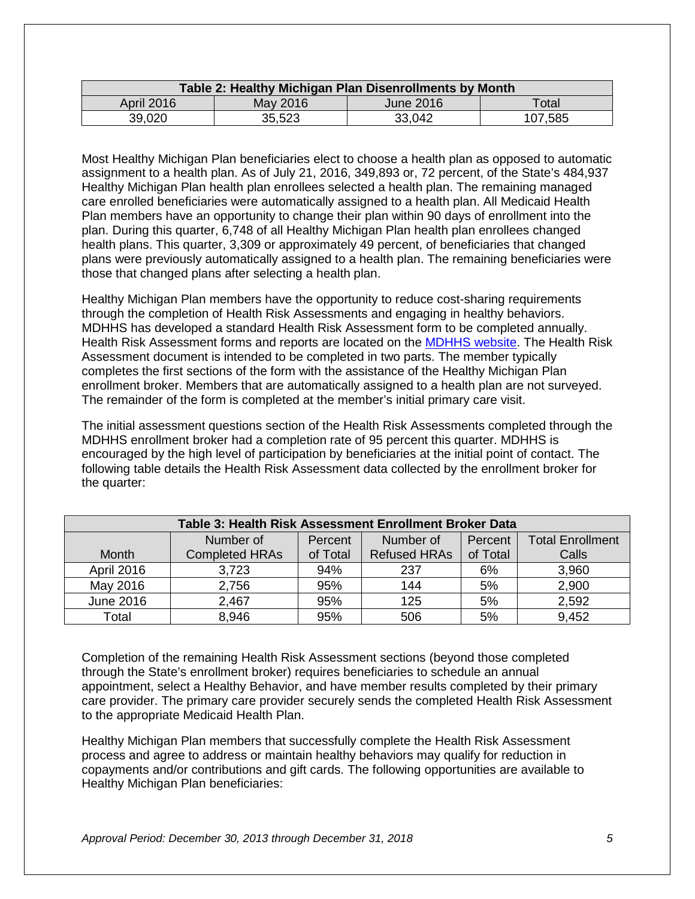| Table 2: Healthy Michigan Plan Disenrollments by Month | | | |
|---|---|---|---|
| April 2016 | May 2016 | June 2016 | Total |
| 39,020 | 35,523 | 33,042 | 107,585 |

Most Healthy Michigan Plan beneficiaries elect to choose a health plan as opposed to automatic assignment to a health plan. As of July 21, 2016, 349,893 or, 72 percent, of the State's 484,937 Healthy Michigan Plan health plan enrollees selected a health plan. The remaining managed care enrolled beneficiaries were automatically assigned to a health plan. All Medicaid Health Plan members have an opportunity to change their plan within 90 days of enrollment into the plan. During this quarter, 6,748 of all Healthy Michigan Plan health plan enrollees changed health plans. This quarter, 3,309 or approximately 49 percent, of beneficiaries that changed plans were previously automatically assigned to a health plan. The remaining beneficiaries were those that changed plans after selecting a health plan.

Healthy Michigan Plan members have the opportunity to reduce cost-sharing requirements through the completion of Health Risk Assessments and engaging in healthy behaviors. MDHHS has developed a standard Health Risk Assessment form to be completed annually. Health Risk Assessment forms and reports are located on the MDHHS website. The Health Risk Assessment document is intended to be completed in two parts. The member typically completes the first sections of the form with the assistance of the Healthy Michigan Plan enrollment broker. Members that are automatically assigned to a health plan are not surveyed. The remainder of the form is completed at the member's initial primary care visit.

The initial assessment questions section of the Health Risk Assessments completed through the MDHHS enrollment broker had a completion rate of 95 percent this quarter. MDHHS is encouraged by the high level of participation by beneficiaries at the initial point of contact. The following table details the Health Risk Assessment data collected by the enrollment broker for the quarter:

| Table 3: Health Risk Assessment Enrollment Broker Data | | | | | |
|---|---|---|---|---|---|
| Month | Number of Completed HRAs | Percent of Total | Number of Refused HRAs | Percent of Total | Total Enrollment Calls |
| April 2016 | 3,723 | 94% | 237 | 6% | 3,960 |
| May 2016 | 2,756 | 95% | 144 | 5% | 2,900 |
| June 2016 | 2,467 | 95% | 125 | 5% | 2,592 |
| Total | 8,946 | 95% | 506 | 5% | 9,452 |

Completion of the remaining Health Risk Assessment sections (beyond those completed through the State's enrollment broker) requires beneficiaries to schedule an annual appointment, select a Healthy Behavior, and have member results completed by their primary care provider. The primary care provider securely sends the completed Health Risk Assessment to the appropriate Medicaid Health Plan.

Healthy Michigan Plan members that successfully complete the Health Risk Assessment process and agree to address or maintain healthy behaviors may qualify for reduction in copayments and/or contributions and gift cards. The following opportunities are available to Healthy Michigan Plan beneficiaries: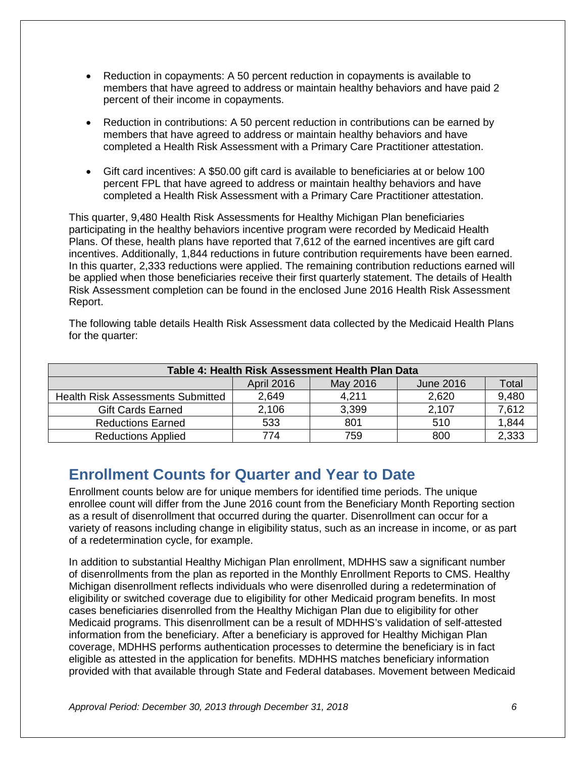- Reduction in copayments: A 50 percent reduction in copayments is available to members that have agreed to address or maintain healthy behaviors and have paid 2 percent of their income in copayments.
- Reduction in contributions: A 50 percent reduction in contributions can be earned by members that have agreed to address or maintain healthy behaviors and have completed a Health Risk Assessment with a Primary Care Practitioner attestation.
- Gift card incentives: A $50.00 gift card is available to beneficiaries at or below 100 percent FPL that have agreed to address or maintain healthy behaviors and have completed a Health Risk Assessment with a Primary Care Practitioner attestation.

This quarter, 9,480 Health Risk Assessments for Healthy Michigan Plan beneficiaries participating in the healthy behaviors incentive program were recorded by Medicaid Health Plans. Of these, health plans have reported that 7,612 of the earned incentives are gift card incentives. Additionally, 1,844 reductions in future contribution requirements have been earned. In this quarter, 2,333 reductions were applied. The remaining contribution reductions earned will be applied when those beneficiaries receive their first quarterly statement. The details of Health Risk Assessment completion can be found in the enclosed June 2016 Health Risk Assessment Report.

The following table details Health Risk Assessment data collected by the Medicaid Health Plans for the quarter:

| Table 4: Health Risk Assessment Health Plan Data | | | | |
|---|---|---|---|---|
| | April 2016 | May 2016 | June 2016 | Total |
| Health Risk Assessments Submitted | 2,649 | 4,211 | 2,620 | 9,480 |
| Gift Cards Earned | 2,106 | 3,399 | 2,107 | 7,612 |
| Reductions Earned | 533 | 801 | 510 | 1,844 |
| Reductions Applied | 774 | 759 | 800 | 2,333 |

## Enrollment Counts for Quarter and Year to Date

Enrollment counts below are for unique members for identified time periods. The unique enrollee count will differ from the June 2016 count from the Beneficiary Month Reporting section as a result of disenrollment that occurred during the quarter. Disenrollment can occur for a variety of reasons including change in eligibility status, such as an increase in income, or as part of a redetermination cycle, for example.

In addition to substantial Healthy Michigan Plan enrollment, MDHHS saw a significant number of disenrollments from the plan as reported in the Monthly Enrollment Reports to CMS. Healthy Michigan disenrollment reflects individuals who were disenrolled during a redetermination of eligibility or switched coverage due to eligibility for other Medicaid program benefits. In most cases beneficiaries disenrolled from the Healthy Michigan Plan due to eligibility for other Medicaid programs. This disenrollment can be a result of MDHHS's validation of self-attested information from the beneficiary. After a beneficiary is approved for Healthy Michigan Plan coverage, MDHHS performs authentication processes to determine the beneficiary is in fact eligible as attested in the application for benefits. MDHHS matches beneficiary information provided with that available through State and Federal databases. Movement between Medicaid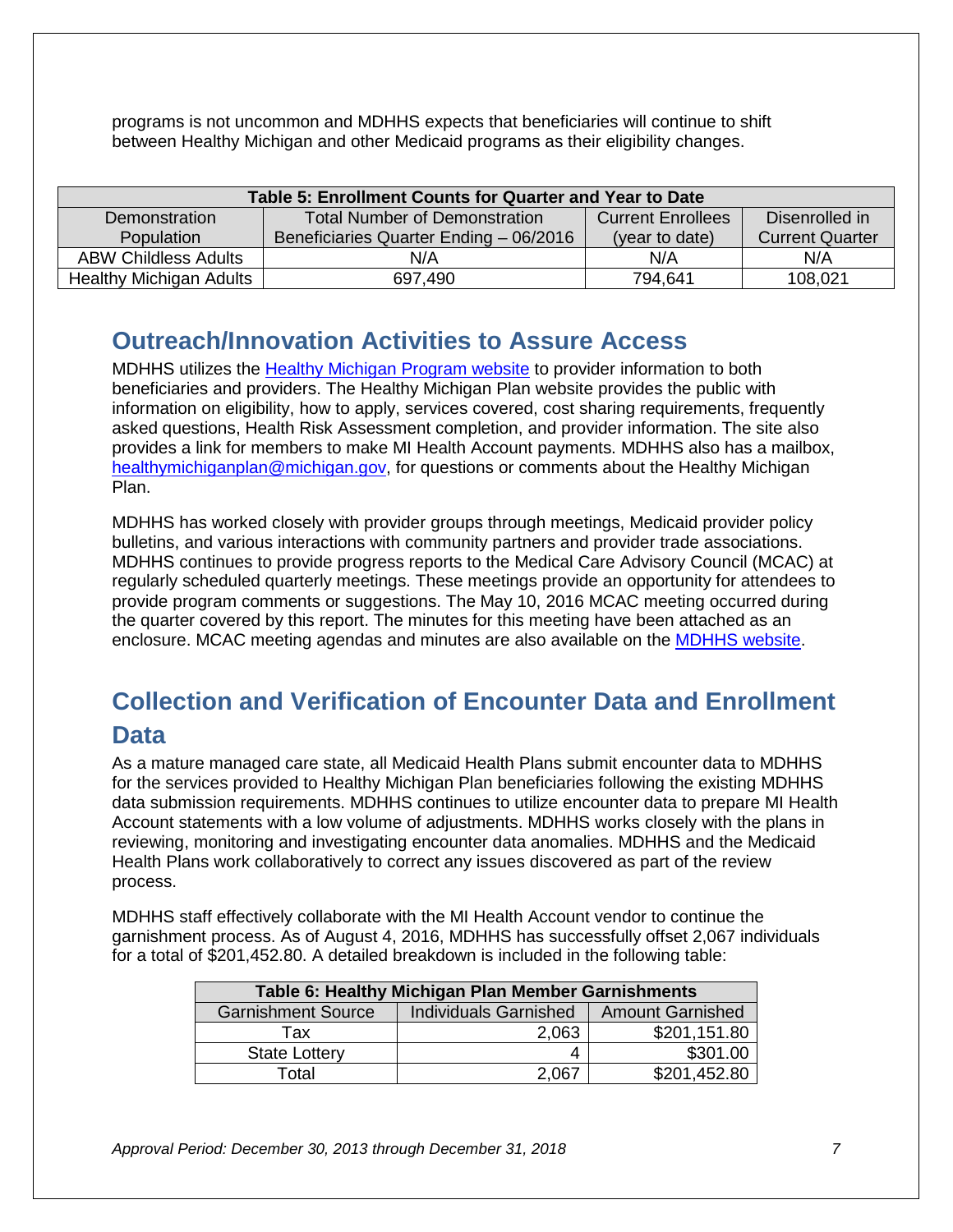programs is not uncommon and MDHHS expects that beneficiaries will continue to shift between Healthy Michigan and other Medicaid programs as their eligibility changes.

| Table 5: Enrollment Counts for Quarter and Year to Date | | | |
|---|---|---|---|
| Demonstration Population | Total Number of Demonstration Beneficiaries Quarter Ending – 06/2016 | Current Enrollees (year to date) | Disenrolled in Current Quarter |
| ABW Childless Adults | N/A | N/A | N/A |
| Healthy Michigan Adults | 697,490 | 794,641 | 108,021 |

## Outreach/Innovation Activities to Assure Access

MDHHS utilizes the Healthy Michigan Program website to provider information to both beneficiaries and providers. The Healthy Michigan Plan website provides the public with information on eligibility, how to apply, services covered, cost sharing requirements, frequently asked questions, Health Risk Assessment completion, and provider information. The site also provides a link for members to make MI Health Account payments. MDHHS also has a mailbox, healthymichiganplan@michigan.gov, for questions or comments about the Healthy Michigan Plan.

MDHHS has worked closely with provider groups through meetings, Medicaid provider policy bulletins, and various interactions with community partners and provider trade associations. MDHHS continues to provide progress reports to the Medical Care Advisory Council (MCAC) at regularly scheduled quarterly meetings. These meetings provide an opportunity for attendees to provide program comments or suggestions. The May 10, 2016 MCAC meeting occurred during the quarter covered by this report. The minutes for this meeting have been attached as an enclosure. MCAC meeting agendas and minutes are also available on the MDHHS website.

## Collection and Verification of Encounter Data and Enrollment Data

As a mature managed care state, all Medicaid Health Plans submit encounter data to MDHHS for the services provided to Healthy Michigan Plan beneficiaries following the existing MDHHS data submission requirements. MDHHS continues to utilize encounter data to prepare MI Health Account statements with a low volume of adjustments. MDHHS works closely with the plans in reviewing, monitoring and investigating encounter data anomalies. MDHHS and the Medicaid Health Plans work collaboratively to correct any issues discovered as part of the review process.

MDHHS staff effectively collaborate with the MI Health Account vendor to continue the garnishment process. As of August 4, 2016, MDHHS has successfully offset 2,067 individuals for a total of $201,452.80. A detailed breakdown is included in the following table:

| Table 6: Healthy Michigan Plan Member Garnishments | | |
|---|---|---|
| Garnishment Source | Individuals Garnished | Amount Garnished |
| Tax | 2,063 | $201,151.80 |
| State Lottery | 4 | $301.00 |
| Total | 2,067 | $201,452.80 |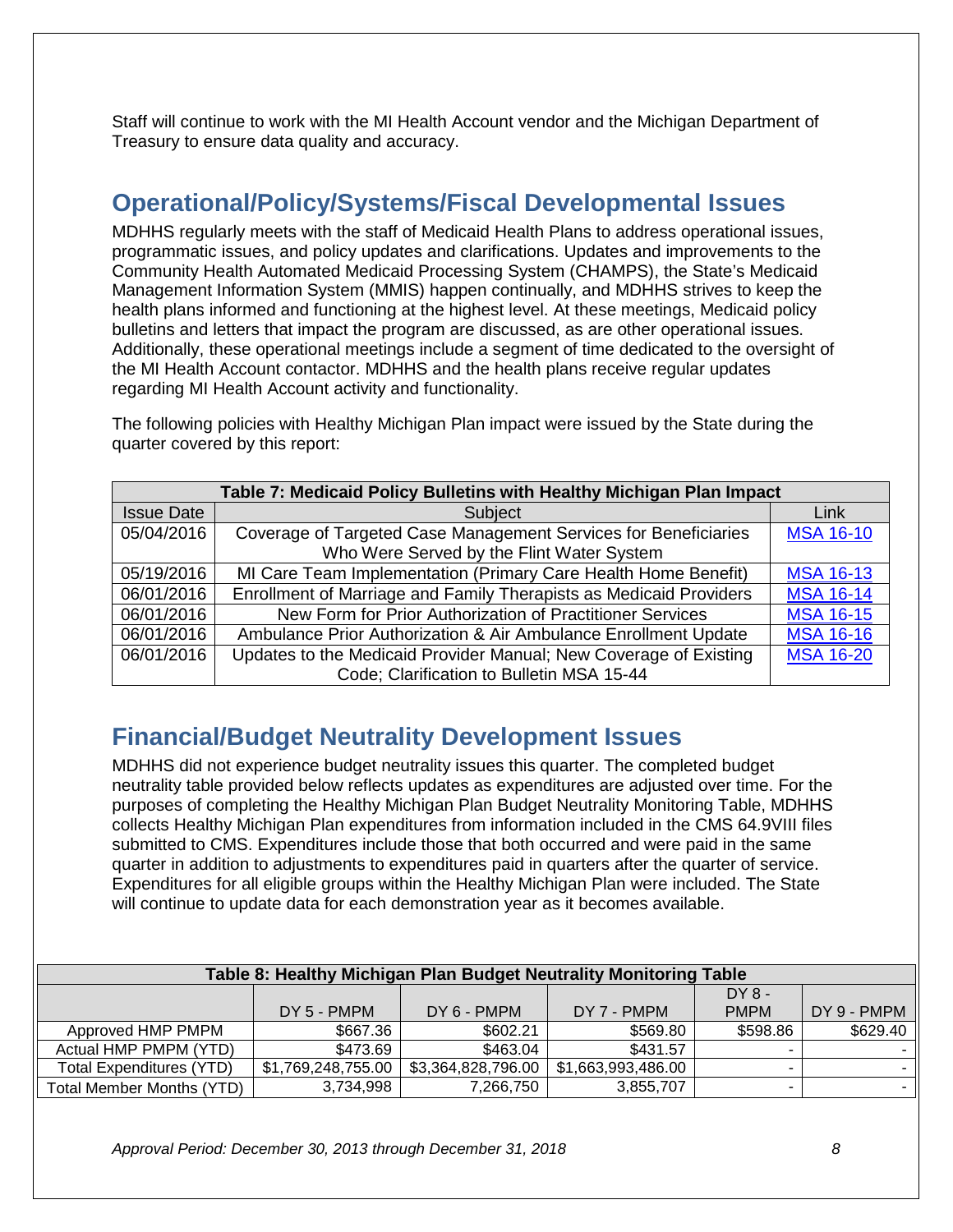Staff will continue to work with the MI Health Account vendor and the Michigan Department of Treasury to ensure data quality and accuracy.

## Operational/Policy/Systems/Fiscal Developmental Issues

MDHHS regularly meets with the staff of Medicaid Health Plans to address operational issues, programmatic issues, and policy updates and clarifications. Updates and improvements to the Community Health Automated Medicaid Processing System (CHAMPS), the State's Medicaid Management Information System (MMIS) happen continually, and MDHHS strives to keep the health plans informed and functioning at the highest level. At these meetings, Medicaid policy bulletins and letters that impact the program are discussed, as are other operational issues. Additionally, these operational meetings include a segment of time dedicated to the oversight of the MI Health Account contactor. MDHHS and the health plans receive regular updates regarding MI Health Account activity and functionality.

The following policies with Healthy Michigan Plan impact were issued by the State during the quarter covered by this report:

| Table 7: Medicaid Policy Bulletins with Healthy Michigan Plan Impact | | |
|---|---|---|
| Issue Date | Subject | Link |
| 05/04/2016 | Coverage of Targeted Case Management Services for Beneficiaries Who Were Served by the Flint Water System | MSA 16-10 |
| 05/19/2016 | MI Care Team Implementation (Primary Care Health Home Benefit) | MSA 16-13 |
| 06/01/2016 | Enrollment of Marriage and Family Therapists as Medicaid Providers | MSA 16-14 |
| 06/01/2016 | New Form for Prior Authorization of Practitioner Services | MSA 16-15 |
| 06/01/2016 | Ambulance Prior Authorization & Air Ambulance Enrollment Update | MSA 16-16 |
| 06/01/2016 | Updates to the Medicaid Provider Manual; New Coverage of Existing Code; Clarification to Bulletin MSA 15-44 | MSA 16-20 |

## Financial/Budget Neutrality Development Issues

MDHHS did not experience budget neutrality issues this quarter. The completed budget neutrality table provided below reflects updates as expenditures are adjusted over time. For the purposes of completing the Healthy Michigan Plan Budget Neutrality Monitoring Table, MDHHS collects Healthy Michigan Plan expenditures from information included in the CMS 64.9VIII files submitted to CMS. Expenditures include those that both occurred and were paid in the same quarter in addition to adjustments to expenditures paid in quarters after the quarter of service. Expenditures for all eligible groups within the Healthy Michigan Plan were included. The State will continue to update data for each demonstration year as it becomes available.

| Table 8: Healthy Michigan Plan Budget Neutrality Monitoring Table | | | | | |
|---|---|---|---|---|---|
| | DY 5 - PMPM | DY 6 - PMPM | DY 7 - PMPM | DY 8 - PMPM | DY 9 - PMPM |
| Approved HMP PMPM | $667.36 | $602.21 | $569.80 | $598.86 | $629.40 |
| Actual HMP PMPM (YTD) | $473.69 | $463.04 | $431.57 | - | - |
| Total Expenditures (YTD) | $1,769,248,755.00 | $3,364,828,796.00 | $1,663,993,486.00 | - | - |
| Total Member Months (YTD) | 3,734,998 | 7,266,750 | 3,855,707 | - | - |

*Approval Period: December 30, 2013 through December 31, 2018*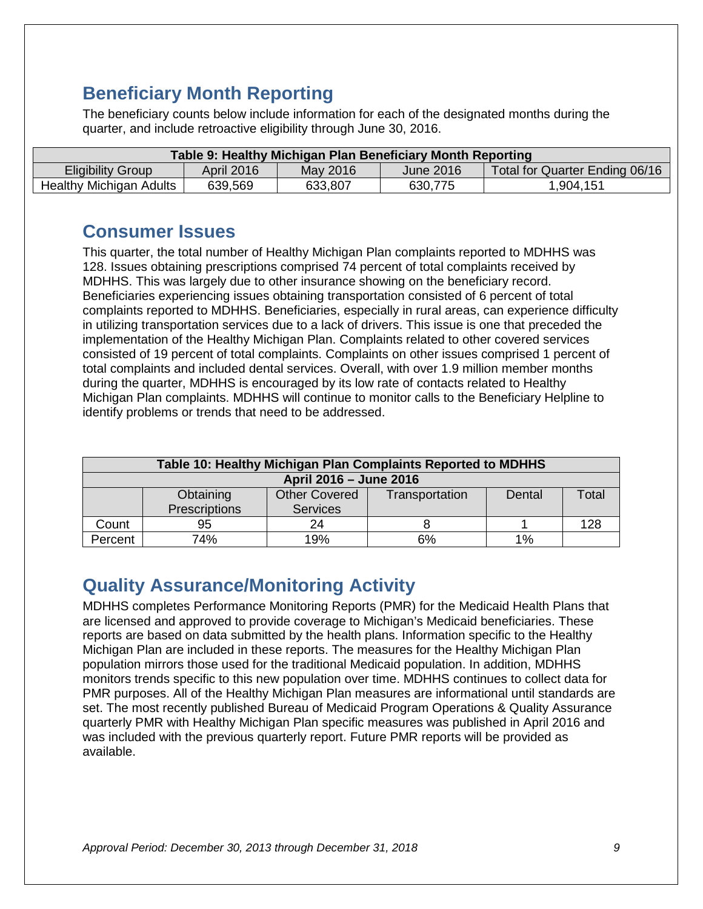## Beneficiary Month Reporting

The beneficiary counts below include information for each of the designated months during the quarter, and include retroactive eligibility through June 30, 2016.

| Table 9: Healthy Michigan Plan Beneficiary Month Reporting | | | | |
|---|---|---|---|---|
| Eligibility Group | April 2016 | May 2016 | June 2016 | Total for Quarter Ending 06/16 |
| Healthy Michigan Adults | 639,569 | 633,807 | 630,775 | 1,904,151 |

## Consumer Issues

This quarter, the total number of Healthy Michigan Plan complaints reported to MDHHS was 128. Issues obtaining prescriptions comprised 74 percent of total complaints received by MDHHS. This was largely due to other insurance showing on the beneficiary record. Beneficiaries experiencing issues obtaining transportation consisted of 6 percent of total complaints reported to MDHHS. Beneficiaries, especially in rural areas, can experience difficulty in utilizing transportation services due to a lack of drivers. This issue is one that preceded the implementation of the Healthy Michigan Plan. Complaints related to other covered services consisted of 19 percent of total complaints. Complaints on other issues comprised 1 percent of total complaints and included dental services. Overall, with over 1.9 million member months during the quarter, MDHHS is encouraged by its low rate of contacts related to Healthy Michigan Plan complaints. MDHHS will continue to monitor calls to the Beneficiary Helpline to identify problems or trends that need to be addressed.

| Table 10: Healthy Michigan Plan Complaints Reported to MDHHS | | | | | |
|---|---|---|---|---|---|
| April 2016 – June 2016 | | | | | |
| | Obtaining Prescriptions | Other Covered Services | Transportation | Dental | Total |
| Count | 95 | 24 | 8 | 1 | 128 |
| Percent | 74% | 19% | 6% | 1% | |

## Quality Assurance/Monitoring Activity

MDHHS completes Performance Monitoring Reports (PMR) for the Medicaid Health Plans that are licensed and approved to provide coverage to Michigan's Medicaid beneficiaries. These reports are based on data submitted by the health plans. Information specific to the Healthy Michigan Plan are included in these reports. The measures for the Healthy Michigan Plan population mirrors those used for the traditional Medicaid population. In addition, MDHHS monitors trends specific to this new population over time. MDHHS continues to collect data for PMR purposes. All of the Healthy Michigan Plan measures are informational until standards are set. The most recently published Bureau of Medicaid Program Operations & Quality Assurance quarterly PMR with Healthy Michigan Plan specific measures was published in April 2016 and was included with the previous quarterly report. Future PMR reports will be provided as available.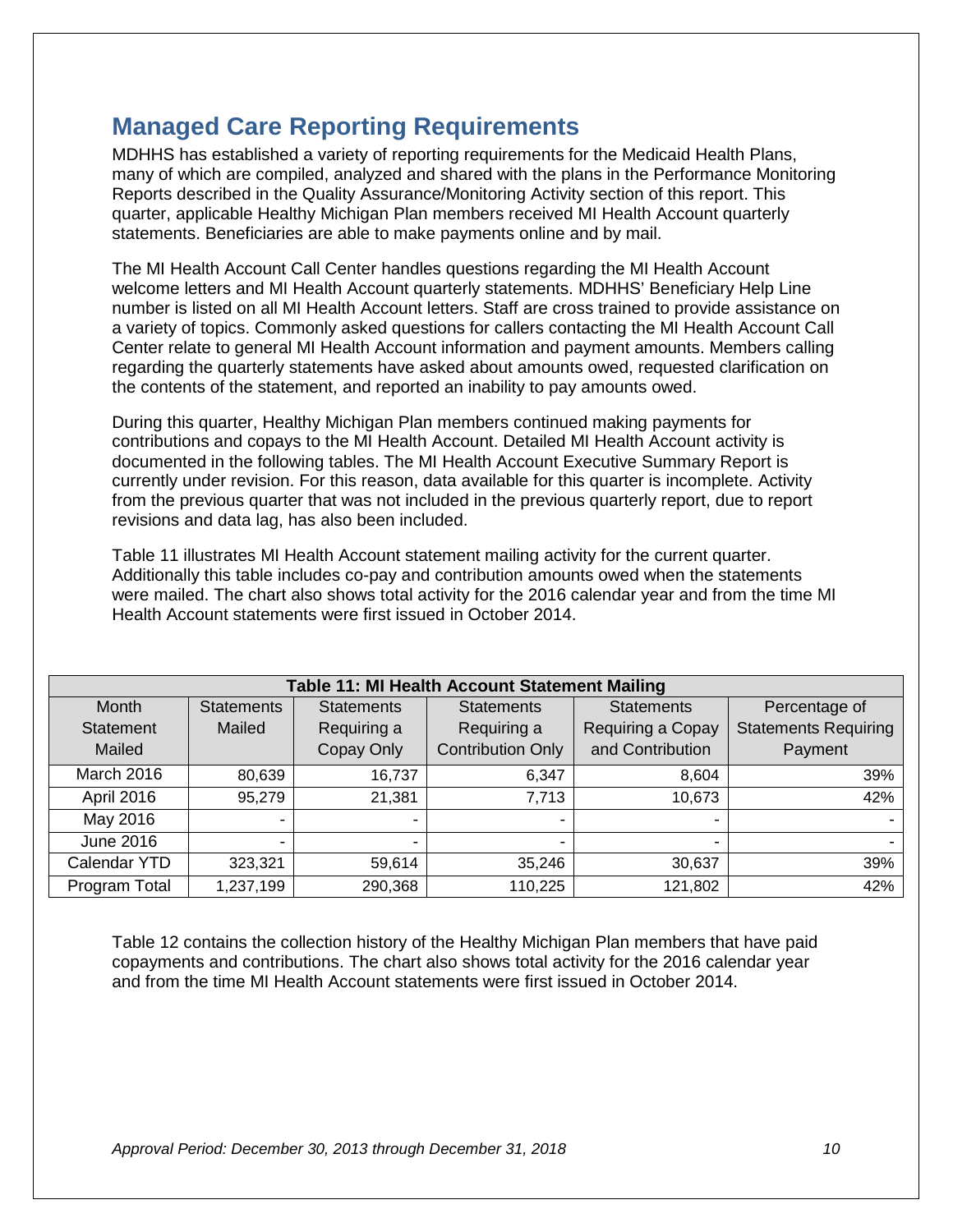## Managed Care Reporting Requirements

MDHHS has established a variety of reporting requirements for the Medicaid Health Plans, many of which are compiled, analyzed and shared with the plans in the Performance Monitoring Reports described in the Quality Assurance/Monitoring Activity section of this report. This quarter, applicable Healthy Michigan Plan members received MI Health Account quarterly statements. Beneficiaries are able to make payments online and by mail.

The MI Health Account Call Center handles questions regarding the MI Health Account welcome letters and MI Health Account quarterly statements. MDHHS' Beneficiary Help Line number is listed on all MI Health Account letters. Staff are cross trained to provide assistance on a variety of topics. Commonly asked questions for callers contacting the MI Health Account Call Center relate to general MI Health Account information and payment amounts. Members calling regarding the quarterly statements have asked about amounts owed, requested clarification on the contents of the statement, and reported an inability to pay amounts owed.

During this quarter, Healthy Michigan Plan members continued making payments for contributions and copays to the MI Health Account. Detailed MI Health Account activity is documented in the following tables. The MI Health Account Executive Summary Report is currently under revision. For this reason, data available for this quarter is incomplete. Activity from the previous quarter that was not included in the previous quarterly report, due to report revisions and data lag, has also been included.

Table 11 illustrates MI Health Account statement mailing activity for the current quarter. Additionally this table includes co-pay and contribution amounts owed when the statements were mailed. The chart also shows total activity for the 2016 calendar year and from the time MI Health Account statements were first issued in October 2014.

**Table 11: MI Health Account Statement Mailing**

| Month Statement Mailed | Statements Mailed | Statements Requiring a Copay Only | Statements Requiring a Contribution Only | Statements Requiring a Copay and Contribution | Percentage of Statements Requiring Payment |
|---|---|---|---|---|---|
| March 2016 | 80,639 | 16,737 | 6,347 | 8,604 | 39% |
| April 2016 | 95,279 | 21,381 | 7,713 | 10,673 | 42% |
| May 2016 | - | - | - | - | - |
| June 2016 | - | - | - | - | - |
| Calendar YTD | 323,321 | 59,614 | 35,246 | 30,637 | 39% |
| Program Total | 1,237,199 | 290,368 | 110,225 | 121,802 | 42% |

Table 12 contains the collection history of the Healthy Michigan Plan members that have paid copayments and contributions. The chart also shows total activity for the 2016 calendar year and from the time MI Health Account statements were first issued in October 2014.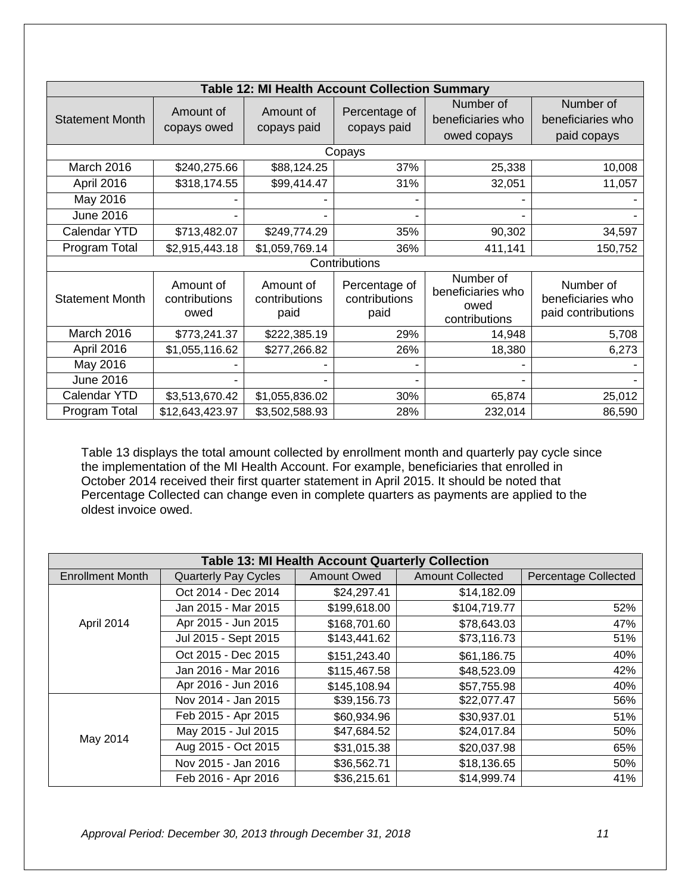**Table 12: MI Health Account Collection Summary**

| Statement Month | Amount of copays owed | Amount of copays paid | Percentage of copays paid | Number of beneficiaries who owed copays | Number of beneficiaries who paid copays |
|---|---|---|---|---|---|
| Copays | | | | | |
| March 2016 | $240,275.66 | $88,124.25 | 37% | 25,338 | 10,008 |
| April 2016 | $318,174.55 | $99,414.47 | 31% | 32,051 | 11,057 |
| May 2016 | - | - | - | - | - |
| June 2016 | - | - | - | - | - |
| Calendar YTD | $713,482.07 | $249,774.29 | 35% | 90,302 | 34,597 |
| Program Total | $2,915,443.18 | $1,059,769.14 | 36% | 411,141 | 150,752 |
| Contributions | | | | | |
| Statement Month | Amount of contributions owed | Amount of contributions paid | Percentage of contributions paid | Number of beneficiaries who owed contributions | Number of beneficiaries who paid contributions |
| March 2016 | $773,241.37 | $222,385.19 | 29% | 14,948 | 5,708 |
| April 2016 | $1,055,116.62 | $277,266.82 | 26% | 18,380 | 6,273 |
| May 2016 | - | - | - | - | - |
| June 2016 | - | - | - | - | - |
| Calendar YTD | $3,513,670.42 | $1,055,836.02 | 30% | 65,874 | 25,012 |
| Program Total | $12,643,423.97 | $3,502,588.93 | 28% | 232,014 | 86,590 |

Table 13 displays the total amount collected by enrollment month and quarterly pay cycle since the implementation of the MI Health Account. For example, beneficiaries that enrolled in October 2014 received their first quarter statement in April 2015. It should be noted that Percentage Collected can change even in complete quarters as payments are applied to the oldest invoice owed.

**Table 13: MI Health Account Quarterly Collection**

| Enrollment Month | Quarterly Pay Cycles | Amount Owed | Amount Collected | Percentage Collected |
|---|---|---|---|---|
| April 2014 | Oct 2014 - Dec 2014 | $24,297.41 | $14,182.09 | |
| | Jan 2015 - Mar 2015 | $199,618.00 | $104,719.77 | 52% |
| | Apr 2015 - Jun 2015 | $168,701.60 | $78,643.03 | 47% |
| | Jul 2015 - Sept 2015 | $143,441.62 | $73,116.73 | 51% |
| | Oct 2015 - Dec 2015 | $151,243.40 | $61,186.75 | 40% |
| | Jan 2016 - Mar 2016 | $115,467.58 | $48,523.09 | 42% |
| | Apr 2016 - Jun 2016 | $145,108.94 | $57,755.98 | 40% |
| May 2014 | Nov 2014 - Jan 2015 | $39,156.73 | $22,077.47 | 56% |
| | Feb 2015 - Apr 2015 | $60,934.96 | $30,937.01 | 51% |
| | May 2015 - Jul 2015 | $47,684.52 | $24,017.84 | 50% |
| | Aug 2015 - Oct 2015 | $31,015.38 | $20,037.98 | 65% |
| | Nov 2015 - Jan 2016 | $36,562.71 | $18,136.65 | 50% |
| | Feb 2016 - Apr 2016 | $36,215.61 | $14,999.74 | 41% |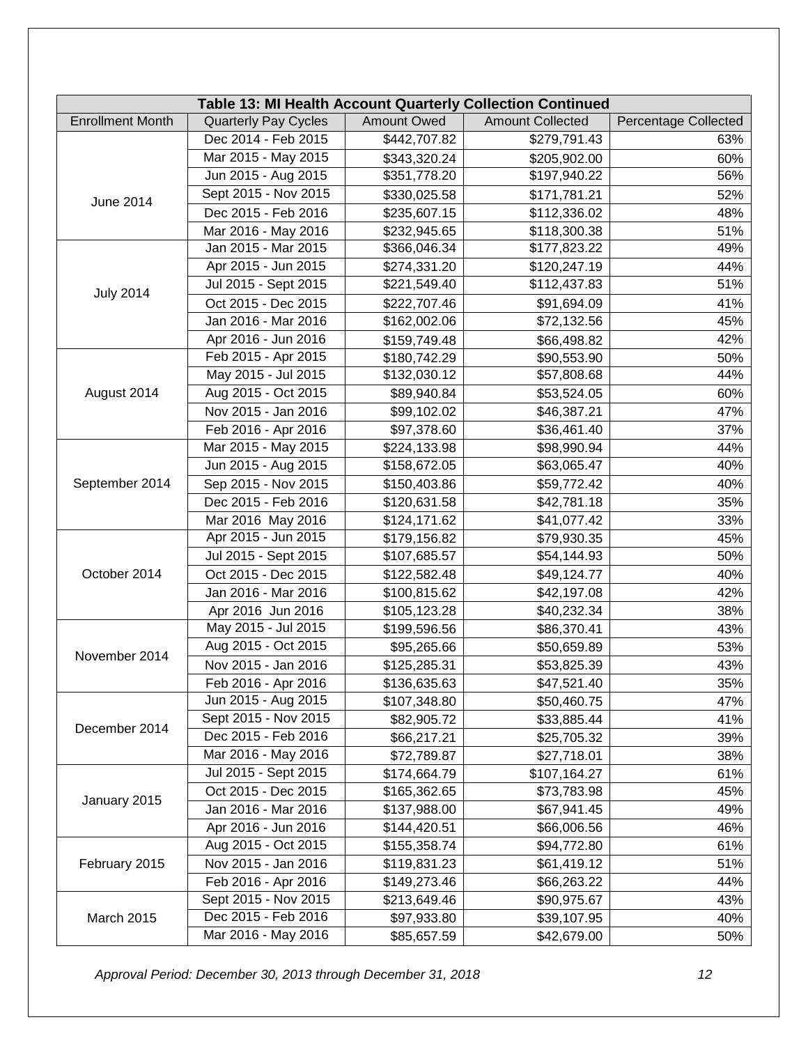| Table 13: MI Health Account Quarterly Collection Continued | | | | |
|---|---|---|---|---|
| Enrollment Month | Quarterly Pay Cycles | Amount Owed | Amount Collected | Percentage Collected |
| June 2014 | Dec 2014 - Feb 2015 | $442,707.82 | $279,791.43 | 63% |
| | Mar 2015 - May 2015 | $343,320.24 | $205,902.00 | 60% |
| | Jun 2015 - Aug 2015 | $351,778.20 | $197,940.22 | 56% |
| | Sept 2015 - Nov 2015 | $330,025.58 | $171,781.21 | 52% |
| | Dec 2015 - Feb 2016 | $235,607.15 | $112,336.02 | 48% |
| | Mar 2016 - May 2016 | $232,945.65 | $118,300.38 | 51% |
| July 2014 | Jan 2015 - Mar 2015 | $366,046.34 | $177,823.22 | 49% |
| | Apr 2015 - Jun 2015 | $274,331.20 | $120,247.19 | 44% |
| | Jul 2015 - Sept 2015 | $221,549.40 | $112,437.83 | 51% |
| | Oct 2015 - Dec 2015 | $222,707.46 | $91,694.09 | 41% |
| | Jan 2016 - Mar 2016 | $162,002.06 | $72,132.56 | 45% |
| | Apr 2016 - Jun 2016 | $159,749.48 | $66,498.82 | 42% |
| August 2014 | Feb 2015 - Apr 2015 | $180,742.29 | $90,553.90 | 50% |
| | May 2015 - Jul 2015 | $132,030.12 | $57,808.68 | 44% |
| | Aug 2015 - Oct 2015 | $89,940.84 | $53,524.05 | 60% |
| | Nov 2015 - Jan 2016 | $99,102.02 | $46,387.21 | 47% |
| | Feb 2016 - Apr 2016 | $97,378.60 | $36,461.40 | 37% |
| September 2014 | Mar 2015 - May 2015 | $224,133.98 | $98,990.94 | 44% |
| | Jun 2015 - Aug 2015 | $158,672.05 | $63,065.47 | 40% |
| | Sep 2015 - Nov 2015 | $150,403.86 | $59,772.42 | 40% |
| | Dec 2015 - Feb 2016 | $120,631.58 | $42,781.18 | 35% |
| | Mar 2016 May 2016 | $124,171.62 | $41,077.42 | 33% |
| October 2014 | Apr 2015 - Jun 2015 | $179,156.82 | $79,930.35 | 45% |
| | Jul 2015 - Sept 2015 | $107,685.57 | $54,144.93 | 50% |
| | Oct 2015 - Dec 2015 | $122,582.48 | $49,124.77 | 40% |
| | Jan 2016 - Mar 2016 | $100,815.62 | $42,197.08 | 42% |
| | Apr 2016 Jun 2016 | $105,123.28 | $40,232.34 | 38% |
| November 2014 | May 2015 - Jul 2015 | $199,596.56 | $86,370.41 | 43% |
| | Aug 2015 - Oct 2015 | $95,265.66 | $50,659.89 | 53% |
| | Nov 2015 - Jan 2016 | $125,285.31 | $53,825.39 | 43% |
| | Feb 2016 - Apr 2016 | $136,635.63 | $47,521.40 | 35% |
| December 2014 | Jun 2015 - Aug 2015 | $107,348.80 | $50,460.75 | 47% |
| | Sept 2015 - Nov 2015 | $82,905.72 | $33,885.44 | 41% |
| | Dec 2015 - Feb 2016 | $66,217.21 | $25,705.32 | 39% |
| | Mar 2016 - May 2016 | $72,789.87 | $27,718.01 | 38% |
| January 2015 | Jul 2015 - Sept 2015 | $174,664.79 | $107,164.27 | 61% |
| | Oct 2015 - Dec 2015 | $165,362.65 | $73,783.98 | 45% |
| | Jan 2016 - Mar 2016 | $137,988.00 | $67,941.45 | 49% |
| | Apr 2016 - Jun 2016 | $144,420.51 | $66,006.56 | 46% |
| February 2015 | Aug 2015 - Oct 2015 | $155,358.74 | $94,772.80 | 61% |
| | Nov 2015 - Jan 2016 | $119,831.23 | $61,419.12 | 51% |
| | Feb 2016 - Apr 2016 | $149,273.46 | $66,263.22 | 44% |
| March 2015 | Sept 2015 - Nov 2015 | $213,649.46 | $90,975.67 | 43% |
| | Dec 2015 - Feb 2016 | $97,933.80 | $39,107.95 | 40% |
| | Mar 2016 - May 2016 | $85,657.59 | $42,679.00 | 50% |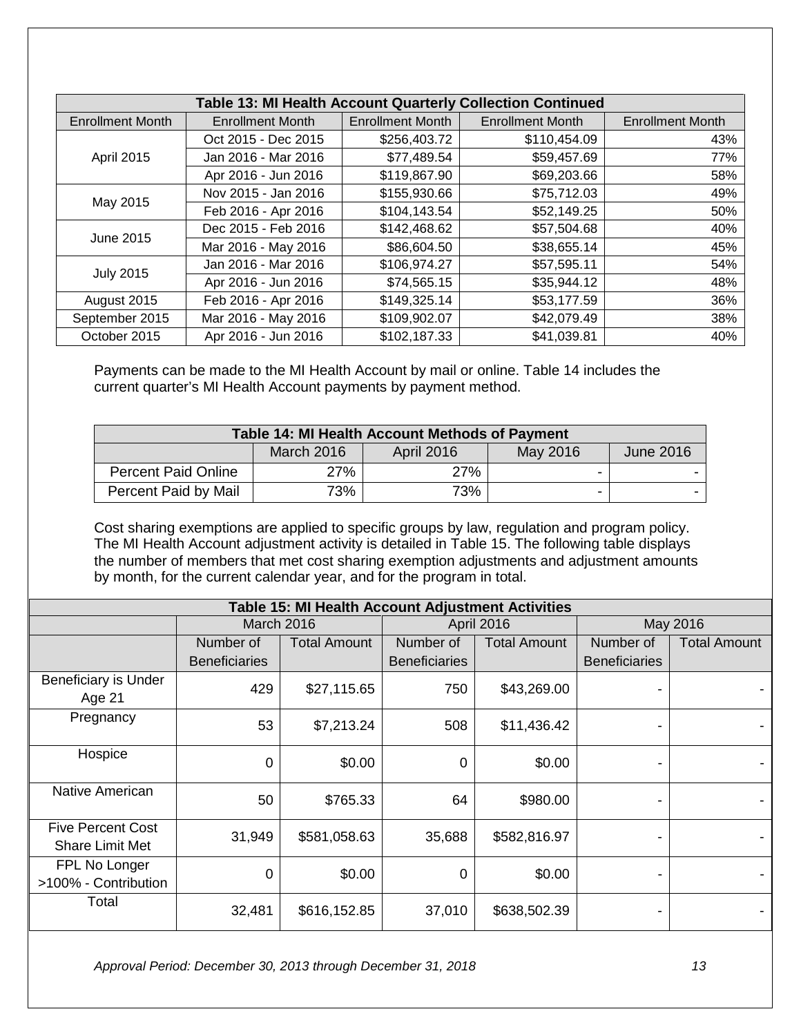| Table 13: MI Health Account Quarterly Collection Continued | | | | |
|---|---|---|---|---|
| Enrollment Month | Enrollment Month | Enrollment Month | Enrollment Month | Enrollment Month |
| April 2015 | Oct 2015 - Dec 2015 | $256,403.72 | $110,454.09 | 43% |
| | Jan 2016 - Mar 2016 | $77,489.54 | $59,457.69 | 77% |
| | Apr 2016 - Jun 2016 | $119,867.90 | $69,203.66 | 58% |
| May 2015 | Nov 2015 - Jan 2016 | $155,930.66 | $75,712.03 | 49% |
| | Feb 2016 - Apr 2016 | $104,143.54 | $52,149.25 | 50% |
| June 2015 | Dec 2015 - Feb 2016 | $142,468.62 | $57,504.68 | 40% |
| | Mar 2016 - May 2016 | $86,604.50 | $38,655.14 | 45% |
| July 2015 | Jan 2016 - Mar 2016 | $106,974.27 | $57,595.11 | 54% |
| | Apr 2016 - Jun 2016 | $74,565.15 | $35,944.12 | 48% |
| August 2015 | Feb 2016 - Apr 2016 | $149,325.14 | $53,177.59 | 36% |
| September 2015 | Mar 2016 - May 2016 | $109,902.07 | $42,079.49 | 38% |
| October 2015 | Apr 2016 - Jun 2016 | $102,187.33 | $41,039.81 | 40% |

Payments can be made to the MI Health Account by mail or online. Table 14 includes the current quarter's MI Health Account payments by payment method.

| Table 14: MI Health Account Methods of Payment | | | | |
|---|---|---|---|---|
| | March 2016 | April 2016 | May 2016 | June 2016 |
| Percent Paid Online | 27% | 27% | - | - |
| Percent Paid by Mail | 73% | 73% | - | - |

Cost sharing exemptions are applied to specific groups by law, regulation and program policy. The MI Health Account adjustment activity is detailed in Table 15. The following table displays the number of members that met cost sharing exemption adjustments and adjustment amounts by month, for the current calendar year, and for the program in total.

| Table 15: MI Health Account Adjustment Activities | | | | | | |
|---|---|---|---|---|---|---|
| | March 2016 | | April 2016 | | May 2016 | |
| | Number of Beneficiaries | Total Amount | Number of Beneficiaries | Total Amount | Number of Beneficiaries | Total Amount |
| Beneficiary is Under Age 21 | 429 | $27,115.65 | 750 | $43,269.00 | - | - |
| Pregnancy | 53 | $7,213.24 | 508 | $11,436.42 | - | - |
| Hospice | 0 | $0.00 | 0 | $0.00 | - | - |
| Native American | 50 | $765.33 | 64 | $980.00 | - | - |
| Five Percent Cost Share Limit Met | 31,949 | $581,058.63 | 35,688 | $582,816.97 | - | - |
| FPL No Longer >100% - Contribution | 0 | $0.00 | 0 | $0.00 | - | - |
| Total | 32,481 | $616,152.85 | 37,010 | $638,502.39 | - | - |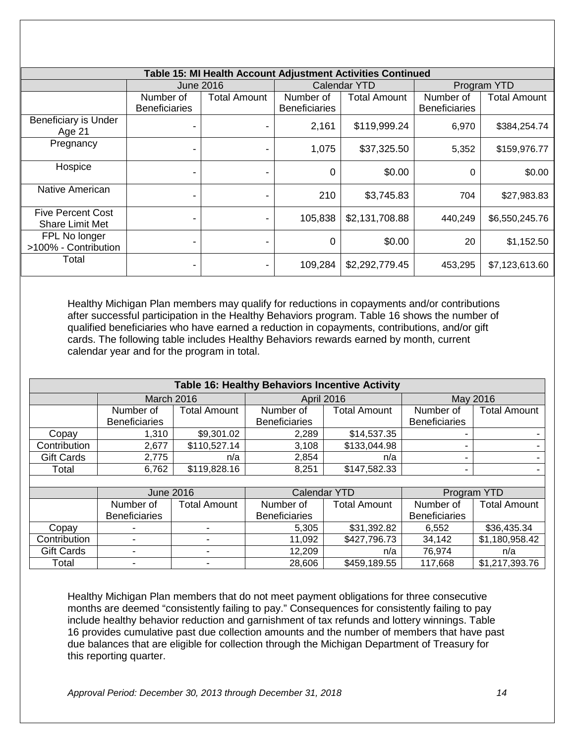| Table 15: MI Health Account Adjustment Activities Continued | | | | | | |
|---|---|---|---|---|---|---|
| | June 2016 | | Calendar YTD | | Program YTD | |
| | Number of Beneficiaries | Total Amount | Number of Beneficiaries | Total Amount | Number of Beneficiaries | Total Amount |
| Beneficiary is Under Age 21 | - | - | 2,161 | $119,999.24 | 6,970 | $384,254.74 |
| Pregnancy | - | - | 1,075 | $37,325.50 | 5,352 | $159,976.77 |
| Hospice | - | - | 0 | $0.00 | 0 | $0.00 |
| Native American | - | - | 210 | $3,745.83 | 704 | $27,983.83 |
| Five Percent Cost Share Limit Met | - | - | 105,838 | $2,131,708.88 | 440,249 | $6,550,245.76 |
| FPL No longer >100% - Contribution | - | - | 0 | $0.00 | 20 | $1,152.50 |
| Total | - | - | 109,284 | $2,292,779.45 | 453,295 | $7,123,613.60 |

Healthy Michigan Plan members may qualify for reductions in copayments and/or contributions after successful participation in the Healthy Behaviors program. Table 16 shows the number of qualified beneficiaries who have earned a reduction in copayments, contributions, and/or gift cards. The following table includes Healthy Behaviors rewards earned by month, current calendar year and for the program in total.

| Table 16: Healthy Behaviors Incentive Activity | | | | | | |
|---|---|---|---|---|---|---|
| | March 2016 | | April 2016 | | May 2016 | |
| | Number of Beneficiaries | Total Amount | Number of Beneficiaries | Total Amount | Number of Beneficiaries | Total Amount |
| Copay | 1,310 | $9,301.02 | 2,289 | $14,537.35 | - | - |
| Contribution | 2,677 | $110,527.14 | 3,108 | $133,044.98 | - | - |
| Gift Cards | 2,775 | n/a | 2,854 | n/a | - | - |
| Total | 6,762 | $119,828.16 | 8,251 | $147,582.33 | - | - |
| | | | | | | |
| | June 2016 | | Calendar YTD | | Program YTD | |
| | Number of Beneficiaries | Total Amount | Number of Beneficiaries | Total Amount | Number of Beneficiaries | Total Amount |
| Copay | - | - | 5,305 | $31,392.82 | 6,552 | $36,435.34 |
| Contribution | - | - | 11,092 | $427,796.73 | 34,142 | $1,180,958.42 |
| Gift Cards | - | - | 12,209 | n/a | 76,974 | n/a |
| Total | - | - | 28,606 | $459,189.55 | 117,668 | $1,217,393.76 |

Healthy Michigan Plan members that do not meet payment obligations for three consecutive months are deemed "consistently failing to pay." Consequences for consistently failing to pay include healthy behavior reduction and garnishment of tax refunds and lottery winnings. Table 16 provides cumulative past due collection amounts and the number of members that have past due balances that are eligible for collection through the Michigan Department of Treasury for this reporting quarter.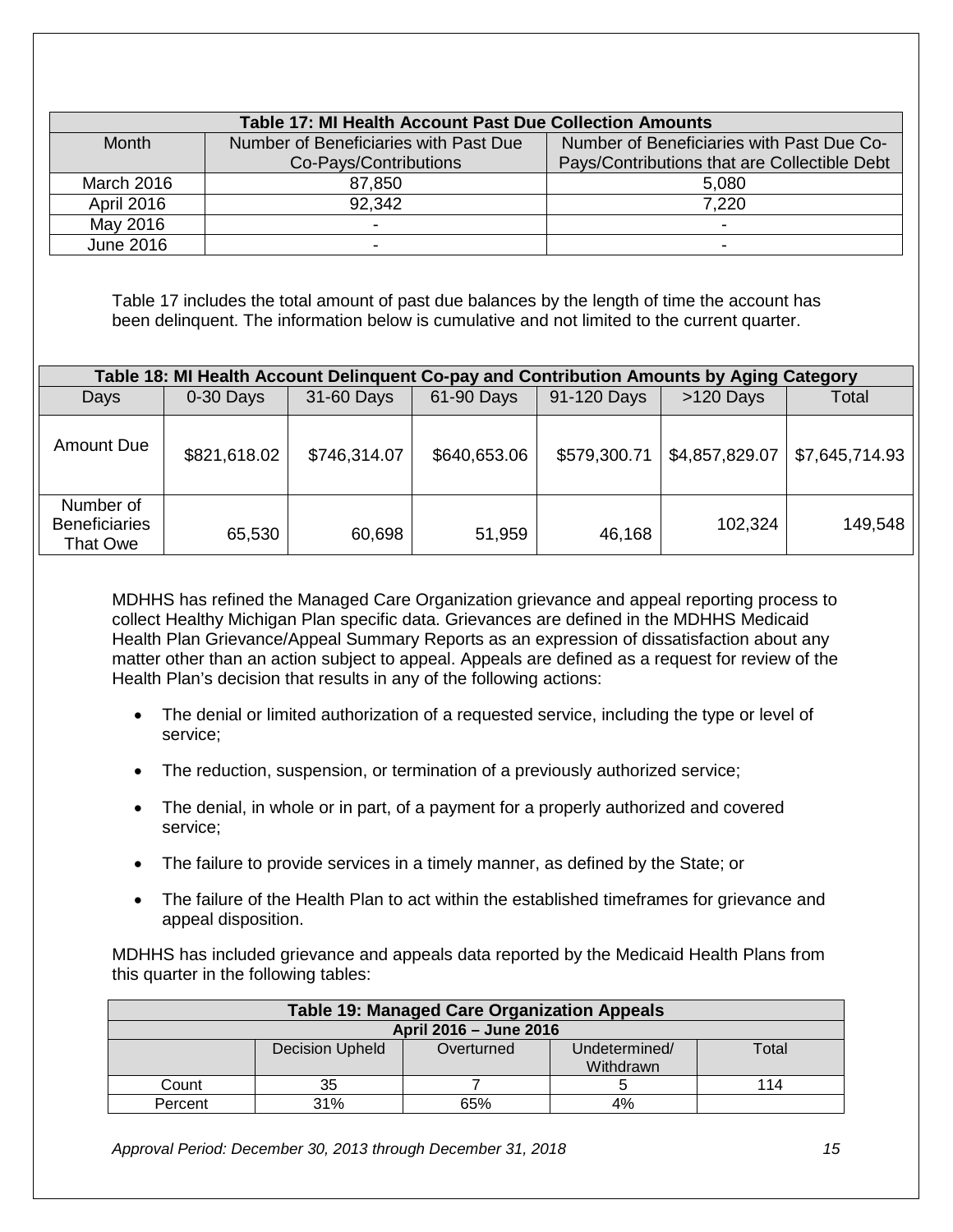| Table 17: MI Health Account Past Due Collection Amounts | | |
|---|---|---|
| Month | Number of Beneficiaries with Past Due Co-Pays/Contributions | Number of Beneficiaries with Past Due Co-Pays/Contributions that are Collectible Debt |
| March 2016 | 87,850 | 5,080 |
| April 2016 | 92,342 | 7,220 |
| May 2016 | - | - |
| June 2016 | - | - |

Table 17 includes the total amount of past due balances by the length of time the account has been delinquent. The information below is cumulative and not limited to the current quarter.

| Table 18: MI Health Account Delinquent Co-pay and Contribution Amounts by Aging Category | | | | | | |
|---|---|---|---|---|---|---|
| Days | 0-30 Days | 31-60 Days | 61-90 Days | 91-120 Days | >120 Days | Total |
| Amount Due | $821,618.02 | $746,314.07 | $640,653.06 | $579,300.71 | $4,857,829.07 | $7,645,714.93 |
| Number of Beneficiaries That Owe | 65,530 | 60,698 | 51,959 | 46,168 | 102,324 | 149,548 |

MDHHS has refined the Managed Care Organization grievance and appeal reporting process to collect Healthy Michigan Plan specific data. Grievances are defined in the MDHHS Medicaid Health Plan Grievance/Appeal Summary Reports as an expression of dissatisfaction about any matter other than an action subject to appeal. Appeals are defined as a request for review of the Health Plan's decision that results in any of the following actions:

- The denial or limited authorization of a requested service, including the type or level of service;
- The reduction, suspension, or termination of a previously authorized service;
- The denial, in whole or in part, of a payment for a properly authorized and covered service;
- The failure to provide services in a timely manner, as defined by the State; or
- The failure of the Health Plan to act within the established timeframes for grievance and appeal disposition.

MDHHS has included grievance and appeals data reported by the Medicaid Health Plans from this quarter in the following tables:

| Table 19: Managed Care Organization Appeals | | | | |
|---|---|---|---|---|
| April 2016 – June 2016 | | | | |
| | Decision Upheld | Overturned | Undetermined/ Withdrawn | Total |
| Count | 35 | 7 | 5 | 114 |
| Percent | 31% | 65% | 4% | |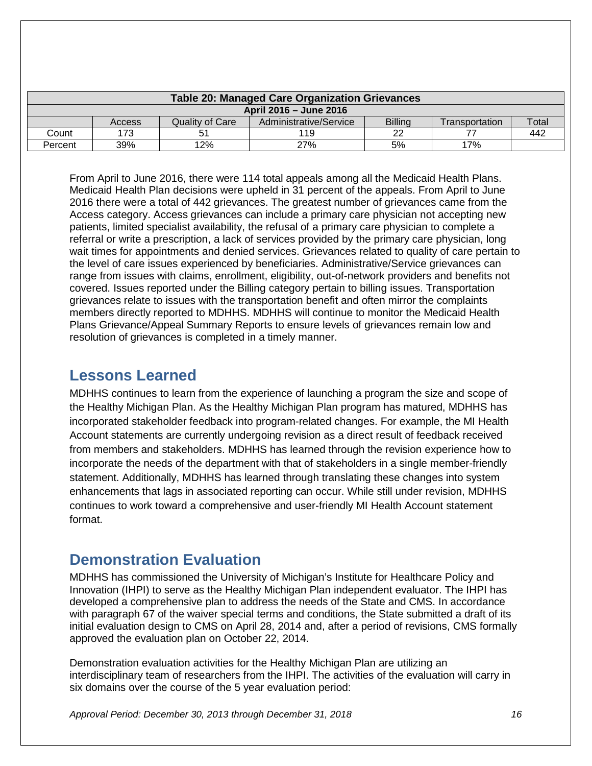| Table 20: Managed Care Organization Grievances | | | | | | |
|---|---|---|---|---|---|---|
| April 2016 – June 2016 | | | | | | |
| | Access | Quality of Care | Administrative/Service | Billing | Transportation | Total |
| Count | 173 | 51 | 119 | 22 | 77 | 442 |
| Percent | 39% | 12% | 27% | 5% | 17% | |

From April to June 2016, there were 114 total appeals among all the Medicaid Health Plans. Medicaid Health Plan decisions were upheld in 31 percent of the appeals. From April to June 2016 there were a total of 442 grievances. The greatest number of grievances came from the Access category. Access grievances can include a primary care physician not accepting new patients, limited specialist availability, the refusal of a primary care physician to complete a referral or write a prescription, a lack of services provided by the primary care physician, long wait times for appointments and denied services. Grievances related to quality of care pertain to the level of care issues experienced by beneficiaries. Administrative/Service grievances can range from issues with claims, enrollment, eligibility, out-of-network providers and benefits not covered. Issues reported under the Billing category pertain to billing issues. Transportation grievances relate to issues with the transportation benefit and often mirror the complaints members directly reported to MDHHS. MDHHS will continue to monitor the Medicaid Health Plans Grievance/Appeal Summary Reports to ensure levels of grievances remain low and resolution of grievances is completed in a timely manner.

## Lessons Learned

MDHHS continues to learn from the experience of launching a program the size and scope of the Healthy Michigan Plan. As the Healthy Michigan Plan program has matured, MDHHS has incorporated stakeholder feedback into program-related changes. For example, the MI Health Account statements are currently undergoing revision as a direct result of feedback received from members and stakeholders. MDHHS has learned through the revision experience how to incorporate the needs of the department with that of stakeholders in a single member-friendly statement. Additionally, MDHHS has learned through translating these changes into system enhancements that lags in associated reporting can occur. While still under revision, MDHHS continues to work toward a comprehensive and user-friendly MI Health Account statement format.

## Demonstration Evaluation

MDHHS has commissioned the University of Michigan's Institute for Healthcare Policy and Innovation (IHPI) to serve as the Healthy Michigan Plan independent evaluator. The IHPI has developed a comprehensive plan to address the needs of the State and CMS. In accordance with paragraph 67 of the waiver special terms and conditions, the State submitted a draft of its initial evaluation design to CMS on April 28, 2014 and, after a period of revisions, CMS formally approved the evaluation plan on October 22, 2014.

Demonstration evaluation activities for the Healthy Michigan Plan are utilizing an interdisciplinary team of researchers from the IHPI. The activities of the evaluation will carry in six domains over the course of the 5 year evaluation period: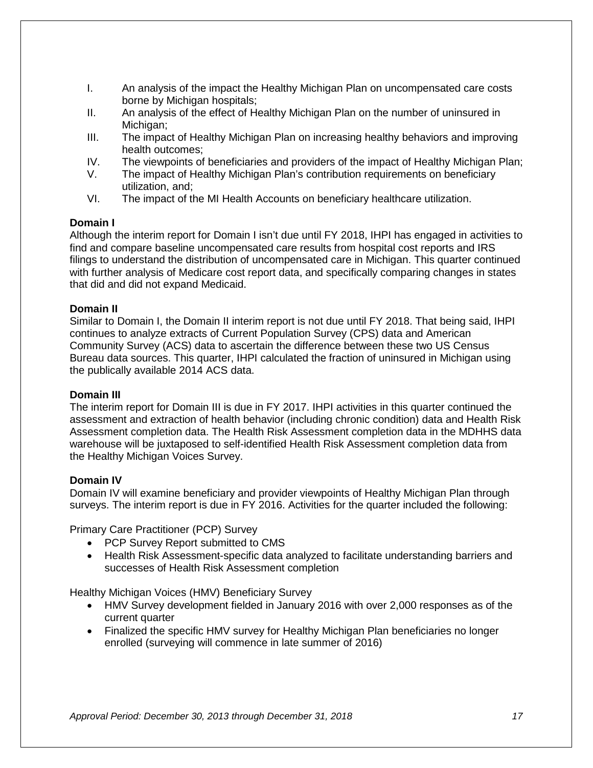I. An analysis of the impact the Healthy Michigan Plan on uncompensated care costs borne by Michigan hospitals;
II. An analysis of the effect of Healthy Michigan Plan on the number of uninsured in Michigan;
III. The impact of Healthy Michigan Plan on increasing healthy behaviors and improving health outcomes;
IV. The viewpoints of beneficiaries and providers of the impact of Healthy Michigan Plan;
V. The impact of Healthy Michigan Plan's contribution requirements on beneficiary utilization, and;
VI. The impact of the MI Health Accounts on beneficiary healthcare utilization.

**Domain I**

Although the interim report for Domain I isn't due until FY 2018, IHPI has engaged in activities to find and compare baseline uncompensated care results from hospital cost reports and IRS filings to understand the distribution of uncompensated care in Michigan. This quarter continued with further analysis of Medicare cost report data, and specifically comparing changes in states that did and did not expand Medicaid.

**Domain II**

Similar to Domain I, the Domain II interim report is not due until FY 2018. That being said, IHPI continues to analyze extracts of Current Population Survey (CPS) data and American Community Survey (ACS) data to ascertain the difference between these two US Census Bureau data sources. This quarter, IHPI calculated the fraction of uninsured in Michigan using the publically available 2014 ACS data.

**Domain III**

The interim report for Domain III is due in FY 2017. IHPI activities in this quarter continued the assessment and extraction of health behavior (including chronic condition) data and Health Risk Assessment completion data. The Health Risk Assessment completion data in the MDHHS data warehouse will be juxtaposed to self-identified Health Risk Assessment completion data from the Healthy Michigan Voices Survey.

**Domain IV**

Domain IV will examine beneficiary and provider viewpoints of Healthy Michigan Plan through surveys. The interim report is due in FY 2016. Activities for the quarter included the following:

Primary Care Practitioner (PCP) Survey

- PCP Survey Report submitted to CMS
- Health Risk Assessment-specific data analyzed to facilitate understanding barriers and successes of Health Risk Assessment completion

Healthy Michigan Voices (HMV) Beneficiary Survey

- HMV Survey development fielded in January 2016 with over 2,000 responses as of the current quarter
- Finalized the specific HMV survey for Healthy Michigan Plan beneficiaries no longer enrolled (surveying will commence in late summer of 2016)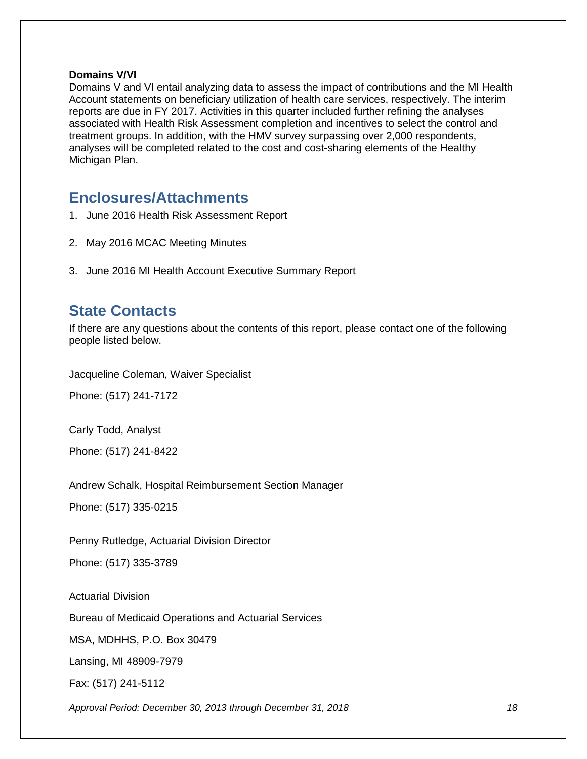**Domains V/VI**

Domains V and VI entail analyzing data to assess the impact of contributions and the MI Health Account statements on beneficiary utilization of health care services, respectively. The interim reports are due in FY 2017. Activities in this quarter included further refining the analyses associated with Health Risk Assessment completion and incentives to select the control and treatment groups. In addition, with the HMV survey surpassing over 2,000 respondents, analyses will be completed related to the cost and cost-sharing elements of the Healthy Michigan Plan.

## Enclosures/Attachments

1. June 2016 Health Risk Assessment Report
2. May 2016 MCAC Meeting Minutes
3. June 2016 MI Health Account Executive Summary Report

## State Contacts

If there are any questions about the contents of this report, please contact one of the following people listed below.

Jacqueline Coleman, Waiver Specialist

Phone: (517) 241-7172

Carly Todd, Analyst

Phone: (517) 241-8422

Andrew Schalk, Hospital Reimbursement Section Manager

Phone: (517) 335-0215

Penny Rutledge, Actuarial Division Director

Phone: (517) 335-3789

Actuarial Division

Bureau of Medicaid Operations and Actuarial Services

MSA, MDHHS, P.O. Box 30479

Lansing, MI 48909-7979

Fax: (517) 241-5112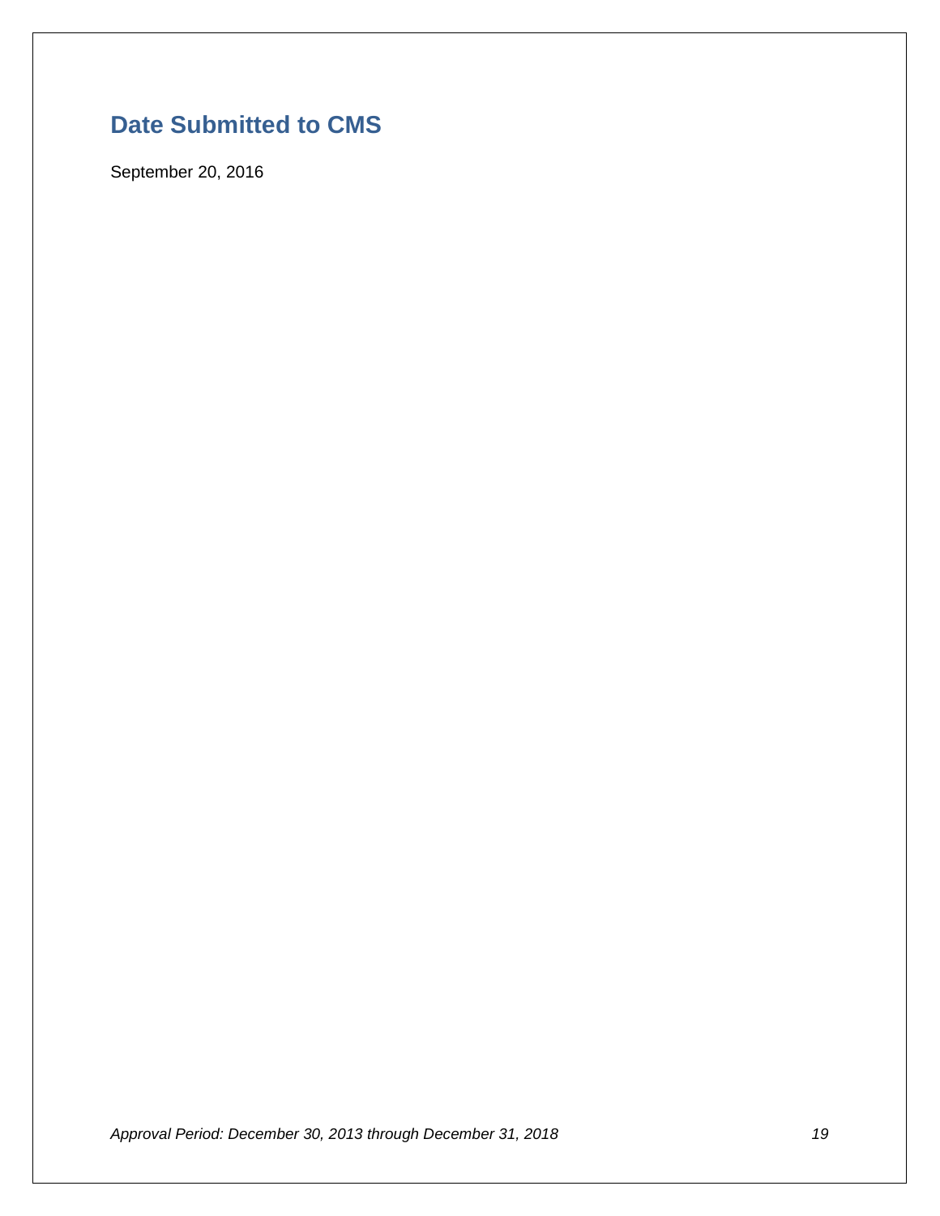## Date Submitted to CMS

September 20, 2016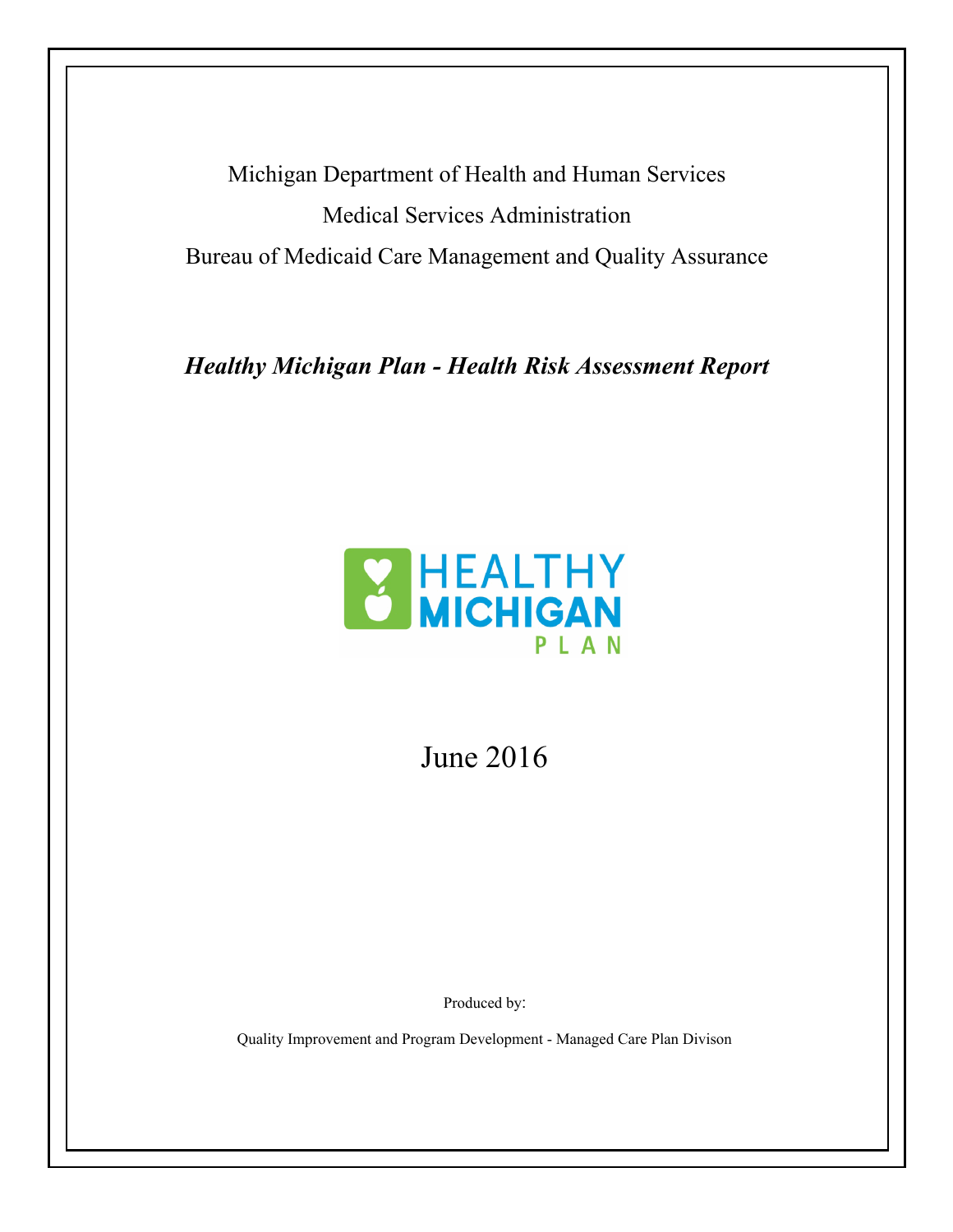Michigan Department of Health and Human Services

Medical Services Administration

Bureau of Medicaid Care Management and Quality Assurance

***Healthy Michigan Plan - Health Risk Assessment Report***

HEALTHY MICHIGAN PLAN

June 2016

Produced by:

Quality Improvement and Program Development - Managed Care Plan Divison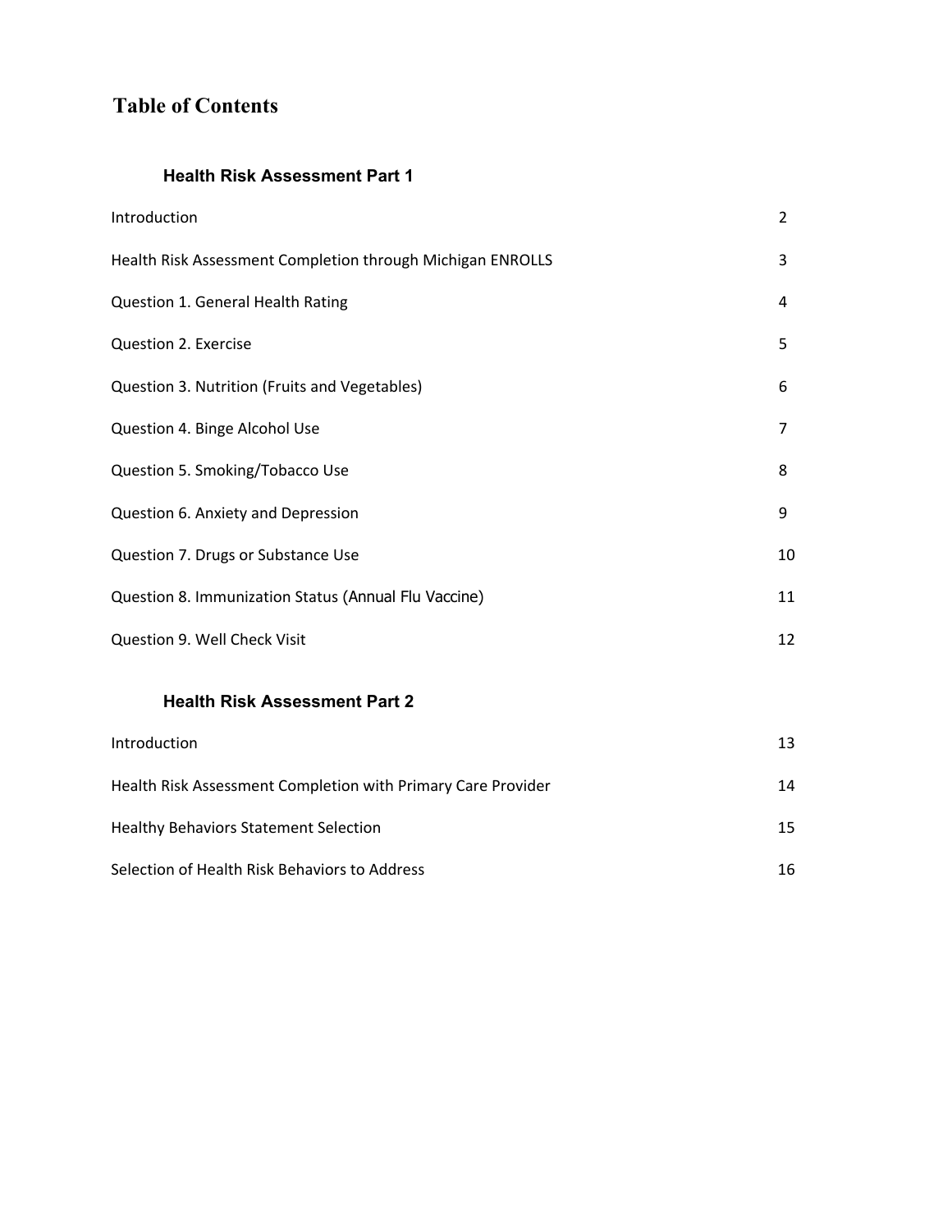# Table of Contents

## Health Risk Assessment Part 1

| | |
|---|---|
| Introduction | 2 |
| Health Risk Assessment Completion through Michigan ENROLLS | 3 |
| Question 1. General Health Rating | 4 |
| Question 2. Exercise | 5 |
| Question 3. Nutrition (Fruits and Vegetables) | 6 |
| Question 4. Binge Alcohol Use | 7 |
| Question 5. Smoking/Tobacco Use | 8 |
| Question 6. Anxiety and Depression | 9 |
| Question 7. Drugs or Substance Use | 10 |
| Question 8. Immunization Status (Annual Flu Vaccine) | 11 |
| Question 9. Well Check Visit | 12 |

## Health Risk Assessment Part 2

| | |
|---|---|
| Introduction | 13 |
| Health Risk Assessment Completion with Primary Care Provider | 14 |
| Healthy Behaviors Statement Selection | 15 |
| Selection of Health Risk Behaviors to Address | 16 |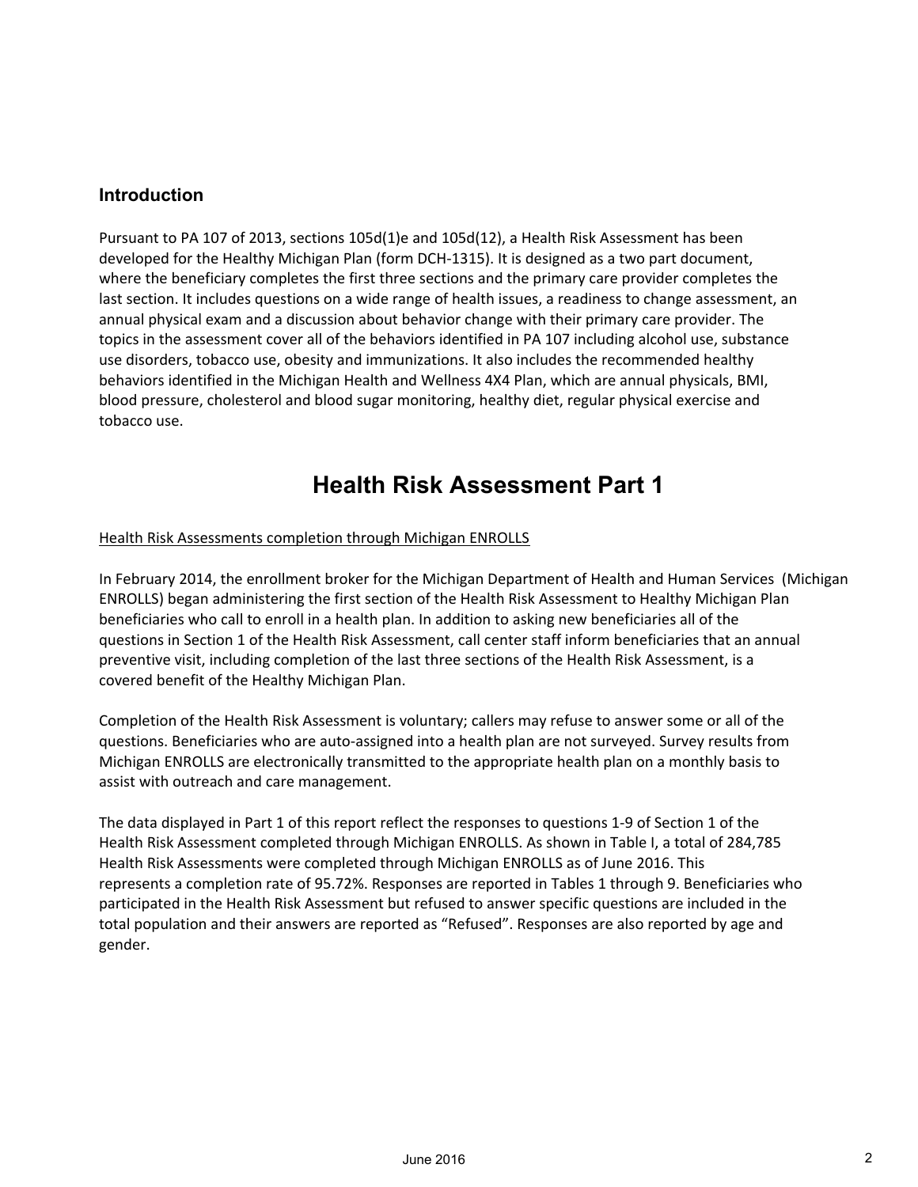## Introduction

Pursuant to PA 107 of 2013, sections 105d(1)e and 105d(12), a Health Risk Assessment has been developed for the Healthy Michigan Plan (form DCH-1315). It is designed as a two part document, where the beneficiary completes the first three sections and the primary care provider completes the last section. It includes questions on a wide range of health issues, a readiness to change assessment, an annual physical exam and a discussion about behavior change with their primary care provider. The topics in the assessment cover all of the behaviors identified in PA 107 including alcohol use, substance use disorders, tobacco use, obesity and immunizations. It also includes the recommended healthy behaviors identified in the Michigan Health and Wellness 4X4 Plan, which are annual physicals, BMI, blood pressure, cholesterol and blood sugar monitoring, healthy diet, regular physical exercise and tobacco use.

# Health Risk Assessment Part 1

Health Risk Assessments completion through Michigan ENROLLS

In February 2014, the enrollment broker for the Michigan Department of Health and Human Services (Michigan ENROLLS) began administering the first section of the Health Risk Assessment to Healthy Michigan Plan beneficiaries who call to enroll in a health plan. In addition to asking new beneficiaries all of the questions in Section 1 of the Health Risk Assessment, call center staff inform beneficiaries that an annual preventive visit, including completion of the last three sections of the Health Risk Assessment, is a covered benefit of the Healthy Michigan Plan.

Completion of the Health Risk Assessment is voluntary; callers may refuse to answer some or all of the questions. Beneficiaries who are auto-assigned into a health plan are not surveyed. Survey results from Michigan ENROLLS are electronically transmitted to the appropriate health plan on a monthly basis to assist with outreach and care management.

The data displayed in Part 1 of this report reflect the responses to questions 1-9 of Section 1 of the Health Risk Assessment completed through Michigan ENROLLS. As shown in Table I, a total of 284,785 Health Risk Assessments were completed through Michigan ENROLLS as of June 2016. This represents a completion rate of 95.72%. Responses are reported in Tables 1 through 9. Beneficiaries who participated in the Health Risk Assessment but refused to answer specific questions are included in the total population and their answers are reported as "Refused". Responses are also reported by age and gender.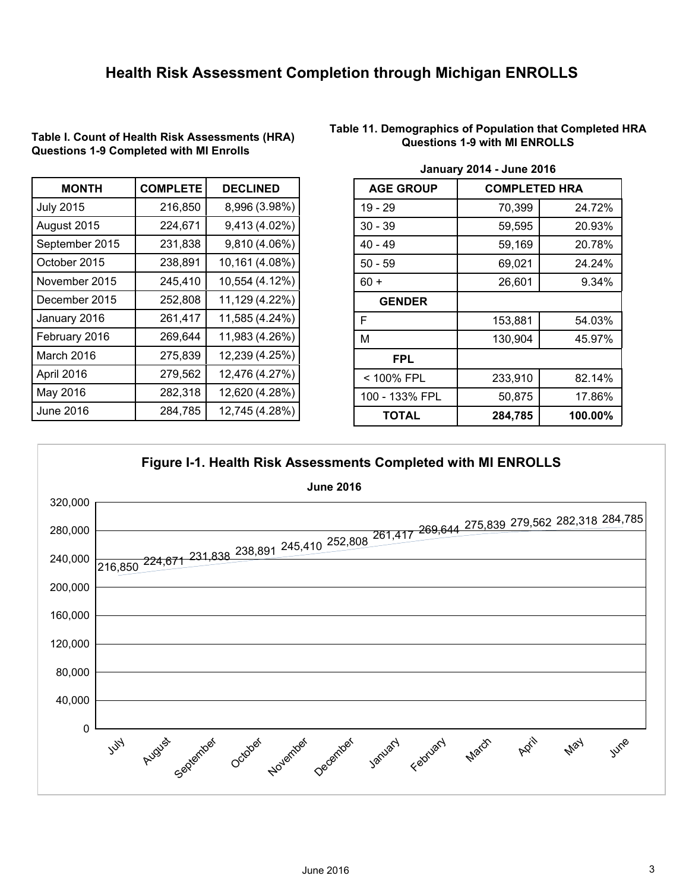# Health Risk Assessment Completion through Michigan ENROLLS

**Table I. Count of Health Risk Assessments (HRA) Questions 1-9 Completed with MI Enrolls**

| MONTH | COMPLETE | DECLINED |
|---|---|---|
| July 2015 | 216,850 | 8,996 (3.98%) |
| August 2015 | 224,671 | 9,413 (4.02%) |
| September 2015 | 231,838 | 9,810 (4.06%) |
| October 2015 | 238,891 | 10,161 (4.08%) |
| November 2015 | 245,410 | 10,554 (4.12%) |
| December 2015 | 252,808 | 11,129 (4.22%) |
| January 2016 | 261,417 | 11,585 (4.24%) |
| February 2016 | 269,644 | 11,983 (4.26%) |
| March 2016 | 275,839 | 12,239 (4.25%) |
| April 2016 | 279,562 | 12,476 (4.27%) |
| May 2016 | 282,318 | 12,620 (4.28%) |
| June 2016 | 284,785 | 12,745 (4.28%) |

**Table 11. Demographics of Population that Completed HRA Questions 1-9 with MI ENROLLS**

**January 2014 - June 2016**

| AGE GROUP | COMPLETED HRA | |
|---|---|---|
| 19 - 29 | 70,399 | 24.72% |
| 30 - 39 | 59,595 | 20.93% |
| 40 - 49 | 59,169 | 20.78% |
| 50 - 59 | 69,021 | 24.24% |
| 60 + | 26,601 | 9.34% |
| **GENDER** | | |
| F | 153,881 | 54.03% |
| M | 130,904 | 45.97% |
| **FPL** | | |
| < 100% FPL | 233,910 | 82.14% |
| 100 - 133% FPL | 50,875 | 17.86% |
| **TOTAL** | **284,785** | **100.00%** |

**Figure I-1. Health Risk Assessments Completed with MI ENROLLS**

**June 2016**

| Month | Completed |
|---|---|
| July | 216,850 |
| August | 224,671 |
| September | 231,838 |
| October | 238,891 |
| November | 245,410 |
| December | 252,808 |
| January | 261,417 |
| February | 269,644 |
| March | 275,839 |
| April | 279,562 |
| May | 282,318 |
| June | 284,785 |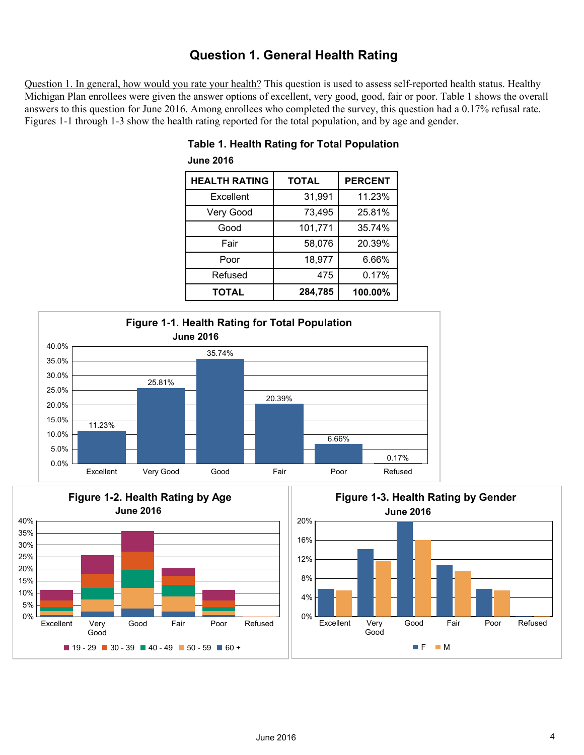# Question 1. General Health Rating

Question 1. In general, how would you rate your health? This question is used to assess self-reported health status. Healthy Michigan Plan enrollees were given the answer options of excellent, very good, good, fair or poor. Table 1 shows the overall answers to this question for June 2016. Among enrollees who completed the survey, this question had a 0.17% refusal rate. Figures 1-1 through 1-3 show the health rating reported for the total population, and by age and gender.

**Table 1. Health Rating for Total Population**

**June 2016**

| HEALTH RATING | TOTAL | PERCENT |
|---|---|---|
| Excellent | 31,991 | 11.23% |
| Very Good | 73,495 | 25.81% |
| Good | 101,771 | 35.74% |
| Fair | 58,076 | 20.39% |
| Poor | 18,977 | 6.66% |
| Refused | 475 | 0.17% |
| **TOTAL** | **284,785** | **100.00%** |

**Figure 1-1. Health Rating for Total Population**
**June 2016**

| Health Rating | Percent |
|---|---|
| Excellent | 11.23% |
| Very Good | 25.81% |
| Good | 35.74% |
| Fair | 20.39% |
| Poor | 6.66% |
| Refused | 0.17% |

**Figure 1-2. Health Rating by Age**
**June 2016**

Legend: 19 - 29, 30 - 39, 40 - 49, 50 - 59, 60 +

Categories: Excellent, Very Good, Good, Fair, Poor, Refused

**Figure 1-3. Health Rating by Gender**
**June 2016**

Legend: F, M

Categories: Excellent, Very Good, Good, Fair, Poor, Refused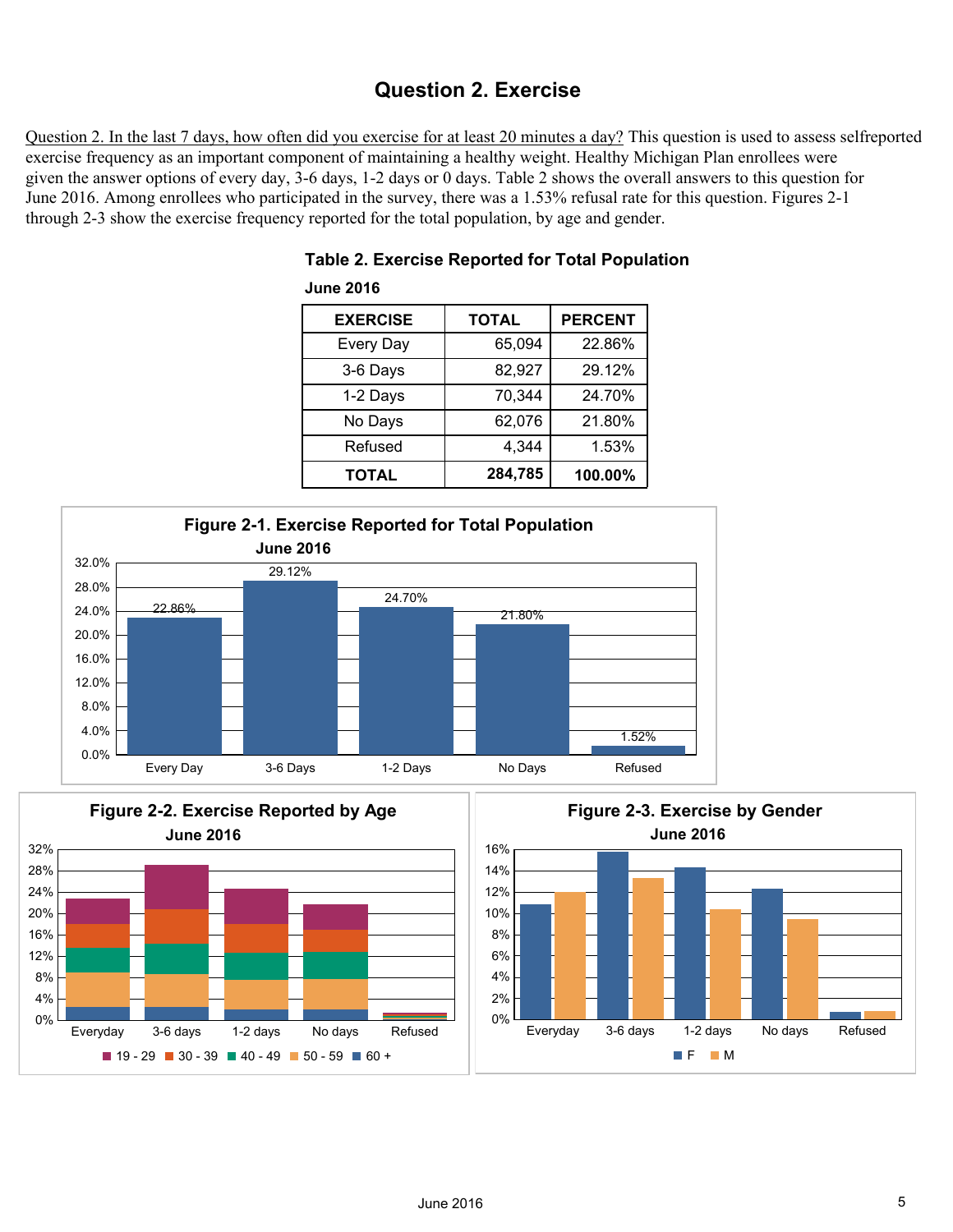# Question 2. Exercise

Question 2. In the last 7 days, how often did you exercise for at least 20 minutes a day? This question is used to assess selfreported exercise frequency as an important component of maintaining a healthy weight. Healthy Michigan Plan enrollees were given the answer options of every day, 3-6 days, 1-2 days or 0 days. Table 2 shows the overall answers to this question for June 2016. Among enrollees who participated in the survey, there was a 1.53% refusal rate for this question. Figures 2-1 through 2-3 show the exercise frequency reported for the total population, by age and gender.

**Table 2. Exercise Reported for Total Population**

**June 2016**

| EXERCISE | TOTAL | PERCENT |
|---|---|---|
| Every Day | 65,094 | 22.86% |
| 3-6 Days | 82,927 | 29.12% |
| 1-2 Days | 70,344 | 24.70% |
| No Days | 62,076 | 21.80% |
| Refused | 4,344 | 1.53% |
| **TOTAL** | **284,785** | **100.00%** |

**Figure 2-1. Exercise Reported for Total Population**
**June 2016**

| Every Day | 3-6 Days | 1-2 Days | No Days | Refused |
|---|---|---|---|---|
| 22.86% | 29.12% | 24.70% | 21.80% | 1.52% |

**Figure 2-2. Exercise Reported by Age**
**June 2016**

Categories: Everyday, 3-6 days, 1-2 days, No days, Refused. Legend: 19 - 29, 30 - 39, 40 - 49, 50 - 59, 60 +

**Figure 2-3. Exercise by Gender**
**June 2016**

Categories: Everyday, 3-6 days, 1-2 days, No days, Refused. Legend: F, M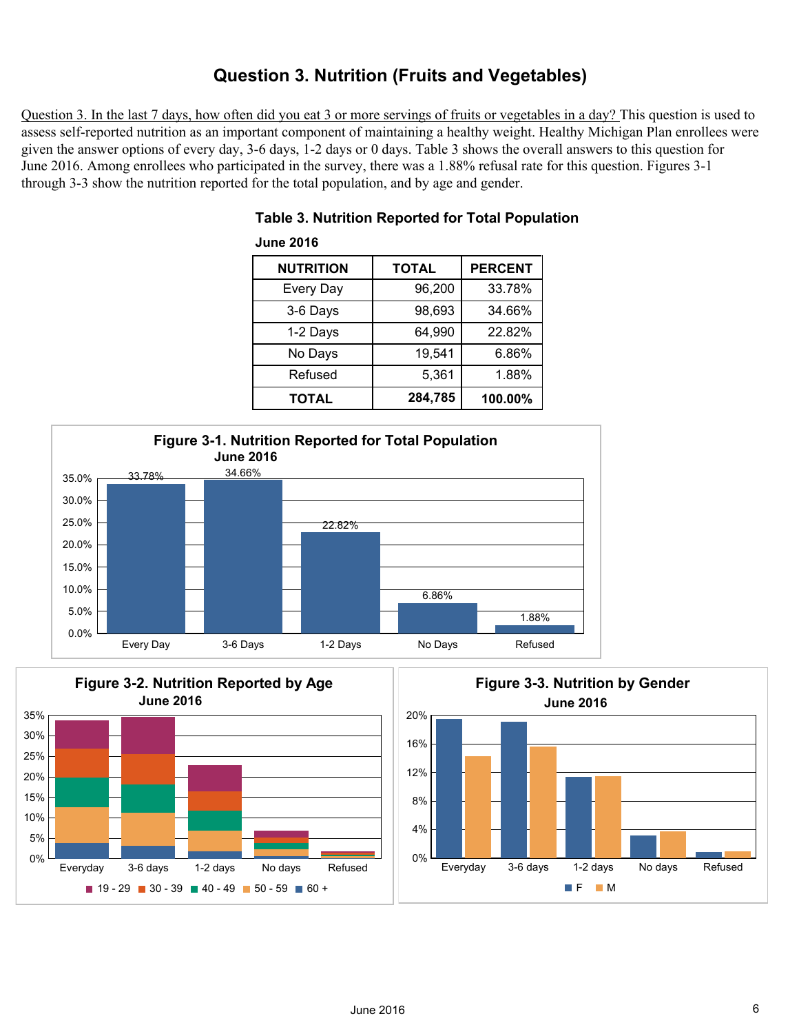## Question 3. Nutrition (Fruits and Vegetables)

Question 3. In the last 7 days, how often did you eat 3 or more servings of fruits or vegetables in a day? This question is used to assess self-reported nutrition as an important component of maintaining a healthy weight. Healthy Michigan Plan enrollees were given the answer options of every day, 3-6 days, 1-2 days or 0 days. Table 3 shows the overall answers to this question for June 2016. Among enrollees who participated in the survey, there was a 1.88% refusal rate for this question. Figures 3-1 through 3-3 show the nutrition reported for the total population, and by age and gender.

**Table 3. Nutrition Reported for Total Population**

**June 2016**

| NUTRITION | TOTAL | PERCENT |
|---|---|---|
| Every Day | 96,200 | 33.78% |
| 3-6 Days | 98,693 | 34.66% |
| 1-2 Days | 64,990 | 22.82% |
| No Days | 19,541 | 6.86% |
| Refused | 5,361 | 1.88% |
| **TOTAL** | **284,785** | **100.00%** |

**Figure 3-1. Nutrition Reported for Total Population**
**June 2016**

| | Every Day | 3-6 Days | 1-2 Days | No Days | Refused |
|---|---|---|---|---|---|
| Percent | 33.78% | 34.66% | 22.82% | 6.86% | 1.88% |

**Figure 3-2. Nutrition Reported by Age**
**June 2016**

Categories: Everyday, 3-6 days, 1-2 days, No days, Refused

Legend: 19 - 29, 30 - 39, 40 - 49, 50 - 59, 60 +

**Figure 3-3. Nutrition by Gender**
**June 2016**

Categories: Everyday, 3-6 days, 1-2 days, No days, Refused

Legend: F, M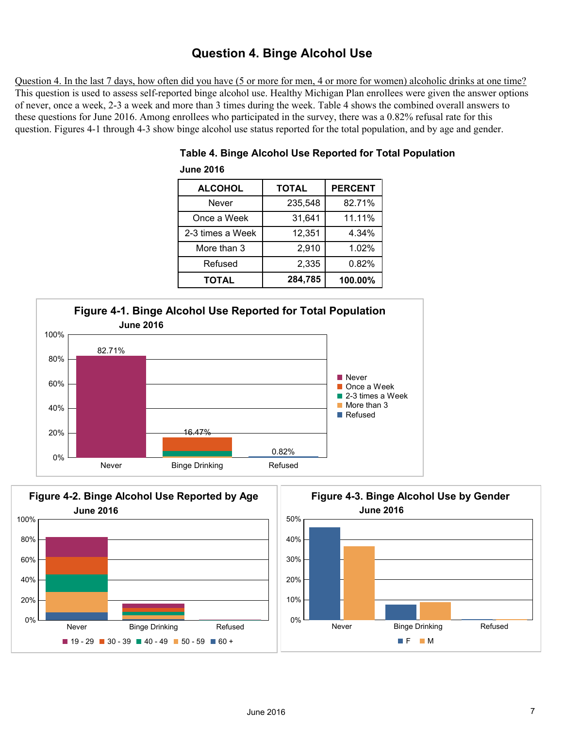# Question 4. Binge Alcohol Use

Question 4. In the last 7 days, how often did you have (5 or more for men, 4 or more for women) alcoholic drinks at one time? This question is used to assess self-reported binge alcohol use. Healthy Michigan Plan enrollees were given the answer options of never, once a week, 2-3 a week and more than 3 times during the week. Table 4 shows the combined overall answers to these questions for June 2016. Among enrollees who participated in the survey, there was a 0.82% refusal rate for this question. Figures 4-1 through 4-3 show binge alcohol use status reported for the total population, and by age and gender.

**Table 4. Binge Alcohol Use Reported for Total Population**

**June 2016**

| ALCOHOL | TOTAL | PERCENT |
|---|---|---|
| Never | 235,548 | 82.71% |
| Once a Week | 31,641 | 11.11% |
| 2-3 times a Week | 12,351 | 4.34% |
| More than 3 | 2,910 | 1.02% |
| Refused | 2,335 | 0.82% |
| **TOTAL** | **284,785** | **100.00%** |

**Figure 4-1. Binge Alcohol Use Reported for Total Population**
**June 2016**

**Figure 4-2. Binge Alcohol Use Reported by Age**
**June 2016**

**Figure 4-3. Binge Alcohol Use by Gender**
**June 2016**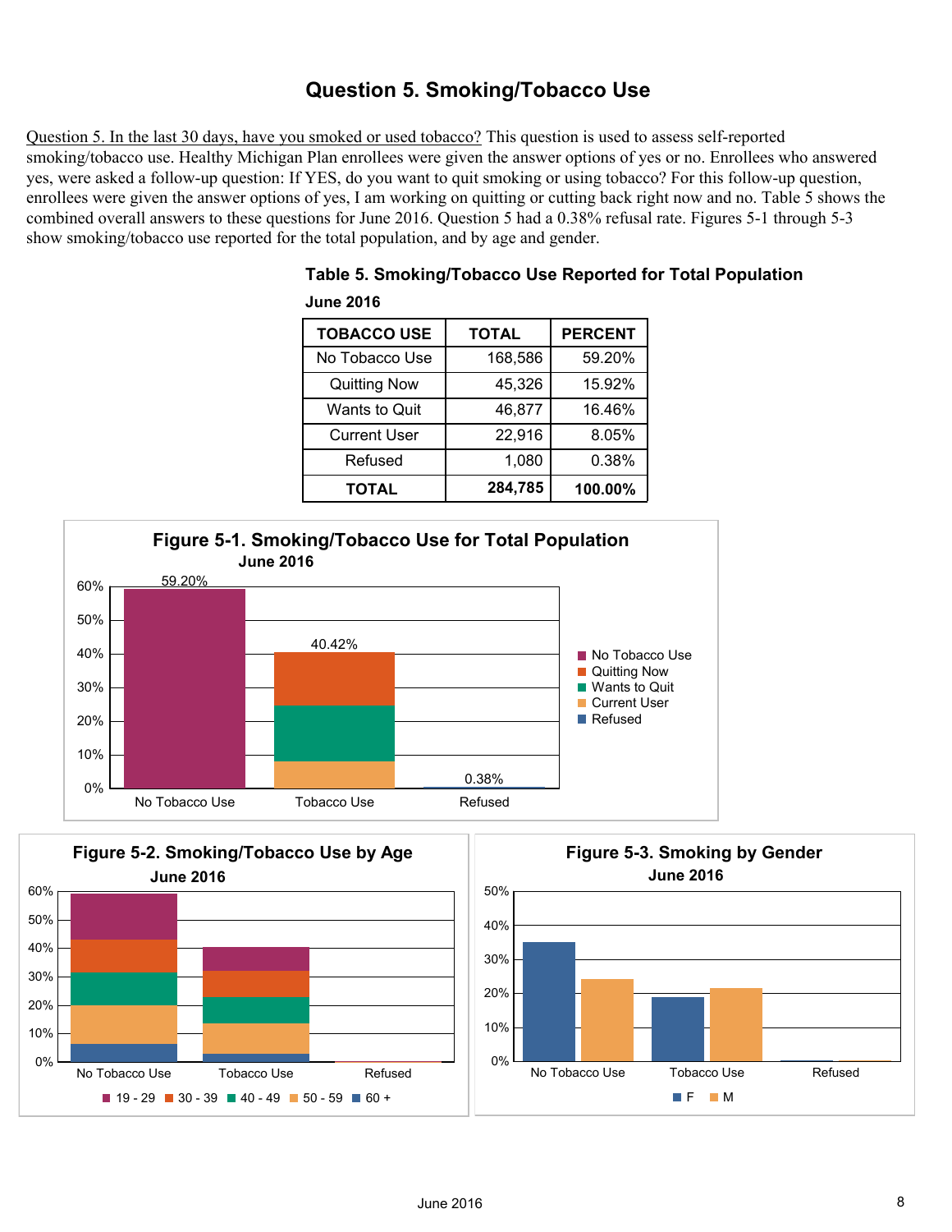# Question 5. Smoking/Tobacco Use

Question 5. In the last 30 days, have you smoked or used tobacco? This question is used to assess self-reported smoking/tobacco use. Healthy Michigan Plan enrollees were given the answer options of yes or no. Enrollees who answered yes, were asked a follow-up question: If YES, do you want to quit smoking or using tobacco? For this follow-up question, enrollees were given the answer options of yes, I am working on quitting or cutting back right now and no. Table 5 shows the combined overall answers to these questions for June 2016. Question 5 had a 0.38% refusal rate. Figures 5-1 through 5-3 show smoking/tobacco use reported for the total population, and by age and gender.

**Table 5. Smoking/Tobacco Use Reported for Total Population**

**June 2016**

| TOBACCO USE | TOTAL | PERCENT |
|---|---|---|
| No Tobacco Use | 168,586 | 59.20% |
| Quitting Now | 45,326 | 15.92% |
| Wants to Quit | 46,877 | 16.46% |
| Current User | 22,916 | 8.05% |
| Refused | 1,080 | 0.38% |
| **TOTAL** | **284,785** | **100.00%** |

**Figure 5-1. Smoking/Tobacco Use for Total Population**
**June 2016**

**Figure 5-2. Smoking/Tobacco Use by Age**
**June 2016**

**Figure 5-3. Smoking by Gender**
**June 2016**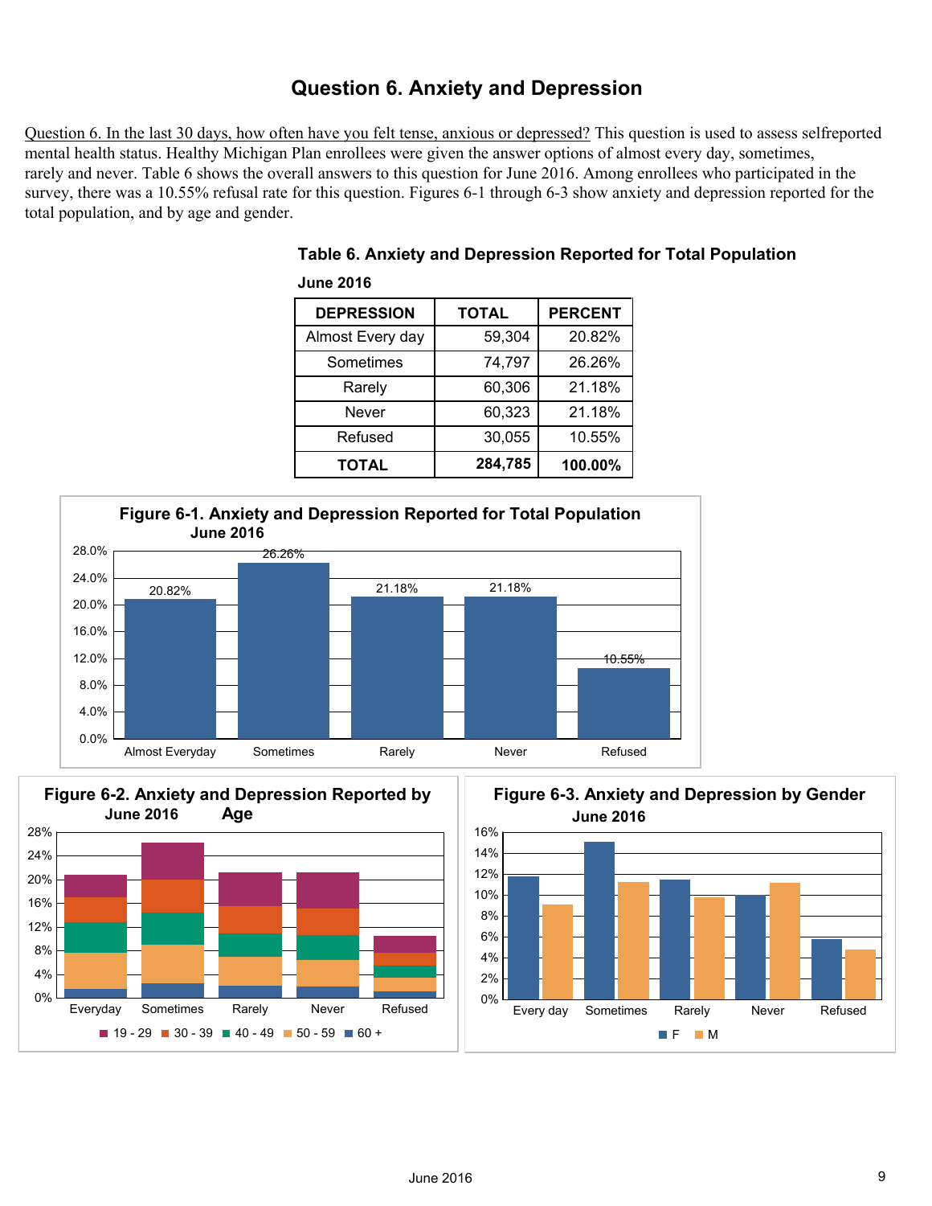# Question 6. Anxiety and Depression

Question 6. In the last 30 days, how often have you felt tense, anxious or depressed? This question is used to assess selfreported mental health status. Healthy Michigan Plan enrollees were given the answer options of almost every day, sometimes, rarely and never. Table 6 shows the overall answers to this question for June 2016. Among enrollees who participated in the survey, there was a 10.55% refusal rate for this question. Figures 6-1 through 6-3 show anxiety and depression reported for the total population, and by age and gender.

**Table 6. Anxiety and Depression Reported for Total Population**

**June 2016**

| DEPRESSION | TOTAL | PERCENT |
|---|---|---|
| Almost Every day | 59,304 | 20.82% |
| Sometimes | 74,797 | 26.26% |
| Rarely | 60,306 | 21.18% |
| Never | 60,323 | 21.18% |
| Refused | 30,055 | 10.55% |
| **TOTAL** | **284,785** | **100.00%** |

**Figure 6-1. Anxiety and Depression Reported for Total Population June 2016**

| | Almost Everyday | Sometimes | Rarely | Never | Refused |
|---|---|---|---|---|---|
| Percent | 20.82% | 26.26% | 21.18% | 21.18% | 10.55% |

**Figure 6-2. Anxiety and Depression Reported by Age June 2016**

Categories: Everyday, Sometimes, Rarely, Never, Refused; Age groups: 19 - 29, 30 - 39, 40 - 49, 50 - 59, 60 +

**Figure 6-3. Anxiety and Depression by Gender June 2016**

Categories: Every day, Sometimes, Rarely, Never, Refused; Gender: F, M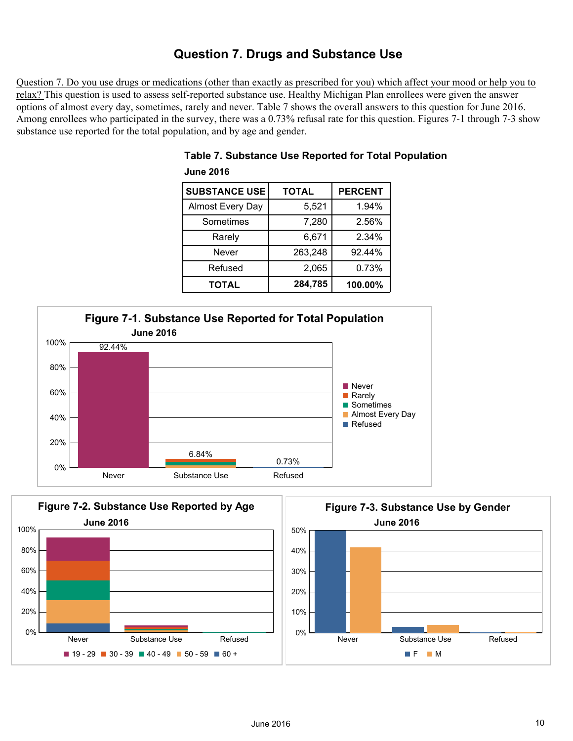# Question 7. Drugs and Substance Use

Question 7. Do you use drugs or medications (other than exactly as prescribed for you) which affect your mood or help you to relax? This question is used to assess self-reported substance use. Healthy Michigan Plan enrollees were given the answer options of almost every day, sometimes, rarely and never. Table 7 shows the overall answers to this question for June 2016. Among enrollees who participated in the survey, there was a 0.73% refusal rate for this question. Figures 7-1 through 7-3 show substance use reported for the total population, and by age and gender.

**Table 7. Substance Use Reported for Total Population**

**June 2016**

| SUBSTANCE USE | TOTAL | PERCENT |
|---|---|---|
| Almost Every Day | 5,521 | 1.94% |
| Sometimes | 7,280 | 2.56% |
| Rarely | 6,671 | 2.34% |
| Never | 263,248 | 92.44% |
| Refused | 2,065 | 0.73% |
| **TOTAL** | **284,785** | **100.00%** |

**Figure 7-1. Substance Use Reported for Total Population**

**June 2016**

| Category | Percent |
|---|---|
| Never | 92.44% |
| Substance Use | 6.84% |
| Refused | 0.73% |

Legend: Never, Rarely, Sometimes, Almost Every Day, Refused

**Figure 7-2. Substance Use Reported by Age**

**June 2016**

Categories: Never, Substance Use, Refused

Legend: 19 - 29, 30 - 39, 40 - 49, 50 - 59, 60 +

**Figure 7-3. Substance Use by Gender**

**June 2016**

Categories: Never, Substance Use, Refused

Legend: F, M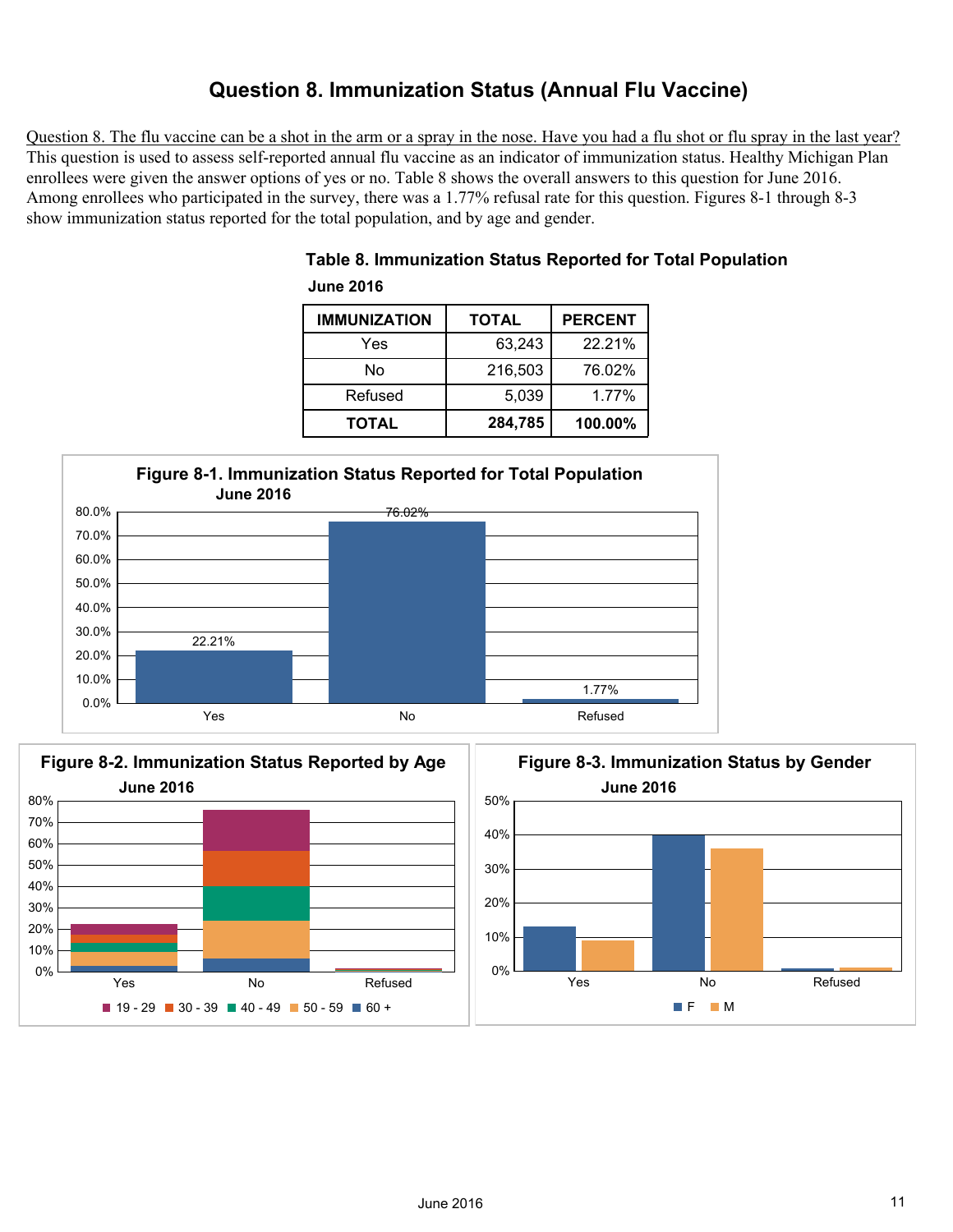# Question 8. Immunization Status (Annual Flu Vaccine)

Question 8. The flu vaccine can be a shot in the arm or a spray in the nose. Have you had a flu shot or flu spray in the last year? This question is used to assess self-reported annual flu vaccine as an indicator of immunization status. Healthy Michigan Plan enrollees were given the answer options of yes or no. Table 8 shows the overall answers to this question for June 2016. Among enrollees who participated in the survey, there was a 1.77% refusal rate for this question. Figures 8-1 through 8-3 show immunization status reported for the total population, and by age and gender.

**Table 8. Immunization Status Reported for Total Population**

**June 2016**

| IMMUNIZATION | TOTAL | PERCENT |
|---|---|---|
| Yes | 63,243 | 22.21% |
| No | 216,503 | 76.02% |
| Refused | 5,039 | 1.77% |
| **TOTAL** | **284,785** | **100.00%** |

**Figure 8-1. Immunization Status Reported for Total Population**
**June 2016**

| | Yes | No | Refused |
|---|---|---|---|
| Percent | 22.21% | 76.02% | 1.77% |

**Figure 8-2. Immunization Status Reported by Age**
**June 2016**

Legend: 19 - 29, 30 - 39, 40 - 49, 50 - 59, 60 +

**Figure 8-3. Immunization Status by Gender**
**June 2016**

Legend: F, M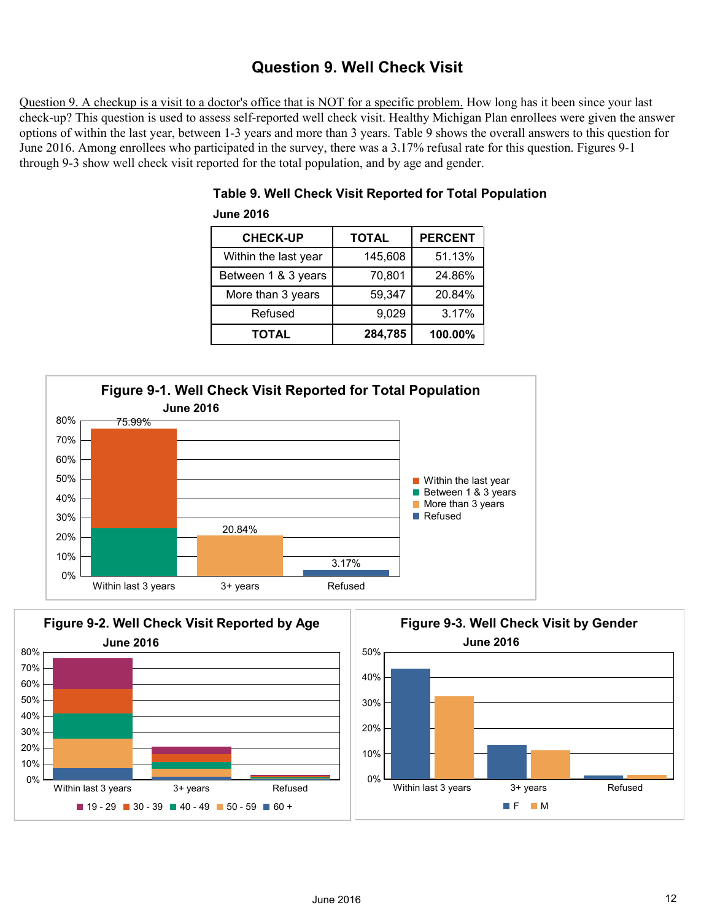# Question 9. Well Check Visit

Question 9. A checkup is a visit to a doctor's office that is NOT for a specific problem. How long has it been since your last check-up? This question is used to assess self-reported well check visit. Healthy Michigan Plan enrollees were given the answer options of within the last year, between 1-3 years and more than 3 years. Table 9 shows the overall answers to this question for June 2016. Among enrollees who participated in the survey, there was a 3.17% refusal rate for this question. Figures 9-1 through 9-3 show well check visit reported for the total population, and by age and gender.

**Table 9. Well Check Visit Reported for Total Population**

**June 2016**

| CHECK-UP | TOTAL | PERCENT |
|---|---|---|
| Within the last year | 145,608 | 51.13% |
| Between 1 & 3 years | 70,801 | 24.86% |
| More than 3 years | 59,347 | 20.84% |
| Refused | 9,029 | 3.17% |
| **TOTAL** | **284,785** | **100.00%** |

**Figure 9-1. Well Check Visit Reported for Total Population**
**June 2016**

| | Within the last year | Between 1 & 3 years | More than 3 years | Refused | Total |
|---|---|---|---|---|---|
| Within last 3 years | 51.13% | 24.86% | | | 75.99% |
| 3+ years | | | 20.84% | | 20.84% |
| Refused | | | | 3.17% | 3.17% |

**Figure 9-2. Well Check Visit Reported by Age**
**June 2016**

Categories: Within last 3 years, 3+ years, Refused. Age groups: 19 - 29, 30 - 39, 40 - 49, 50 - 59, 60 +

**Figure 9-3. Well Check Visit by Gender**
**June 2016**

Categories: Within last 3 years, 3+ years, Refused. Gender: F, M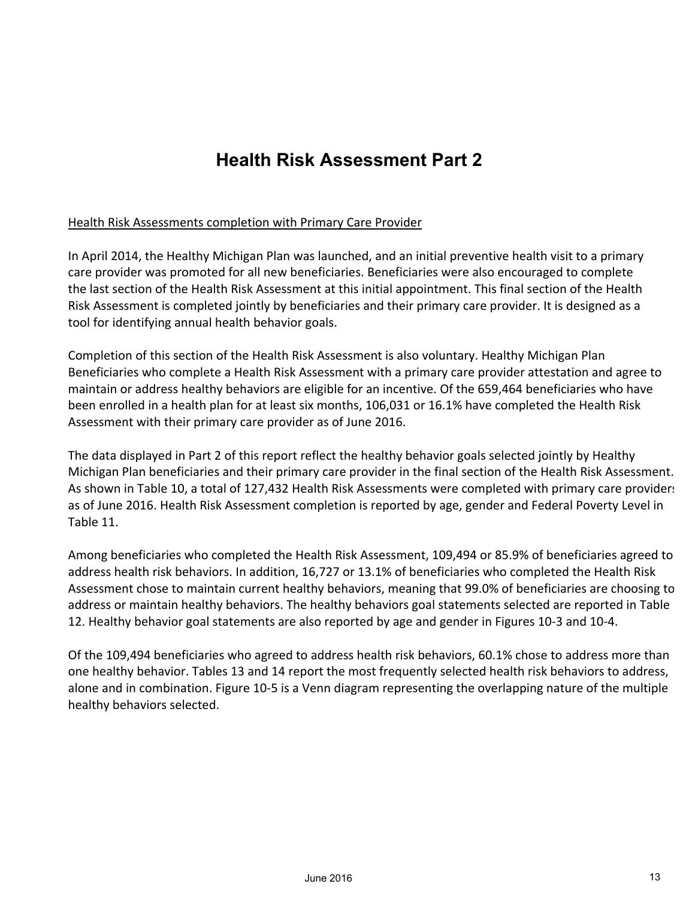# Health Risk Assessment Part 2

Health Risk Assessments completion with Primary Care Provider

In April 2014, the Healthy Michigan Plan was launched, and an initial preventive health visit to a primary care provider was promoted for all new beneficiaries. Beneficiaries were also encouraged to complete the last section of the Health Risk Assessment at this initial appointment. This final section of the Health Risk Assessment is completed jointly by beneficiaries and their primary care provider. It is designed as a tool for identifying annual health behavior goals.

Completion of this section of the Health Risk Assessment is also voluntary. Healthy Michigan Plan Beneficiaries who complete a Health Risk Assessment with a primary care provider attestation and agree to maintain or address healthy behaviors are eligible for an incentive. Of the 659,464 beneficiaries who have been enrolled in a health plan for at least six months, 106,031 or 16.1% have completed the Health Risk Assessment with their primary care provider as of June 2016.

The data displayed in Part 2 of this report reflect the healthy behavior goals selected jointly by Healthy Michigan Plan beneficiaries and their primary care provider in the final section of the Health Risk Assessment. As shown in Table 10, a total of 127,432 Health Risk Assessments were completed with primary care providers as of June 2016. Health Risk Assessment completion is reported by age, gender and Federal Poverty Level in Table 11.

Among beneficiaries who completed the Health Risk Assessment, 109,494 or 85.9% of beneficiaries agreed to address health risk behaviors. In addition, 16,727 or 13.1% of beneficiaries who completed the Health Risk Assessment chose to maintain current healthy behaviors, meaning that 99.0% of beneficiaries are choosing to address or maintain healthy behaviors. The healthy behaviors goal statements selected are reported in Table 12. Healthy behavior goal statements are also reported by age and gender in Figures 10-3 and 10-4.

Of the 109,494 beneficiaries who agreed to address health risk behaviors, 60.1% chose to address more than one healthy behavior. Tables 13 and 14 report the most frequently selected health risk behaviors to address, alone and in combination. Figure 10-5 is a Venn diagram representing the overlapping nature of the multiple healthy behaviors selected.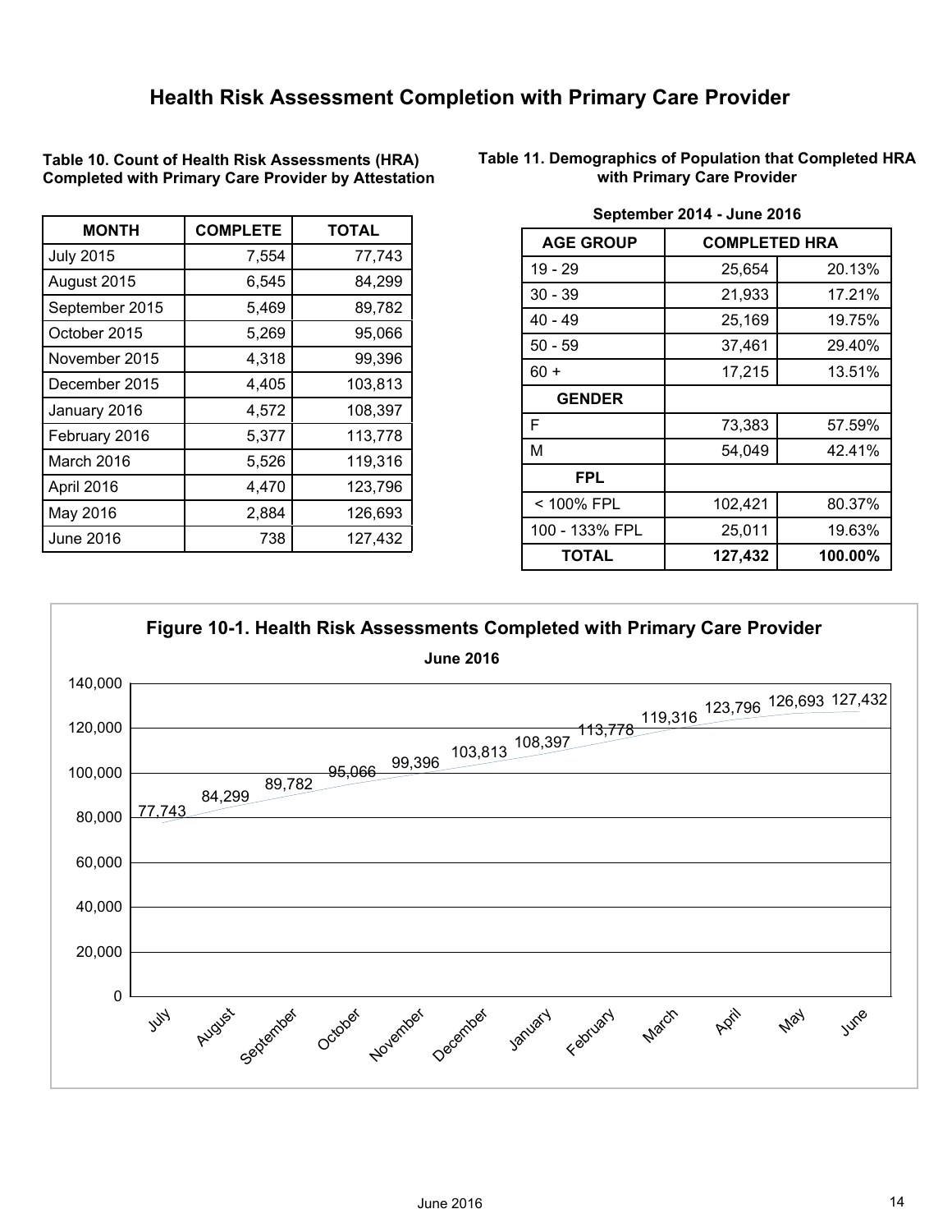# Health Risk Assessment Completion with Primary Care Provider

**Table 10. Count of Health Risk Assessments (HRA) Completed with Primary Care Provider by Attestation**

| MONTH | COMPLETE | TOTAL |
|---|---|---|
| July 2015 | 7,554 | 77,743 |
| August 2015 | 6,545 | 84,299 |
| September 2015 | 5,469 | 89,782 |
| October 2015 | 5,269 | 95,066 |
| November 2015 | 4,318 | 99,396 |
| December 2015 | 4,405 | 103,813 |
| January 2016 | 4,572 | 108,397 |
| February 2016 | 5,377 | 113,778 |
| March 2016 | 5,526 | 119,316 |
| April 2016 | 4,470 | 123,796 |
| May 2016 | 2,884 | 126,693 |
| June 2016 | 738 | 127,432 |

**Table 11. Demographics of Population that Completed HRA with Primary Care Provider**

**September 2014 - June 2016**

| AGE GROUP | COMPLETED HRA | |
|---|---|---|
| 19 - 29 | 25,654 | 20.13% |
| 30 - 39 | 21,933 | 17.21% |
| 40 - 49 | 25,169 | 19.75% |
| 50 - 59 | 37,461 | 29.40% |
| 60 + | 17,215 | 13.51% |
| **GENDER** | | |
| F | 73,383 | 57.59% |
| M | 54,049 | 42.41% |
| **FPL** | | |
| < 100% FPL | 102,421 | 80.37% |
| 100 - 133% FPL | 25,011 | 19.63% |
| **TOTAL** | **127,432** | **100.00%** |

**Figure 10-1. Health Risk Assessments Completed with Primary Care Provider**

**June 2016**

| Month | Total |
|---|---|
| July | 77,743 |
| August | 84,299 |
| September | 89,782 |
| October | 95,066 |
| November | 99,396 |
| December | 103,813 |
| January | 108,397 |
| February | 113,778 |
| March | 119,316 |
| April | 123,796 |
| May | 126,693 |
| June | 127,432 |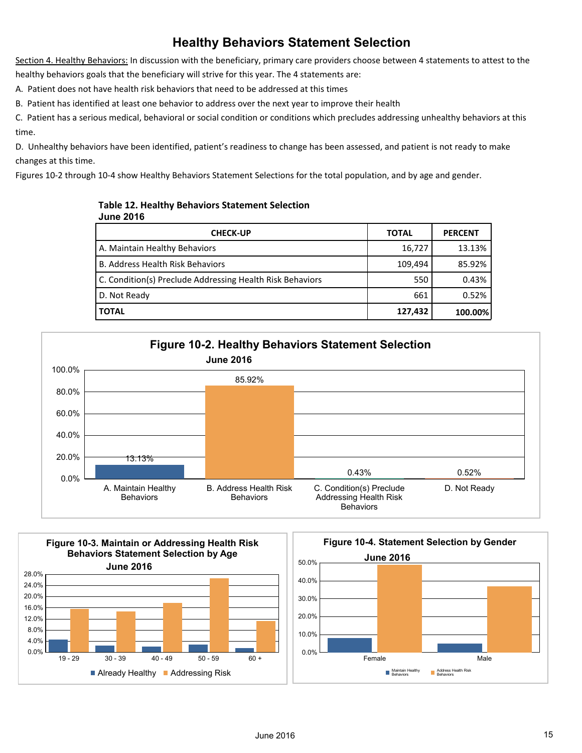# Healthy Behaviors Statement Selection

Section 4. Healthy Behaviors: In discussion with the beneficiary, primary care providers choose between 4 statements to attest to the healthy behaviors goals that the beneficiary will strive for this year. The 4 statements are:

A. Patient does not have health risk behaviors that need to be addressed at this times

B. Patient has identified at least one behavior to address over the next year to improve their health

C. Patient has a serious medical, behavioral or social condition or conditions which precludes addressing unhealthy behaviors at this time.

D. Unhealthy behaviors have been identified, patient's readiness to change has been assessed, and patient is not ready to make changes at this time.

Figures 10-2 through 10-4 show Healthy Behaviors Statement Selections for the total population, and by age and gender.

**Table 12. Healthy Behaviors Statement Selection**
**June 2016**

| CHECK-UP | TOTAL | PERCENT |
|---|---|---|
| A. Maintain Healthy Behaviors | 16,727 | 13.13% |
| B. Address Health Risk Behaviors | 109,494 | 85.92% |
| C. Condition(s) Preclude Addressing Health Risk Behaviors | 550 | 0.43% |
| D. Not Ready | 661 | 0.52% |
| **TOTAL** | **127,432** | **100.00%** |

**Figure 10-2. Healthy Behaviors Statement Selection**
**June 2016**

| Statement | Percent |
|---|---|
| A. Maintain Healthy Behaviors | 13.13% |
| B. Address Health Risk Behaviors | 85.92% |
| C. Condition(s) Preclude Addressing Health Risk Behaviors | 0.43% |
| D. Not Ready | 0.52% |

**Figure 10-3. Maintain or Addressing Health Risk Behaviors Statement Selection by Age**
**June 2016**

(Age groups: 19 - 29, 30 - 39, 40 - 49, 50 - 59, 60 +; Series: Already Healthy, Addressing Risk)

**Figure 10-4. Statement Selection by Gender**
**June 2016**

(Female, Male; Series: Maintain Healthy Behaviors, Address Health Risk Behaviors)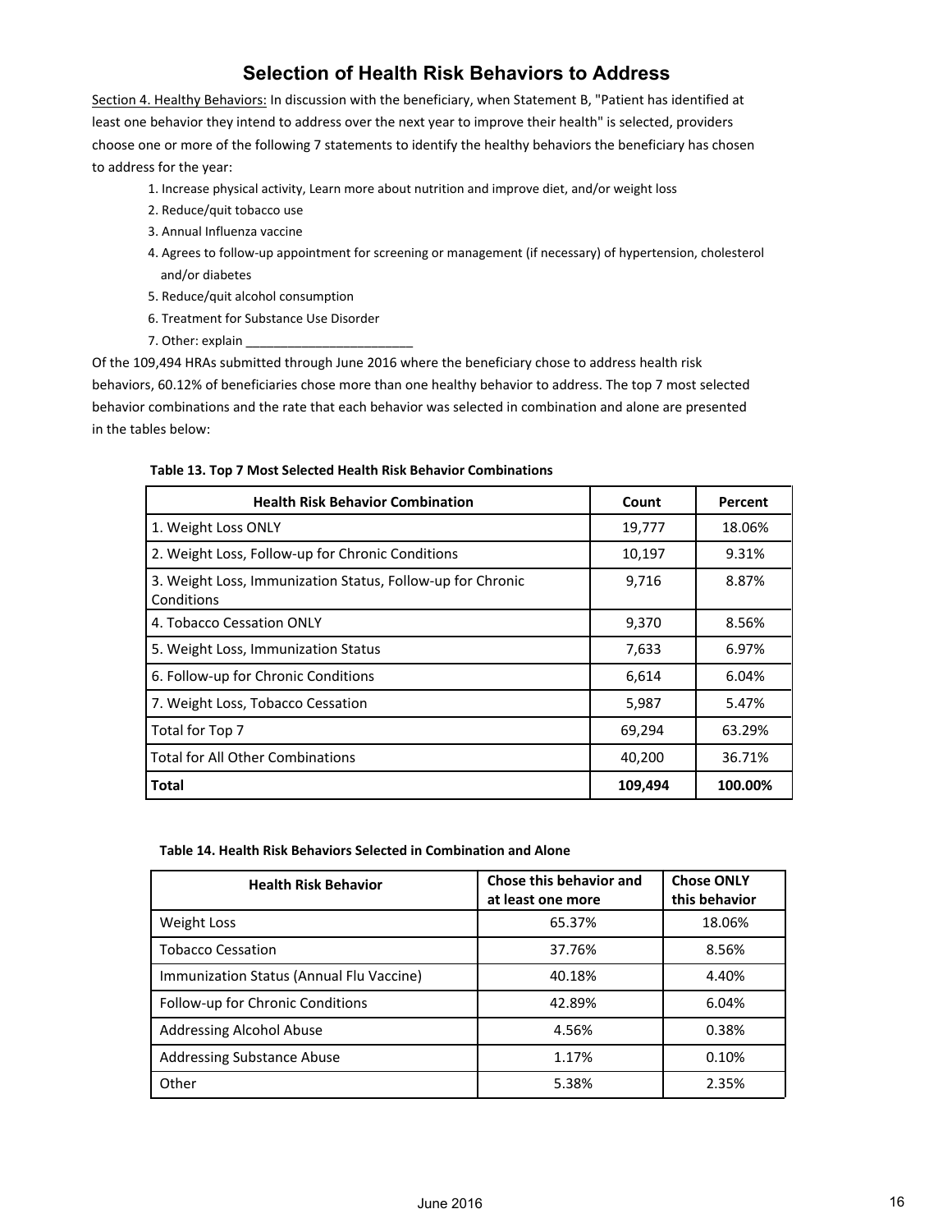# Selection of Health Risk Behaviors to Address

Section 4. Healthy Behaviors: In discussion with the beneficiary, when Statement B, "Patient has identified at least one behavior they intend to address over the next year to improve their health" is selected, providers choose one or more of the following 7 statements to identify the healthy behaviors the beneficiary has chosen to address for the year:

1. Increase physical activity, Learn more about nutrition and improve diet, and/or weight loss
2. Reduce/quit tobacco use
3. Annual Influenza vaccine
4. Agrees to follow-up appointment for screening or management (if necessary) of hypertension, cholesterol and/or diabetes
5. Reduce/quit alcohol consumption
6. Treatment for Substance Use Disorder
7. Other: explain ________________________

Of the 109,494 HRAs submitted through June 2016 where the beneficiary chose to address health risk behaviors, 60.12% of beneficiaries chose more than one healthy behavior to address. The top 7 most selected behavior combinations and the rate that each behavior was selected in combination and alone are presented in the tables below:

**Table 13. Top 7 Most Selected Health Risk Behavior Combinations**

| Health Risk Behavior Combination | Count | Percent |
|---|---|---|
| 1. Weight Loss ONLY | 19,777 | 18.06% |
| 2. Weight Loss, Follow-up for Chronic Conditions | 10,197 | 9.31% |
| 3. Weight Loss, Immunization Status, Follow-up for Chronic Conditions | 9,716 | 8.87% |
| 4. Tobacco Cessation ONLY | 9,370 | 8.56% |
| 5. Weight Loss, Immunization Status | 7,633 | 6.97% |
| 6. Follow-up for Chronic Conditions | 6,614 | 6.04% |
| 7. Weight Loss, Tobacco Cessation | 5,987 | 5.47% |
| Total for Top 7 | 69,294 | 63.29% |
| Total for All Other Combinations | 40,200 | 36.71% |
| **Total** | **109,494** | **100.00%** |

**Table 14. Health Risk Behaviors Selected in Combination and Alone**

| Health Risk Behavior | Chose this behavior and at least one more | Chose ONLY this behavior |
|---|---|---|
| Weight Loss | 65.37% | 18.06% |
| Tobacco Cessation | 37.76% | 8.56% |
| Immunization Status (Annual Flu Vaccine) | 40.18% | 4.40% |
| Follow-up for Chronic Conditions | 42.89% | 6.04% |
| Addressing Alcohol Abuse | 4.56% | 0.38% |
| Addressing Substance Abuse | 1.17% | 0.10% |
| Other | 5.38% | 2.35% |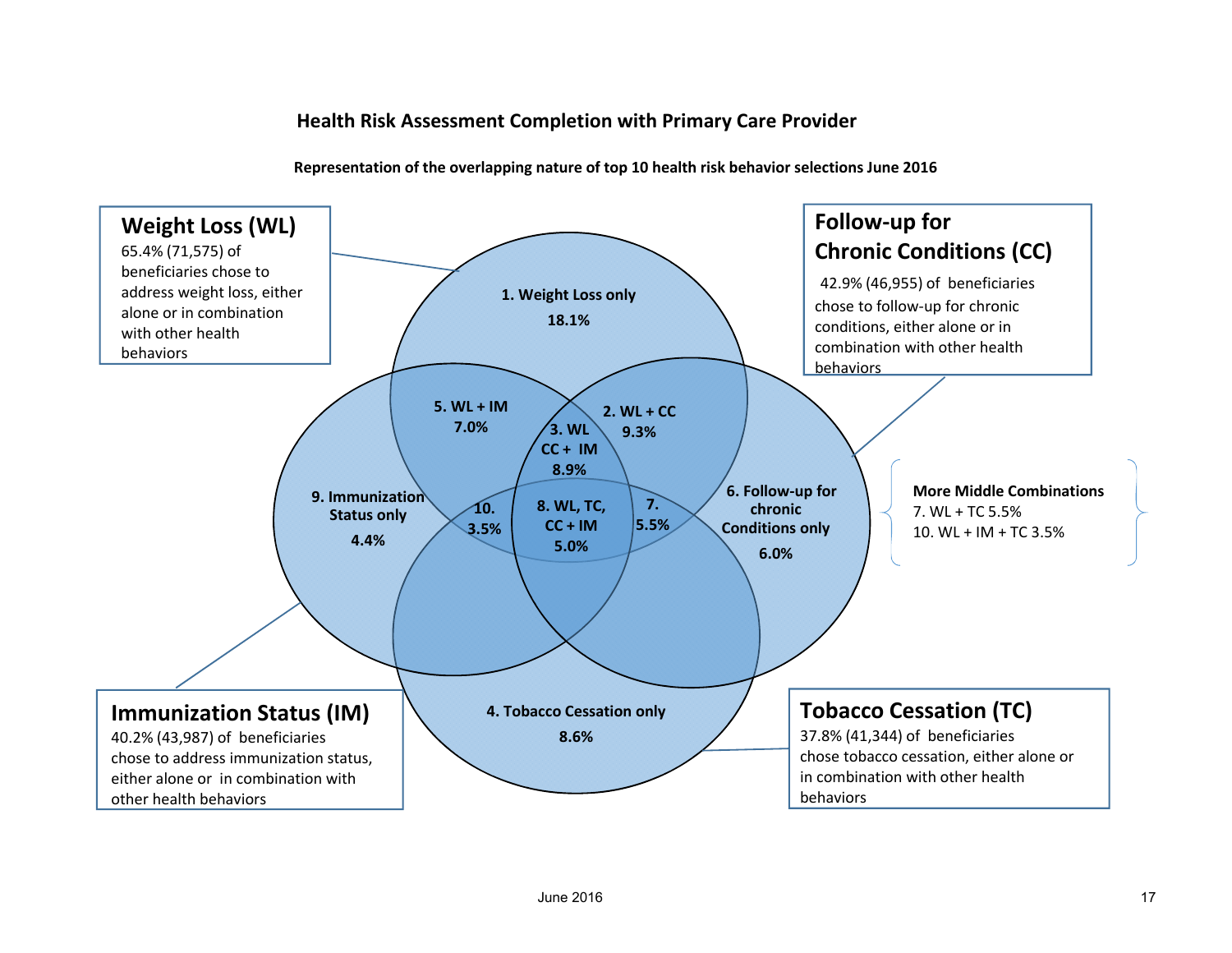## Health Risk Assessment Completion with Primary Care Provider

**Representation of the overlapping nature of top 10 health risk behavior selections June 2016**

**Weight Loss (WL)**
65.4% (71,575) of beneficiaries chose to address weight loss, either alone or in combination with other health behaviors

**Follow-up for Chronic Conditions (CC)**
42.9% (46,955) of beneficiaries chose to follow-up for chronic conditions, either alone or in combination with other health behaviors

**Immunization Status (IM)**
40.2% (43,987) of beneficiaries chose to address immunization status, either alone or in combination with other health behaviors

**Tobacco Cessation (TC)**
37.8% (41,344) of beneficiaries chose tobacco cessation, either alone or in combination with other health behaviors

**1. Weight Loss only** 18.1%

**2. WL + CC** 9.3%

**3. WL CC + IM** 8.9%

**4. Tobacco Cessation only** 8.6%

**5. WL + IM** 7.0%

**6. Follow-up for chronic Conditions only** 6.0%

**7.** 5.5%

**8. WL, TC, CC + IM** 5.0%

**9. Immunization Status only** 4.4%

**10.** 3.5%

**More Middle Combinations**
7. WL + TC 5.5%
10. WL + IM + TC 3.5%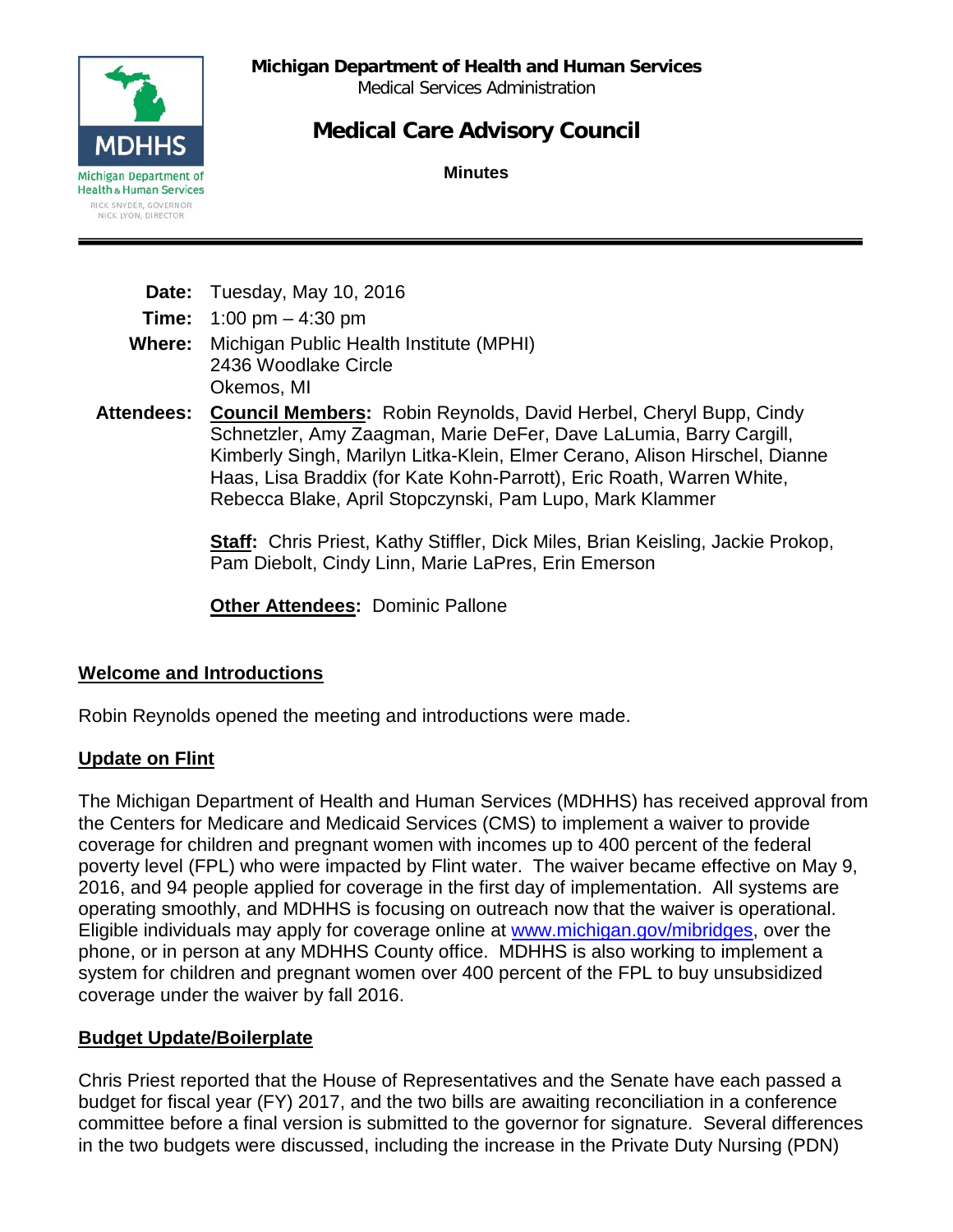**Michigan Department of Health and Human Services**
Medical Services Administration

# Medical Care Advisory Council

**Minutes**

MDHHS
Michigan Department of Health & Human Services
RICK SNYDER, GOVERNOR
NICK LYON, DIRECTOR

---

**Date:** Tuesday, May 10, 2016

**Time:** 1:00 pm – 4:30 pm

**Where:** Michigan Public Health Institute (MPHI)
2436 Woodlake Circle
Okemos, MI

**Attendees:** **Council Members:** Robin Reynolds, David Herbel, Cheryl Bupp, Cindy Schnetzler, Amy Zaagman, Marie DeFer, Dave LaLumia, Barry Cargill, Kimberly Singh, Marilyn Litka-Klein, Elmer Cerano, Alison Hirschel, Dianne Haas, Lisa Braddix (for Kate Kohn-Parrott), Eric Roath, Warren White, Rebecca Blake, April Stopczynski, Pam Lupo, Mark Klammer

**Staff:** Chris Priest, Kathy Stiffler, Dick Miles, Brian Keisling, Jackie Prokop, Pam Diebolt, Cindy Linn, Marie LaPres, Erin Emerson

**Other Attendees:** Dominic Pallone

## Welcome and Introductions

Robin Reynolds opened the meeting and introductions were made.

## Update on Flint

The Michigan Department of Health and Human Services (MDHHS) has received approval from the Centers for Medicare and Medicaid Services (CMS) to implement a waiver to provide coverage for children and pregnant women with incomes up to 400 percent of the federal poverty level (FPL) who were impacted by Flint water. The waiver became effective on May 9, 2016, and 94 people applied for coverage in the first day of implementation. All systems are operating smoothly, and MDHHS is focusing on outreach now that the waiver is operational. Eligible individuals may apply for coverage online at www.michigan.gov/mibridges, over the phone, or in person at any MDHHS County office. MDHHS is also working to implement a system for children and pregnant women over 400 percent of the FPL to buy unsubsidized coverage under the waiver by fall 2016.

## Budget Update/Boilerplate

Chris Priest reported that the House of Representatives and the Senate have each passed a budget for fiscal year (FY) 2017, and the two bills are awaiting reconciliation in a conference committee before a final version is submitted to the governor for signature. Several differences in the two budgets were discussed, including the increase in the Private Duty Nursing (PDN)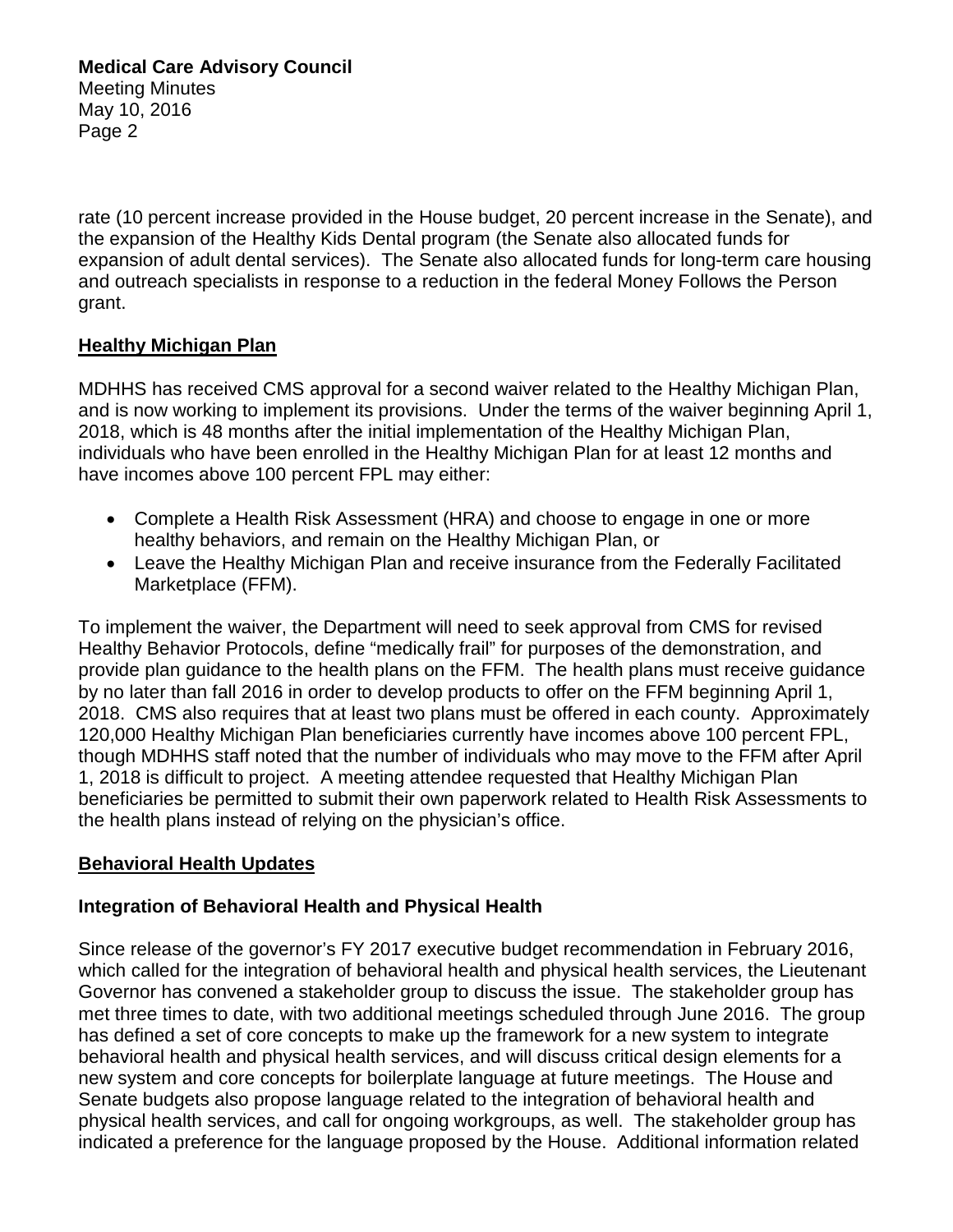rate (10 percent increase provided in the House budget, 20 percent increase in the Senate), and the expansion of the Healthy Kids Dental program (the Senate also allocated funds for expansion of adult dental services). The Senate also allocated funds for long-term care housing and outreach specialists in response to a reduction in the federal Money Follows the Person grant.

## Healthy Michigan Plan

MDHHS has received CMS approval for a second waiver related to the Healthy Michigan Plan, and is now working to implement its provisions. Under the terms of the waiver beginning April 1, 2018, which is 48 months after the initial implementation of the Healthy Michigan Plan, individuals who have been enrolled in the Healthy Michigan Plan for at least 12 months and have incomes above 100 percent FPL may either:

- Complete a Health Risk Assessment (HRA) and choose to engage in one or more healthy behaviors, and remain on the Healthy Michigan Plan, or
- Leave the Healthy Michigan Plan and receive insurance from the Federally Facilitated Marketplace (FFM).

To implement the waiver, the Department will need to seek approval from CMS for revised Healthy Behavior Protocols, define "medically frail" for purposes of the demonstration, and provide plan guidance to the health plans on the FFM. The health plans must receive guidance by no later than fall 2016 in order to develop products to offer on the FFM beginning April 1, 2018. CMS also requires that at least two plans must be offered in each county. Approximately 120,000 Healthy Michigan Plan beneficiaries currently have incomes above 100 percent FPL, though MDHHS staff noted that the number of individuals who may move to the FFM after April 1, 2018 is difficult to project. A meeting attendee requested that Healthy Michigan Plan beneficiaries be permitted to submit their own paperwork related to Health Risk Assessments to the health plans instead of relying on the physician's office.

## Behavioral Health Updates

### Integration of Behavioral Health and Physical Health

Since release of the governor's FY 2017 executive budget recommendation in February 2016, which called for the integration of behavioral health and physical health services, the Lieutenant Governor has convened a stakeholder group to discuss the issue. The stakeholder group has met three times to date, with two additional meetings scheduled through June 2016. The group has defined a set of core concepts to make up the framework for a new system to integrate behavioral health and physical health services, and will discuss critical design elements for a new system and core concepts for boilerplate language at future meetings. The House and Senate budgets also propose language related to the integration of behavioral health and physical health services, and call for ongoing workgroups, as well. The stakeholder group has indicated a preference for the language proposed by the House. Additional information related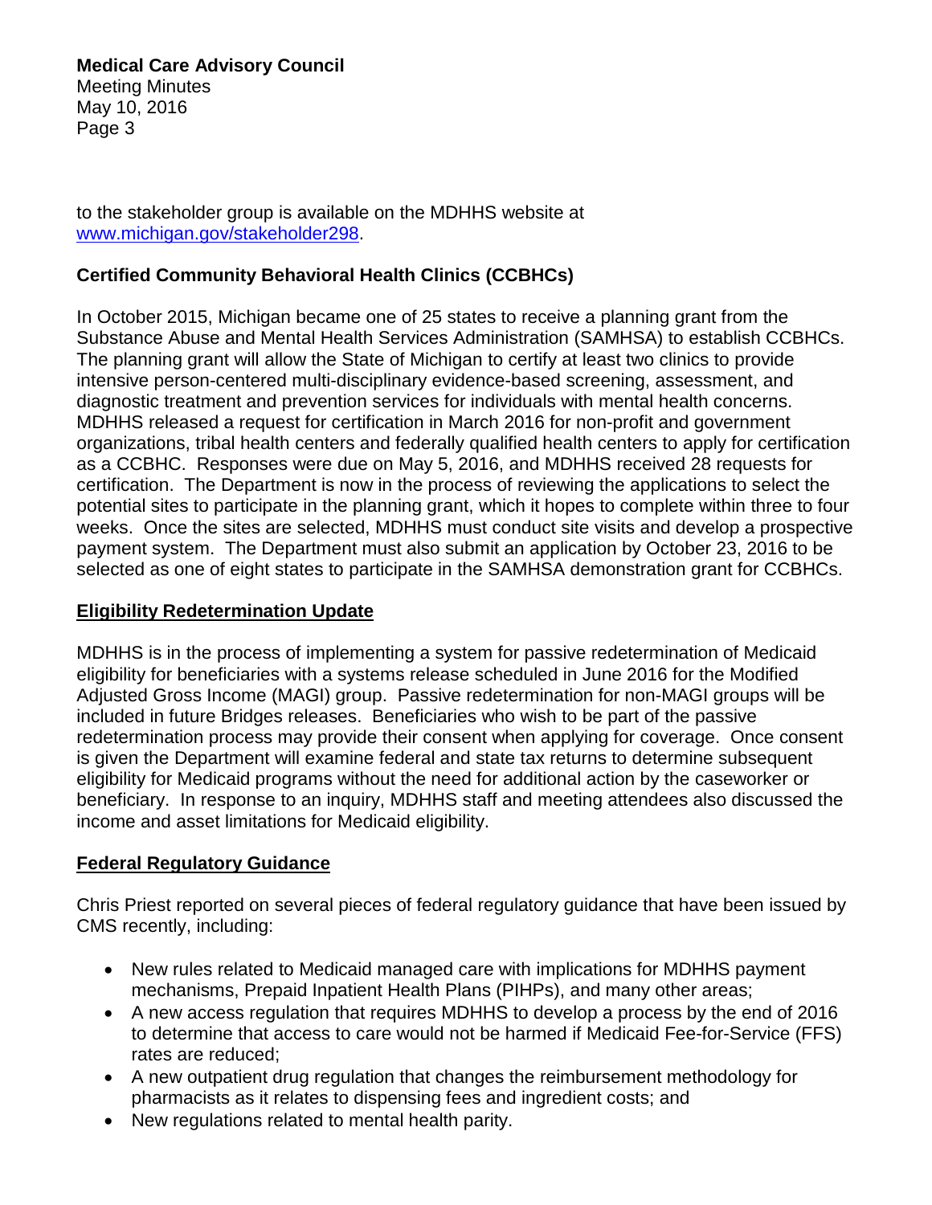to the stakeholder group is available on the MDHHS website at www.michigan.gov/stakeholder298.

**Certified Community Behavioral Health Clinics (CCBHCs)**

In October 2015, Michigan became one of 25 states to receive a planning grant from the Substance Abuse and Mental Health Services Administration (SAMHSA) to establish CCBHCs. The planning grant will allow the State of Michigan to certify at least two clinics to provide intensive person-centered multi-disciplinary evidence-based screening, assessment, and diagnostic treatment and prevention services for individuals with mental health concerns. MDHHS released a request for certification in March 2016 for non-profit and government organizations, tribal health centers and federally qualified health centers to apply for certification as a CCBHC. Responses were due on May 5, 2016, and MDHHS received 28 requests for certification. The Department is now in the process of reviewing the applications to select the potential sites to participate in the planning grant, which it hopes to complete within three to four weeks. Once the sites are selected, MDHHS must conduct site visits and develop a prospective payment system. The Department must also submit an application by October 23, 2016 to be selected as one of eight states to participate in the SAMHSA demonstration grant for CCBHCs.

**Eligibility Redetermination Update**

MDHHS is in the process of implementing a system for passive redetermination of Medicaid eligibility for beneficiaries with a systems release scheduled in June 2016 for the Modified Adjusted Gross Income (MAGI) group. Passive redetermination for non-MAGI groups will be included in future Bridges releases. Beneficiaries who wish to be part of the passive redetermination process may provide their consent when applying for coverage. Once consent is given the Department will examine federal and state tax returns to determine subsequent eligibility for Medicaid programs without the need for additional action by the caseworker or beneficiary. In response to an inquiry, MDHHS staff and meeting attendees also discussed the income and asset limitations for Medicaid eligibility.

**Federal Regulatory Guidance**

Chris Priest reported on several pieces of federal regulatory guidance that have been issued by CMS recently, including:

- New rules related to Medicaid managed care with implications for MDHHS payment mechanisms, Prepaid Inpatient Health Plans (PIHPs), and many other areas;
- A new access regulation that requires MDHHS to develop a process by the end of 2016 to determine that access to care would not be harmed if Medicaid Fee-for-Service (FFS) rates are reduced;
- A new outpatient drug regulation that changes the reimbursement methodology for pharmacists as it relates to dispensing fees and ingredient costs; and
- New regulations related to mental health parity.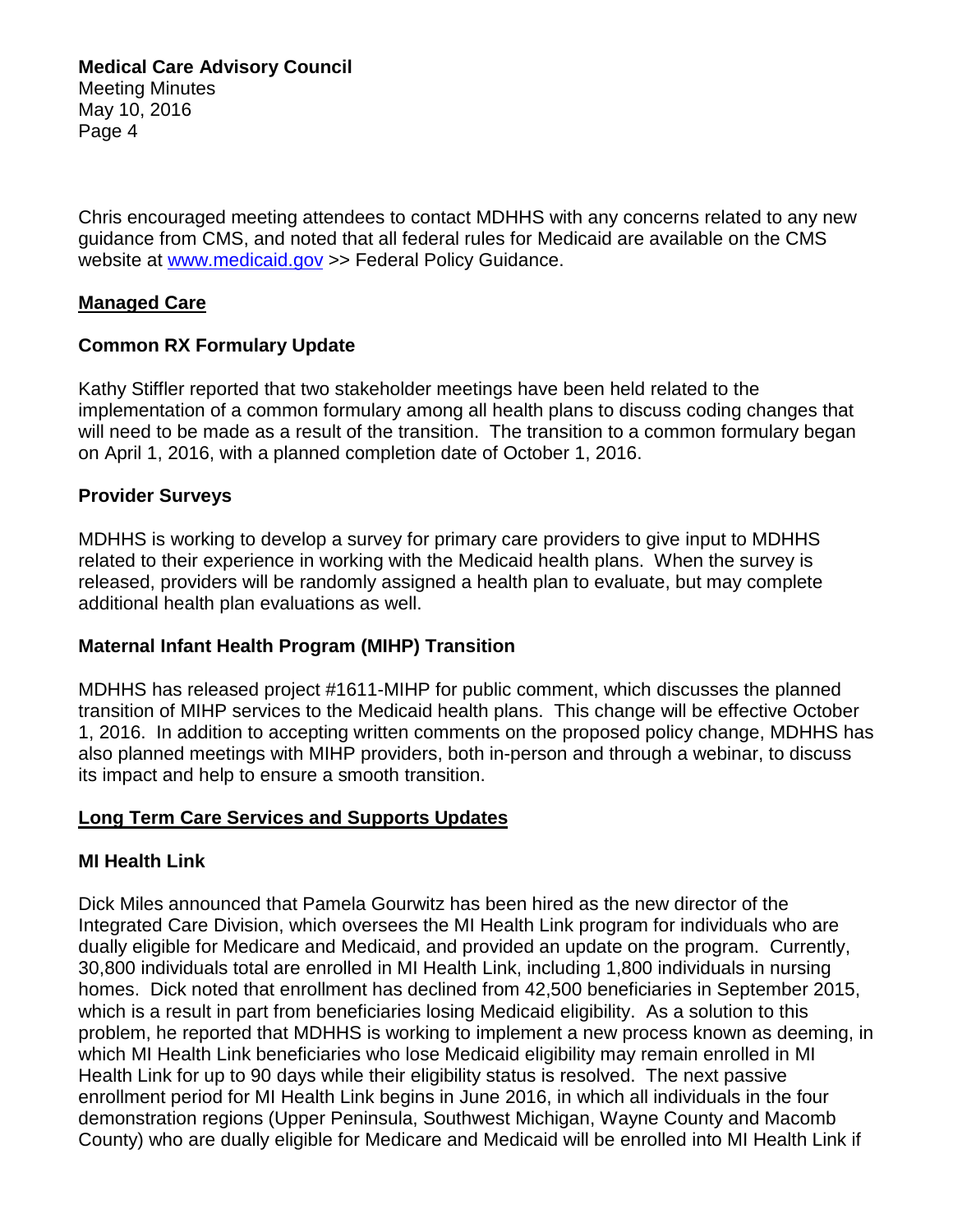Chris encouraged meeting attendees to contact MDHHS with any concerns related to any new guidance from CMS, and noted that all federal rules for Medicaid are available on the CMS website at [www.medicaid.gov](http://www.medicaid.gov) >> Federal Policy Guidance.

## Managed Care

### Common RX Formulary Update

Kathy Stiffler reported that two stakeholder meetings have been held related to the implementation of a common formulary among all health plans to discuss coding changes that will need to be made as a result of the transition. The transition to a common formulary began on April 1, 2016, with a planned completion date of October 1, 2016.

### Provider Surveys

MDHHS is working to develop a survey for primary care providers to give input to MDHHS related to their experience in working with the Medicaid health plans. When the survey is released, providers will be randomly assigned a health plan to evaluate, but may complete additional health plan evaluations as well.

### Maternal Infant Health Program (MIHP) Transition

MDHHS has released project #1611-MIHP for public comment, which discusses the planned transition of MIHP services to the Medicaid health plans. This change will be effective October 1, 2016. In addition to accepting written comments on the proposed policy change, MDHHS has also planned meetings with MIHP providers, both in-person and through a webinar, to discuss its impact and help to ensure a smooth transition.

## Long Term Care Services and Supports Updates

### MI Health Link

Dick Miles announced that Pamela Gourwitz has been hired as the new director of the Integrated Care Division, which oversees the MI Health Link program for individuals who are dually eligible for Medicare and Medicaid, and provided an update on the program. Currently, 30,800 individuals total are enrolled in MI Health Link, including 1,800 individuals in nursing homes. Dick noted that enrollment has declined from 42,500 beneficiaries in September 2015, which is a result in part from beneficiaries losing Medicaid eligibility. As a solution to this problem, he reported that MDHHS is working to implement a new process known as deeming, in which MI Health Link beneficiaries who lose Medicaid eligibility may remain enrolled in MI Health Link for up to 90 days while their eligibility status is resolved. The next passive enrollment period for MI Health Link begins in June 2016, in which all individuals in the four demonstration regions (Upper Peninsula, Southwest Michigan, Wayne County and Macomb County) who are dually eligible for Medicare and Medicaid will be enrolled into MI Health Link if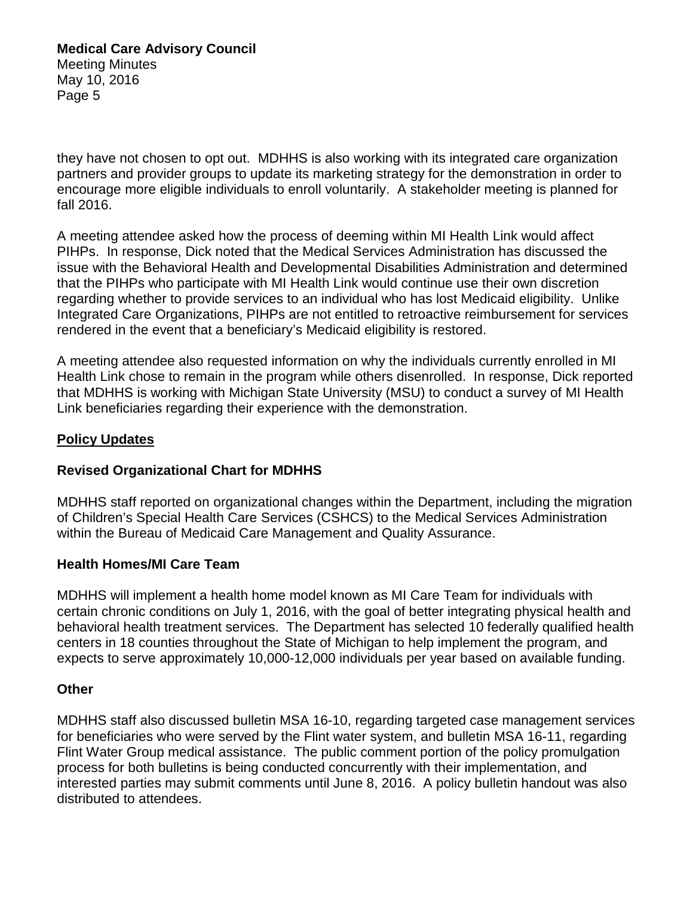they have not chosen to opt out. MDHHS is also working with its integrated care organization partners and provider groups to update its marketing strategy for the demonstration in order to encourage more eligible individuals to enroll voluntarily. A stakeholder meeting is planned for fall 2016.

A meeting attendee asked how the process of deeming within MI Health Link would affect PIHPs. In response, Dick noted that the Medical Services Administration has discussed the issue with the Behavioral Health and Developmental Disabilities Administration and determined that the PIHPs who participate with MI Health Link would continue use their own discretion regarding whether to provide services to an individual who has lost Medicaid eligibility. Unlike Integrated Care Organizations, PIHPs are not entitled to retroactive reimbursement for services rendered in the event that a beneficiary's Medicaid eligibility is restored.

A meeting attendee also requested information on why the individuals currently enrolled in MI Health Link chose to remain in the program while others disenrolled. In response, Dick reported that MDHHS is working with Michigan State University (MSU) to conduct a survey of MI Health Link beneficiaries regarding their experience with the demonstration.

## Policy Updates

### Revised Organizational Chart for MDHHS

MDHHS staff reported on organizational changes within the Department, including the migration of Children's Special Health Care Services (CSHCS) to the Medical Services Administration within the Bureau of Medicaid Care Management and Quality Assurance.

### Health Homes/MI Care Team

MDHHS will implement a health home model known as MI Care Team for individuals with certain chronic conditions on July 1, 2016, with the goal of better integrating physical health and behavioral health treatment services. The Department has selected 10 federally qualified health centers in 18 counties throughout the State of Michigan to help implement the program, and expects to serve approximately 10,000-12,000 individuals per year based on available funding.

### Other

MDHHS staff also discussed bulletin MSA 16-10, regarding targeted case management services for beneficiaries who were served by the Flint water system, and bulletin MSA 16-11, regarding Flint Water Group medical assistance. The public comment portion of the policy promulgation process for both bulletins is being conducted concurrently with their implementation, and interested parties may submit comments until June 8, 2016. A policy bulletin handout was also distributed to attendees.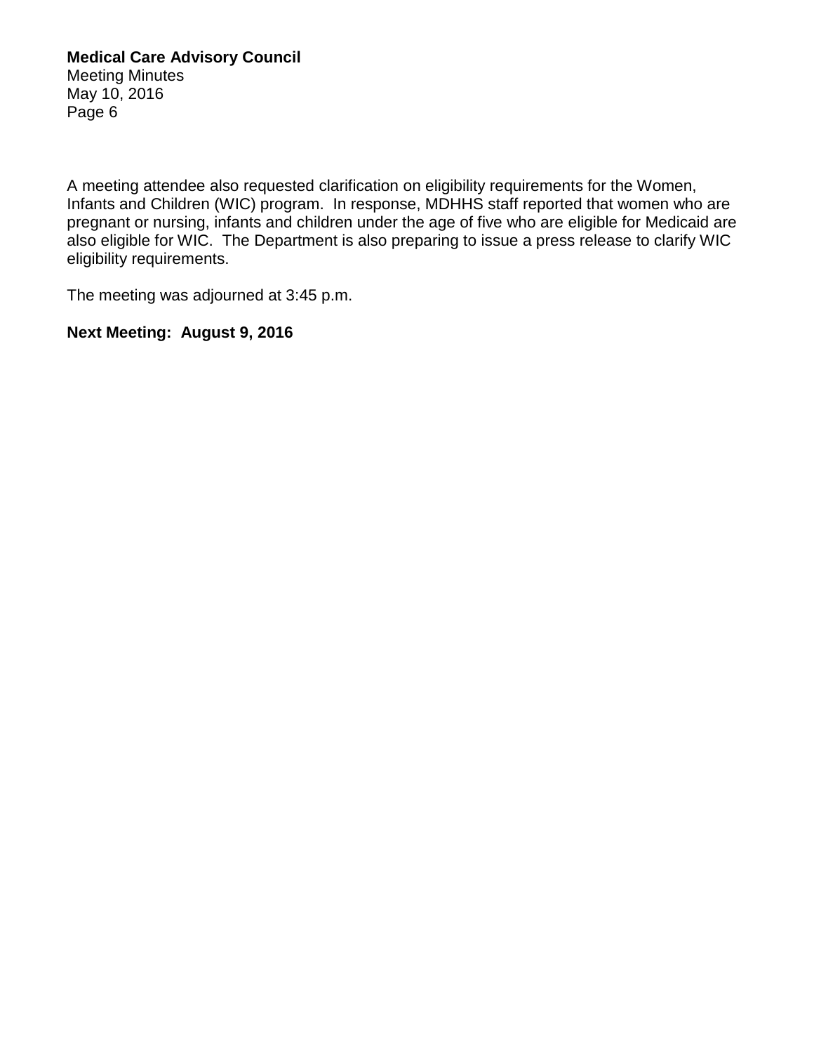A meeting attendee also requested clarification on eligibility requirements for the Women, Infants and Children (WIC) program. In response, MDHHS staff reported that women who are pregnant or nursing, infants and children under the age of five who are eligible for Medicaid are also eligible for WIC. The Department is also preparing to issue a press release to clarify WIC eligibility requirements.

The meeting was adjourned at 3:45 p.m.

**Next Meeting: August 9, 2016**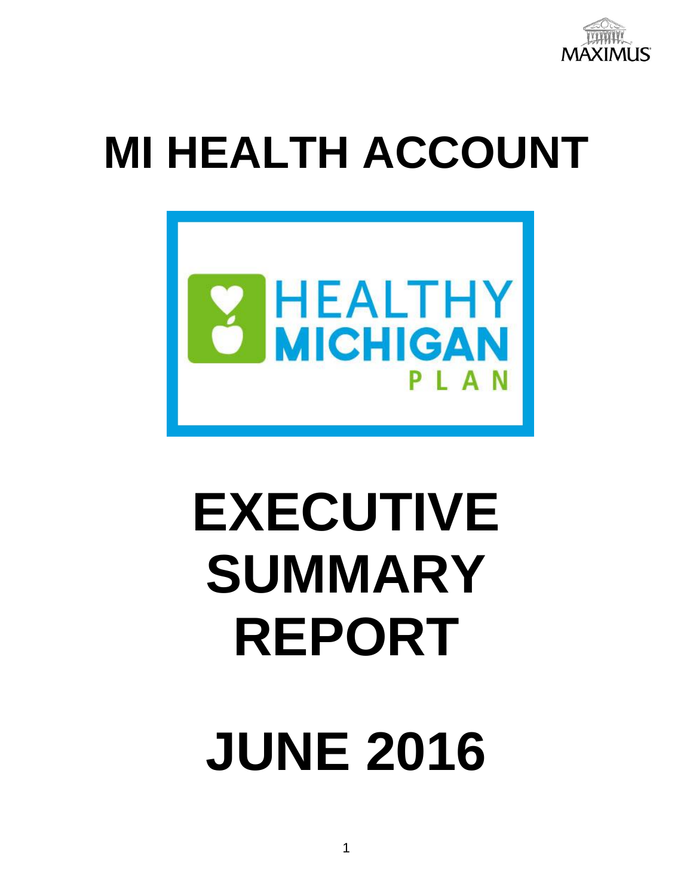# MI HEALTH ACCOUNT

HEALTHY MICHIGAN PLAN

# EXECUTIVE SUMMARY REPORT

# JUNE 2016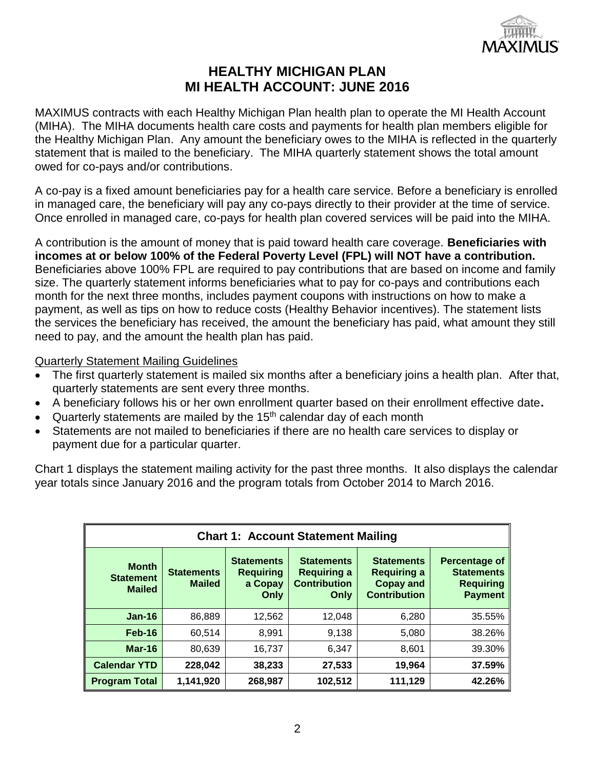# HEALTHY MICHIGAN PLAN
# MI HEALTH ACCOUNT: JUNE 2016

MAXIMUS contracts with each Healthy Michigan Plan health plan to operate the MI Health Account (MIHA). The MIHA documents health care costs and payments for health plan members eligible for the Healthy Michigan Plan. Any amount the beneficiary owes to the MIHA is reflected in the quarterly statement that is mailed to the beneficiary. The MIHA quarterly statement shows the total amount owed for co-pays and/or contributions.

A co-pay is a fixed amount beneficiaries pay for a health care service. Before a beneficiary is enrolled in managed care, the beneficiary will pay any co-pays directly to their provider at the time of service. Once enrolled in managed care, co-pays for health plan covered services will be paid into the MIHA.

A contribution is the amount of money that is paid toward health care coverage. **Beneficiaries with incomes at or below 100% of the Federal Poverty Level (FPL) will NOT have a contribution.** Beneficiaries above 100% FPL are required to pay contributions that are based on income and family size. The quarterly statement informs beneficiaries what to pay for co-pays and contributions each month for the next three months, includes payment coupons with instructions on how to make a payment, as well as tips on how to reduce costs (Healthy Behavior incentives). The statement lists the services the beneficiary has received, the amount the beneficiary has paid, what amount they still need to pay, and the amount the health plan has paid.

Quarterly Statement Mailing Guidelines

- The first quarterly statement is mailed six months after a beneficiary joins a health plan. After that, quarterly statements are sent every three months.
- A beneficiary follows his or her own enrollment quarter based on their enrollment effective date.
- Quarterly statements are mailed by the 15th calendar day of each month
- Statements are not mailed to beneficiaries if there are no health care services to display or payment due for a particular quarter.

Chart 1 displays the statement mailing activity for the past three months. It also displays the calendar year totals since January 2016 and the program totals from October 2014 to March 2016.

| **Chart 1: Account Statement Mailing** | | | | | |
|---|---|---|---|---|---|
| **Month Statement Mailed** | **Statements Mailed** | **Statements Requiring a Copay Only** | **Statements Requiring a Contribution Only** | **Statements Requiring a Copay and Contribution** | **Percentage of Statements Requiring Payment** |
| **Jan-16** | 86,889 | 12,562 | 12,048 | 6,280 | 35.55% |
| **Feb-16** | 60,514 | 8,991 | 9,138 | 5,080 | 38.26% |
| **Mar-16** | 80,639 | 16,737 | 6,347 | 8,601 | 39.30% |
| **Calendar YTD** | **228,042** | **38,233** | **27,533** | **19,964** | **37.59%** |
| **Program Total** | **1,141,920** | **268,987** | **102,512** | **111,129** | **42.26%** |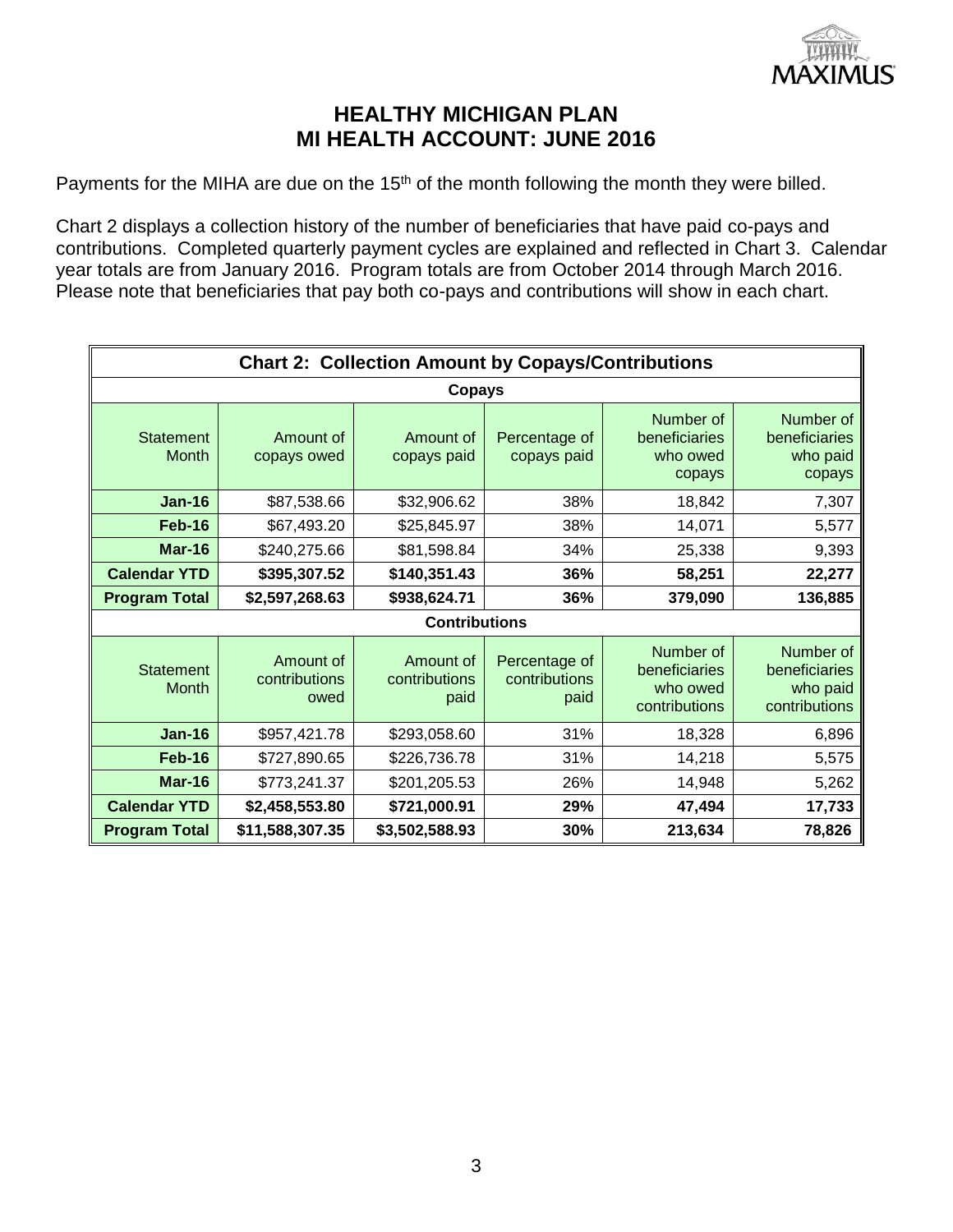# HEALTHY MICHIGAN PLAN
# MI HEALTH ACCOUNT: JUNE 2016

Payments for the MIHA are due on the 15th of the month following the month they were billed.

Chart 2 displays a collection history of the number of beneficiaries that have paid co-pays and contributions. Completed quarterly payment cycles are explained and reflected in Chart 3. Calendar year totals are from January 2016. Program totals are from October 2014 through March 2016. Please note that beneficiaries that pay both co-pays and contributions will show in each chart.

| **Chart 2: Collection Amount by Copays/Contributions** | | | | | |
|---|---|---|---|---|---|
| **Copays** | | | | | |
| Statement Month | Amount of copays owed | Amount of copays paid | Percentage of copays paid | Number of beneficiaries who owed copays | Number of beneficiaries who paid copays |
| **Jan-16** | $87,538.66 | $32,906.62 | 38% | 18,842 | 7,307 |
| **Feb-16** | $67,493.20 | $25,845.97 | 38% | 14,071 | 5,577 |
| **Mar-16** | $240,275.66 | $81,598.84 | 34% | 25,338 | 9,393 |
| **Calendar YTD** | **$395,307.52** | **$140,351.43** | **36%** | **58,251** | **22,277** |
| **Program Total** | **$2,597,268.63** | **$938,624.71** | **36%** | **379,090** | **136,885** |
| **Contributions** | | | | | |
| Statement Month | Amount of contributions owed | Amount of contributions paid | Percentage of contributions paid | Number of beneficiaries who owed contributions | Number of beneficiaries who paid contributions |
| **Jan-16** | $957,421.78 | $293,058.60 | 31% | 18,328 | 6,896 |
| **Feb-16** | $727,890.65 | $226,736.78 | 31% | 14,218 | 5,575 |
| **Mar-16** | $773,241.37 | $201,205.53 | 26% | 14,948 | 5,262 |
| **Calendar YTD** | **$2,458,553.80** | **$721,000.91** | **29%** | **47,494** | **17,733** |
| **Program Total** | **$11,588,307.35** | **$3,502,588.93** | **30%** | **213,634** | **78,826** |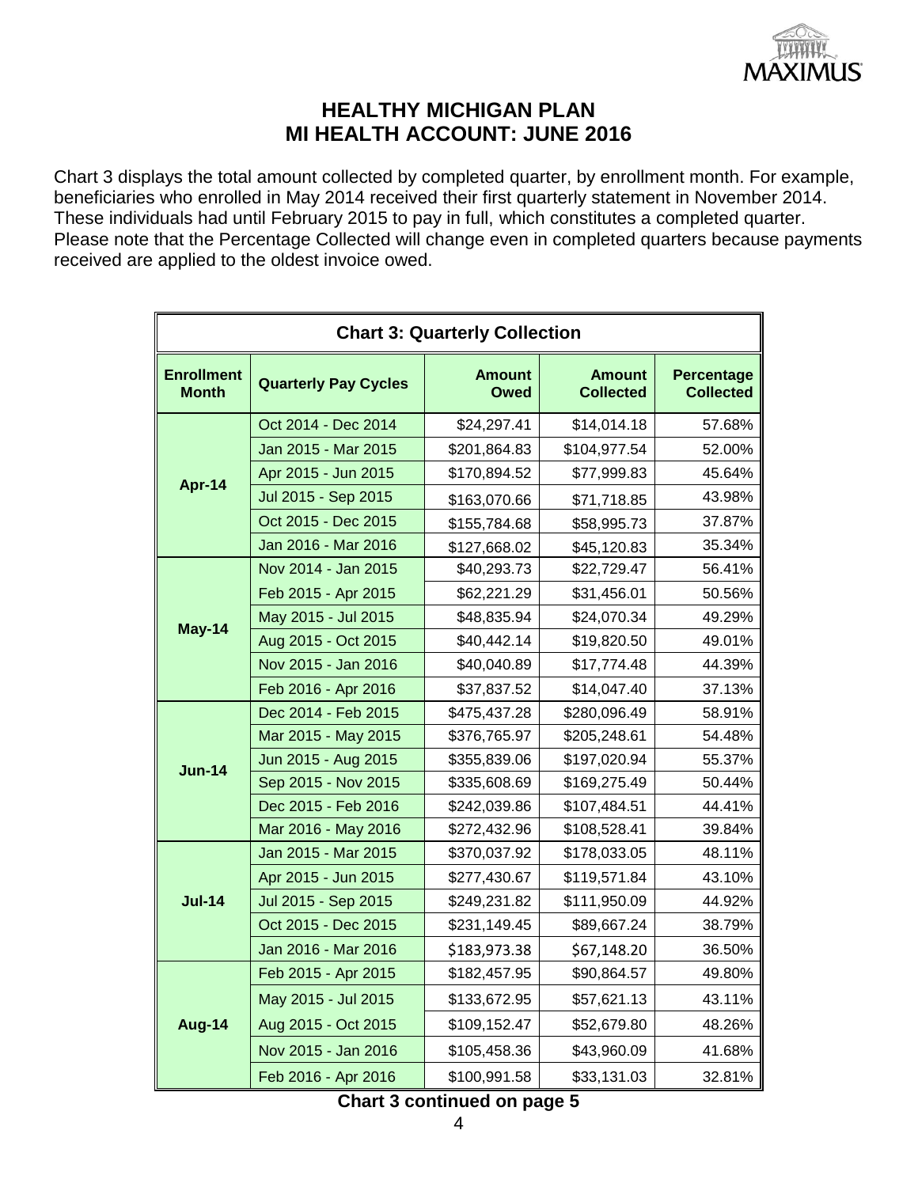# HEALTHY MICHIGAN PLAN
# MI HEALTH ACCOUNT: JUNE 2016

Chart 3 displays the total amount collected by completed quarter, by enrollment month. For example, beneficiaries who enrolled in May 2014 received their first quarterly statement in November 2014. These individuals had until February 2015 to pay in full, which constitutes a completed quarter. Please note that the Percentage Collected will change even in completed quarters because payments received are applied to the oldest invoice owed.

**Chart 3: Quarterly Collection**

| Enrollment Month | Quarterly Pay Cycles | Amount Owed | Amount Collected | Percentage Collected |
|---|---|---|---|---|
| Apr-14 | Oct 2014 - Dec 2014 | $24,297.41 | $14,014.18 | 57.68% |
| | Jan 2015 - Mar 2015 | $201,864.83 | $104,977.54 | 52.00% |
| | Apr 2015 - Jun 2015 | $170,894.52 | $77,999.83 | 45.64% |
| | Jul 2015 - Sep 2015 | $163,070.66 | $71,718.85 | 43.98% |
| | Oct 2015 - Dec 2015 | $155,784.68 | $58,995.73 | 37.87% |
| | Jan 2016 - Mar 2016 | $127,668.02 | $45,120.83 | 35.34% |
| May-14 | Nov 2014 - Jan 2015 | $40,293.73 | $22,729.47 | 56.41% |
| | Feb 2015 - Apr 2015 | $62,221.29 | $31,456.01 | 50.56% |
| | May 2015 - Jul 2015 | $48,835.94 | $24,070.34 | 49.29% |
| | Aug 2015 - Oct 2015 | $40,442.14 | $19,820.50 | 49.01% |
| | Nov 2015 - Jan 2016 | $40,040.89 | $17,774.48 | 44.39% |
| | Feb 2016 - Apr 2016 | $37,837.52 | $14,047.40 | 37.13% |
| Jun-14 | Dec 2014 - Feb 2015 | $475,437.28 | $280,096.49 | 58.91% |
| | Mar 2015 - May 2015 | $376,765.97 | $205,248.61 | 54.48% |
| | Jun 2015 - Aug 2015 | $355,839.06 | $197,020.94 | 55.37% |
| | Sep 2015 - Nov 2015 | $335,608.69 | $169,275.49 | 50.44% |
| | Dec 2015 - Feb 2016 | $242,039.86 | $107,484.51 | 44.41% |
| | Mar 2016 - May 2016 | $272,432.96 | $108,528.41 | 39.84% |
| Jul-14 | Jan 2015 - Mar 2015 | $370,037.92 | $178,033.05 | 48.11% |
| | Apr 2015 - Jun 2015 | $277,430.67 | $119,571.84 | 43.10% |
| | Jul 2015 - Sep 2015 | $249,231.82 | $111,950.09 | 44.92% |
| | Oct 2015 - Dec 2015 | $231,149.45 | $89,667.24 | 38.79% |
| | Jan 2016 - Mar 2016 | $183,973.38 | $67,148.20 | 36.50% |
| Aug-14 | Feb 2015 - Apr 2015 | $182,457.95 | $90,864.57 | 49.80% |
| | May 2015 - Jul 2015 | $133,672.95 | $57,621.13 | 43.11% |
| | Aug 2015 - Oct 2015 | $109,152.47 | $52,679.80 | 48.26% |
| | Nov 2015 - Jan 2016 | $105,458.36 | $43,960.09 | 41.68% |
| | Feb 2016 - Apr 2016 | $100,991.58 | $33,131.03 | 32.81% |

**Chart 3 continued on page 5**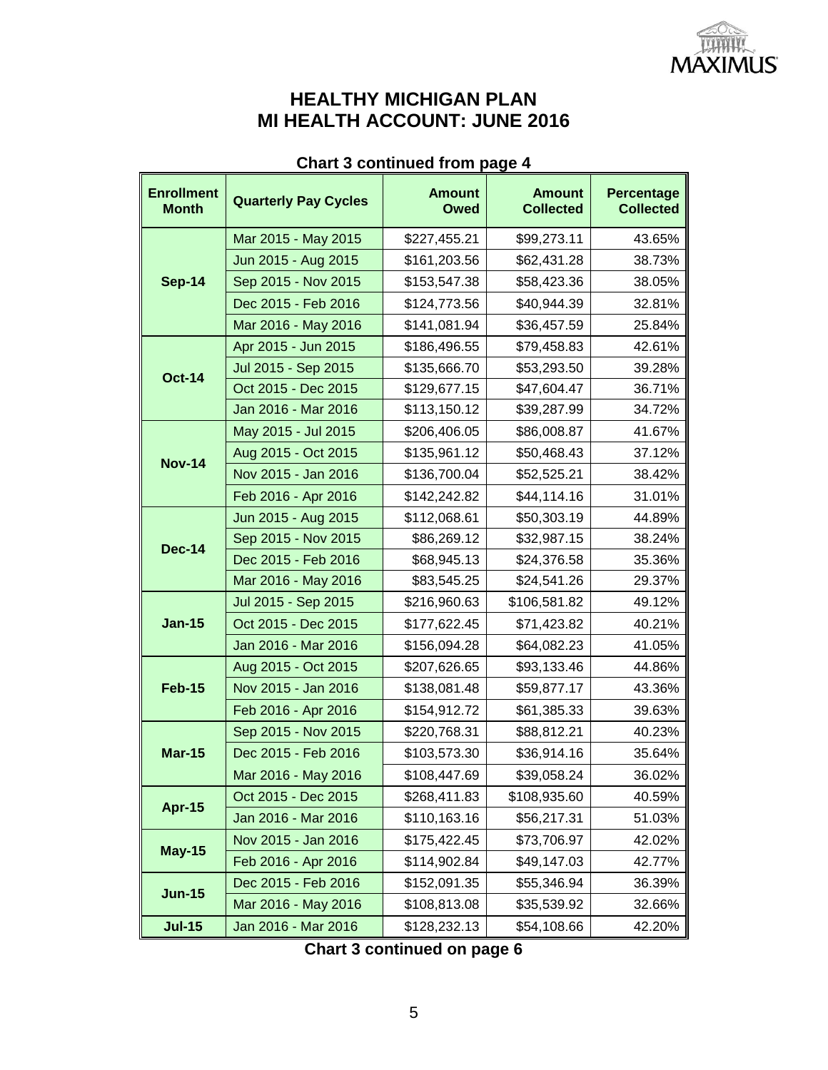# HEALTHY MICHIGAN PLAN
# MI HEALTH ACCOUNT: JUNE 2016

**Chart 3 continued from page 4**

| Enrollment Month | Quarterly Pay Cycles | Amount Owed | Amount Collected | Percentage Collected |
|---|---|---|---|---|
| **Sep-14** | Mar 2015 - May 2015 | $227,455.21 | $99,273.11 | 43.65% |
| | Jun 2015 - Aug 2015 | $161,203.56 | $62,431.28 | 38.73% |
| | Sep 2015 - Nov 2015 | $153,547.38 | $58,423.36 | 38.05% |
| | Dec 2015 - Feb 2016 | $124,773.56 | $40,944.39 | 32.81% |
| | Mar 2016 - May 2016 | $141,081.94 | $36,457.59 | 25.84% |
| **Oct-14** | Apr 2015 - Jun 2015 | $186,496.55 | $79,458.83 | 42.61% |
| | Jul 2015 - Sep 2015 | $135,666.70 | $53,293.50 | 39.28% |
| | Oct 2015 - Dec 2015 | $129,677.15 | $47,604.47 | 36.71% |
| | Jan 2016 - Mar 2016 | $113,150.12 | $39,287.99 | 34.72% |
| **Nov-14** | May 2015 - Jul 2015 | $206,406.05 | $86,008.87 | 41.67% |
| | Aug 2015 - Oct 2015 | $135,961.12 | $50,468.43 | 37.12% |
| | Nov 2015 - Jan 2016 | $136,700.04 | $52,525.21 | 38.42% |
| | Feb 2016 - Apr 2016 | $142,242.82 | $44,114.16 | 31.01% |
| **Dec-14** | Jun 2015 - Aug 2015 | $112,068.61 | $50,303.19 | 44.89% |
| | Sep 2015 - Nov 2015 | $86,269.12 | $32,987.15 | 38.24% |
| | Dec 2015 - Feb 2016 | $68,945.13 | $24,376.58 | 35.36% |
| | Mar 2016 - May 2016 | $83,545.25 | $24,541.26 | 29.37% |
| **Jan-15** | Jul 2015 - Sep 2015 | $216,960.63 | $106,581.82 | 49.12% |
| | Oct 2015 - Dec 2015 | $177,622.45 | $71,423.82 | 40.21% |
| | Jan 2016 - Mar 2016 | $156,094.28 | $64,082.23 | 41.05% |
| **Feb-15** | Aug 2015 - Oct 2015 | $207,626.65 | $93,133.46 | 44.86% |
| | Nov 2015 - Jan 2016 | $138,081.48 | $59,877.17 | 43.36% |
| | Feb 2016 - Apr 2016 | $154,912.72 | $61,385.33 | 39.63% |
| **Mar-15** | Sep 2015 - Nov 2015 | $220,768.31 | $88,812.21 | 40.23% |
| | Dec 2015 - Feb 2016 | $103,573.30 | $36,914.16 | 35.64% |
| | Mar 2016 - May 2016 | $108,447.69 | $39,058.24 | 36.02% |
| **Apr-15** | Oct 2015 - Dec 2015 | $268,411.83 | $108,935.60 | 40.59% |
| | Jan 2016 - Mar 2016 | $110,163.16 | $56,217.31 | 51.03% |
| **May-15** | Nov 2015 - Jan 2016 | $175,422.45 | $73,706.97 | 42.02% |
| | Feb 2016 - Apr 2016 | $114,902.84 | $49,147.03 | 42.77% |
| **Jun-15** | Dec 2015 - Feb 2016 | $152,091.35 | $55,346.94 | 36.39% |
| | Mar 2016 - May 2016 | $108,813.08 | $35,539.92 | 32.66% |
| **Jul-15** | Jan 2016 - Mar 2016 | $128,232.13 | $54,108.66 | 42.20% |

**Chart 3 continued on page 6**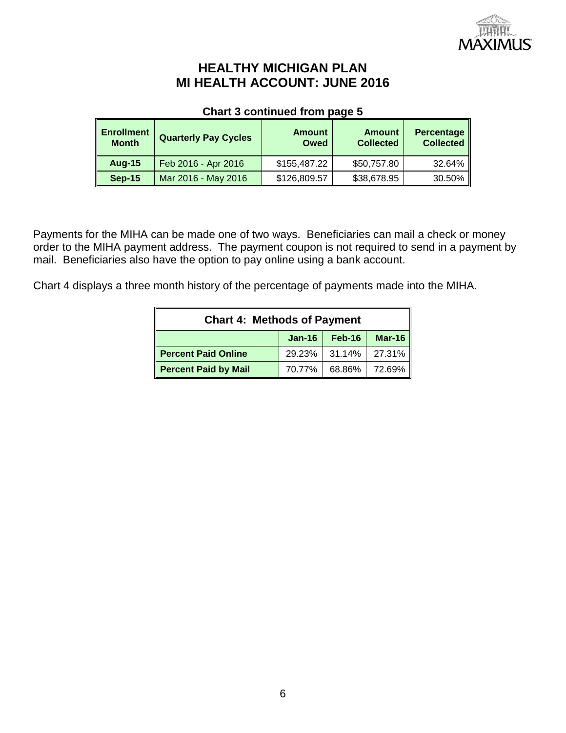# HEALTHY MICHIGAN PLAN
# MI HEALTH ACCOUNT: JUNE 2016

**Chart 3 continued from page 5**

| Enrollment Month | Quarterly Pay Cycles | Amount Owed | Amount Collected | Percentage Collected |
|---|---|---|---|---|
| **Aug-15** | Feb 2016 - Apr 2016 | $155,487.22 | $50,757.80 | 32.64% |
| **Sep-15** | Mar 2016 - May 2016 | $126,809.57 | $38,678.95 | 30.50% |

Payments for the MIHA can be made one of two ways. Beneficiaries can mail a check or money order to the MIHA payment address. The payment coupon is not required to send in a payment by mail. Beneficiaries also have the option to pay online using a bank account.

Chart 4 displays a three month history of the percentage of payments made into the MIHA.

**Chart 4: Methods of Payment**

| | Jan-16 | Feb-16 | Mar-16 |
|---|---|---|---|
| **Percent Paid Online** | 29.23% | 31.14% | 27.31% |
| **Percent Paid by Mail** | 70.77% | 68.86% | 72.69% |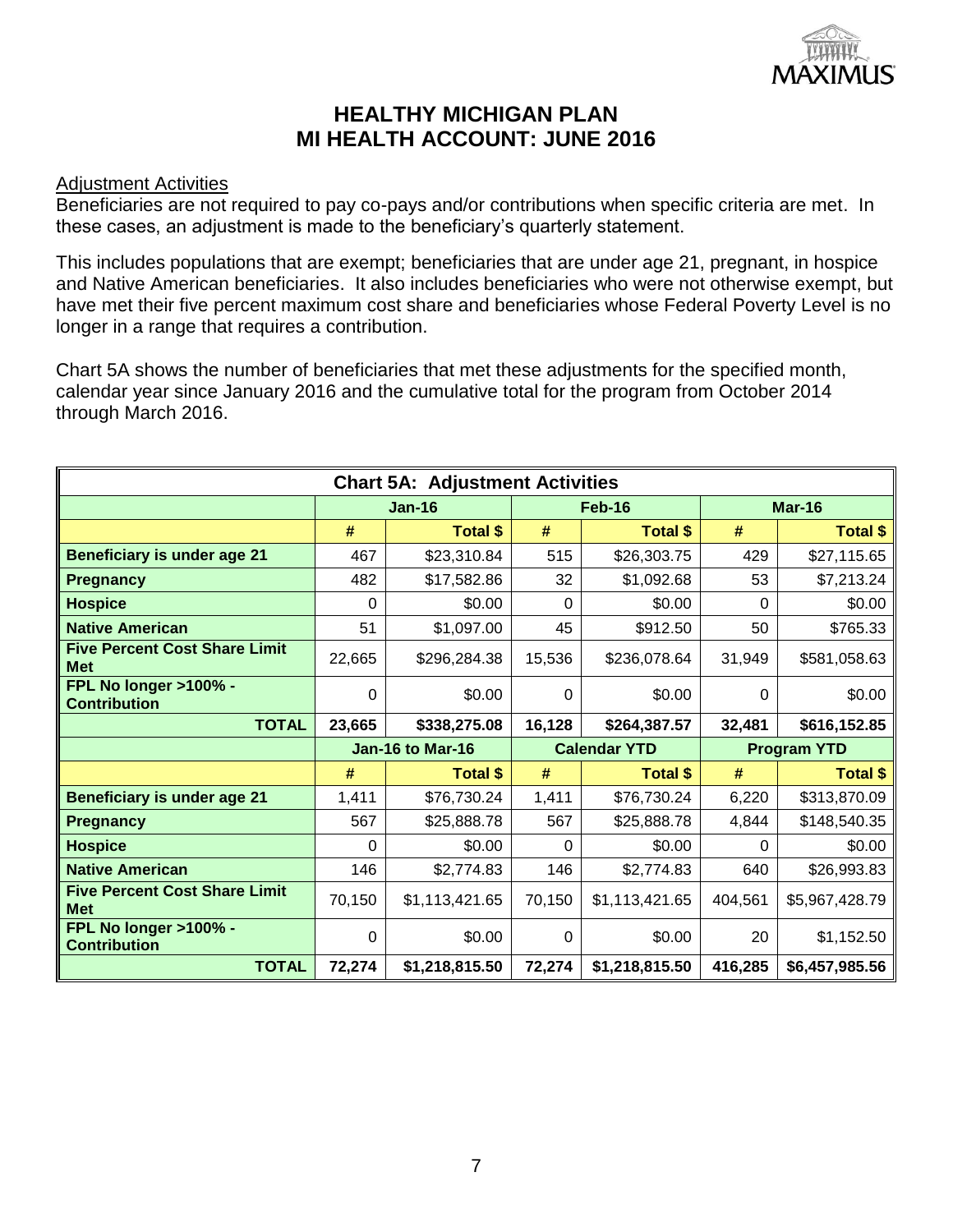# HEALTHY MICHIGAN PLAN
# MI HEALTH ACCOUNT: JUNE 2016

Adjustment Activities

Beneficiaries are not required to pay co-pays and/or contributions when specific criteria are met. In these cases, an adjustment is made to the beneficiary's quarterly statement.

This includes populations that are exempt; beneficiaries that are under age 21, pregnant, in hospice and Native American beneficiaries. It also includes beneficiaries who were not otherwise exempt, but have met their five percent maximum cost share and beneficiaries whose Federal Poverty Level is no longer in a range that requires a contribution.

Chart 5A shows the number of beneficiaries that met these adjustments for the specified month, calendar year since January 2016 and the cumulative total for the program from October 2014 through March 2016.

| Chart 5A: Adjustment Activities | | | | | | |
|---|---|---|---|---|---|---|
| | Jan-16 | | Feb-16 | | Mar-16 | |
| | # | Total $ | # | Total $ | # | Total $ |
| **Beneficiary is under age 21** | 467 | $23,310.84 | 515 | $26,303.75 | 429 | $27,115.65 |
| **Pregnancy** | 482 | $17,582.86 | 32 | $1,092.68 | 53 | $7,213.24 |
| **Hospice** | 0 | $0.00 | 0 | $0.00 | 0 | $0.00 |
| **Native American** | 51 | $1,097.00 | 45 | $912.50 | 50 | $765.33 |
| **Five Percent Cost Share Limit Met** | 22,665 | $296,284.38 | 15,536 | $236,078.64 | 31,949 | $581,058.63 |
| **FPL No longer >100% - Contribution** | 0 | $0.00 | 0 | $0.00 | 0 | $0.00 |
| **TOTAL** | **23,665** | **$338,275.08** | **16,128** | **$264,387.57** | **32,481** | **$616,152.85** |
| | Jan-16 to Mar-16 | | Calendar YTD | | Program YTD | |
| | # | Total $ | # | Total $ | # | Total $ |
| **Beneficiary is under age 21** | 1,411 | $76,730.24 | 1,411 | $76,730.24 | 6,220 | $313,870.09 |
| **Pregnancy** | 567 | $25,888.78 | 567 | $25,888.78 | 4,844 | $148,540.35 |
| **Hospice** | 0 | $0.00 | 0 | $0.00 | 0 | $0.00 |
| **Native American** | 146 | $2,774.83 | 146 | $2,774.83 | 640 | $26,993.83 |
| **Five Percent Cost Share Limit Met** | 70,150 | $1,113,421.65 | 70,150 | $1,113,421.65 | 404,561 | $5,967,428.79 |
| **FPL No longer >100% - Contribution** | 0 | $0.00 | 0 | $0.00 | 20 | $1,152.50 |
| **TOTAL** | **72,274** | **$1,218,815.50** | **72,274** | **$1,218,815.50** | **416,285** | **$6,457,985.56** |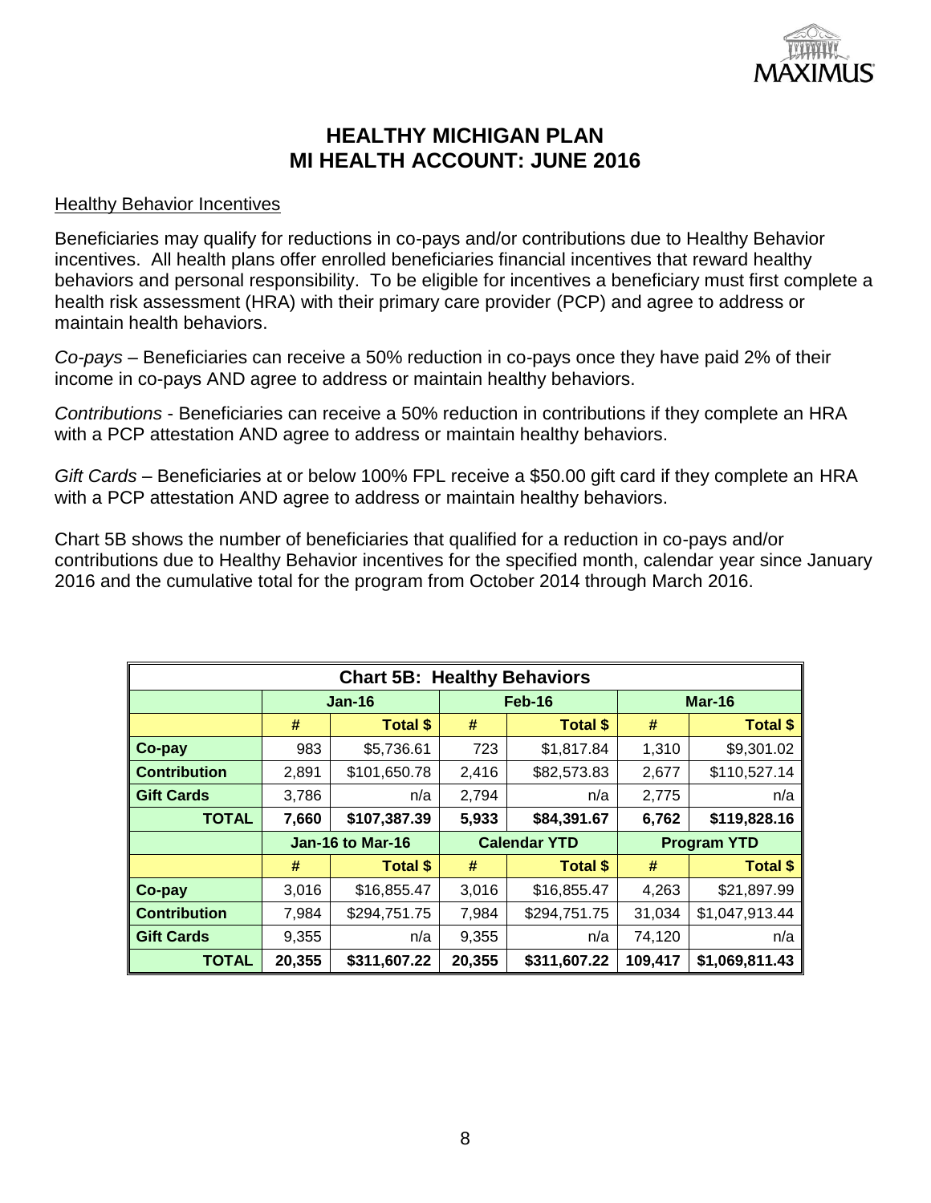# HEALTHY MICHIGAN PLAN
# MI HEALTH ACCOUNT: JUNE 2016

## Healthy Behavior Incentives

Beneficiaries may qualify for reductions in co-pays and/or contributions due to Healthy Behavior incentives. All health plans offer enrolled beneficiaries financial incentives that reward healthy behaviors and personal responsibility. To be eligible for incentives a beneficiary must first complete a health risk assessment (HRA) with their primary care provider (PCP) and agree to address or maintain health behaviors.

*Co-pays* – Beneficiaries can receive a 50% reduction in co-pays once they have paid 2% of their income in co-pays AND agree to address or maintain healthy behaviors.

*Contributions* - Beneficiaries can receive a 50% reduction in contributions if they complete an HRA with a PCP attestation AND agree to address or maintain healthy behaviors.

*Gift Cards* – Beneficiaries at or below 100% FPL receive a $50.00 gift card if they complete an HRA with a PCP attestation AND agree to address or maintain healthy behaviors.

Chart 5B shows the number of beneficiaries that qualified for a reduction in co-pays and/or contributions due to Healthy Behavior incentives for the specified month, calendar year since January 2016 and the cumulative total for the program from October 2014 through March 2016.

**Chart 5B: Healthy Behaviors**

| | Jan-16 | | Feb-16 | | Mar-16 | |
|---|---|---|---|---|---|---|
| | # | Total $ | # | Total $ | # | Total $ |
| **Co-pay** | 983 | $5,736.61 | 723 | $1,817.84 | 1,310 | $9,301.02 |
| **Contribution** | 2,891 | $101,650.78 | 2,416 | $82,573.83 | 2,677 | $110,527.14 |
| **Gift Cards** | 3,786 | n/a | 2,794 | n/a | 2,775 | n/a |
| **TOTAL** | **7,660** | **$107,387.39** | **5,933** | **$84,391.67** | **6,762** | **$119,828.16** |
| | **Jan-16 to Mar-16** | | **Calendar YTD** | | **Program YTD** | |
| | # | Total $ | # | Total $ | # | Total $ |
| **Co-pay** | 3,016 | $16,855.47 | 3,016 | $16,855.47 | 4,263 | $21,897.99 |
| **Contribution** | 7,984 | $294,751.75 | 7,984 | $294,751.75 | 31,034 | $1,047,913.44 |
| **Gift Cards** | 9,355 | n/a | 9,355 | n/a | 74,120 | n/a |
| **TOTAL** | **20,355** | **$311,607.22** | **20,355** | **$311,607.22** | **109,417** | **$1,069,811.43** |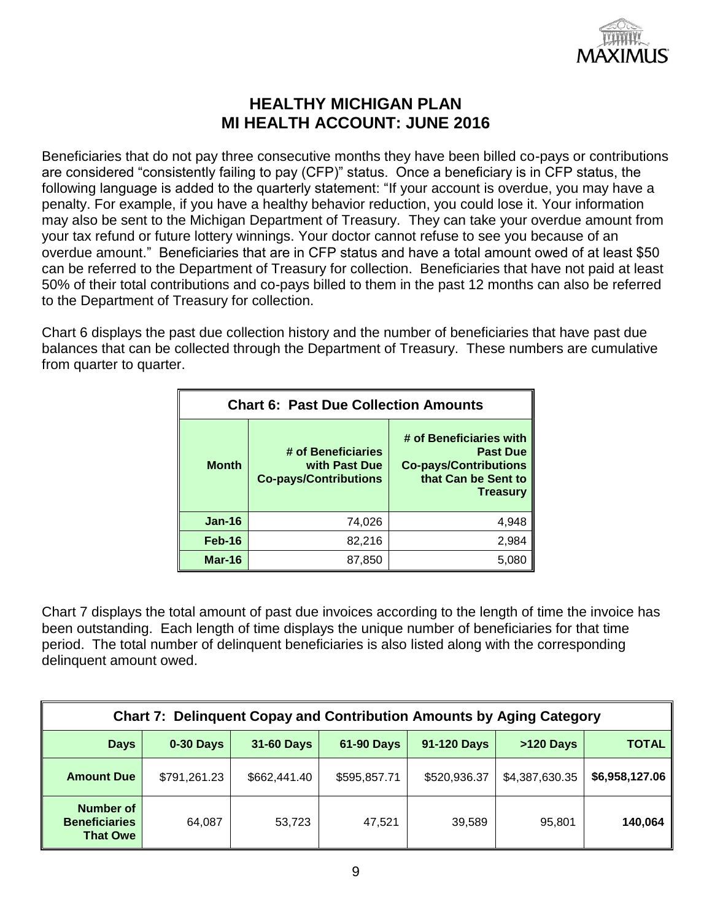# HEALTHY MICHIGAN PLAN
# MI HEALTH ACCOUNT: JUNE 2016

Beneficiaries that do not pay three consecutive months they have been billed co-pays or contributions are considered "consistently failing to pay (CFP)" status. Once a beneficiary is in CFP status, the following language is added to the quarterly statement: "If your account is overdue, you may have a penalty. For example, if you have a healthy behavior reduction, you could lose it. Your information may also be sent to the Michigan Department of Treasury. They can take your overdue amount from your tax refund or future lottery winnings. Your doctor cannot refuse to see you because of an overdue amount." Beneficiaries that are in CFP status and have a total amount owed of at least $50 can be referred to the Department of Treasury for collection. Beneficiaries that have not paid at least 50% of their total contributions and co-pays billed to them in the past 12 months can also be referred to the Department of Treasury for collection.

Chart 6 displays the past due collection history and the number of beneficiaries that have past due balances that can be collected through the Department of Treasury. These numbers are cumulative from quarter to quarter.

**Chart 6: Past Due Collection Amounts**

| Month | # of Beneficiaries with Past Due Co-pays/Contributions | # of Beneficiaries with Past Due Co-pays/Contributions that Can be Sent to Treasury |
|---|---|---|
| Jan-16 | 74,026 | 4,948 |
| Feb-16 | 82,216 | 2,984 |
| Mar-16 | 87,850 | 5,080 |

Chart 7 displays the total amount of past due invoices according to the length of time the invoice has been outstanding. Each length of time displays the unique number of beneficiaries for that time period. The total number of delinquent beneficiaries is also listed along with the corresponding delinquent amount owed.

**Chart 7: Delinquent Copay and Contribution Amounts by Aging Category**

| Days | 0-30 Days | 31-60 Days | 61-90 Days | 91-120 Days | >120 Days | TOTAL |
|---|---|---|---|---|---|---|
| Amount Due | $791,261.23 | $662,441.40 | $595,857.71 | $520,936.37 | $4,387,630.35 | **$6,958,127.06** |
| Number of Beneficiaries That Owe | 64,087 | 53,723 | 47,521 | 39,589 | 95,801 | **140,064** |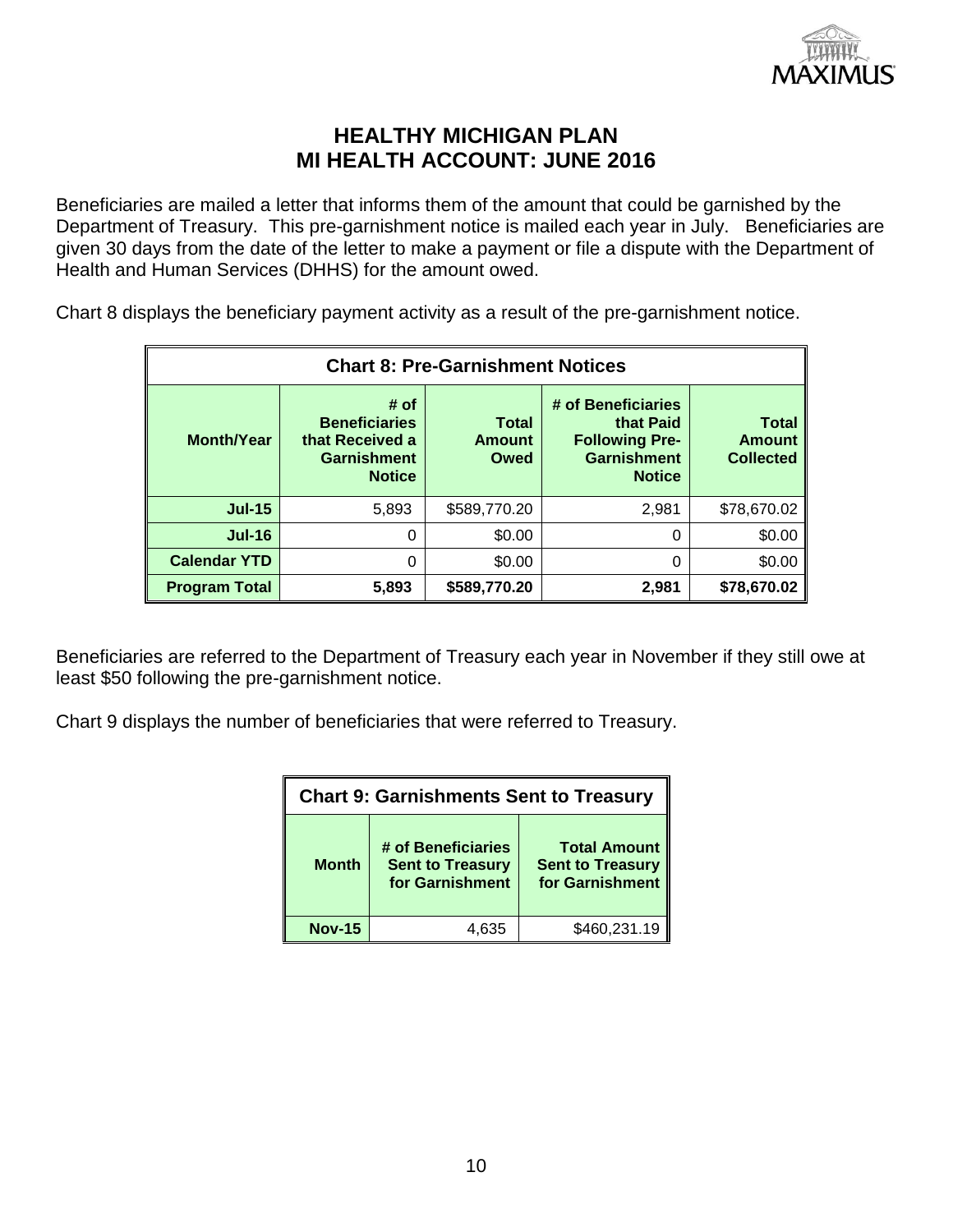# HEALTHY MICHIGAN PLAN
# MI HEALTH ACCOUNT: JUNE 2016

Beneficiaries are mailed a letter that informs them of the amount that could be garnished by the Department of Treasury. This pre-garnishment notice is mailed each year in July. Beneficiaries are given 30 days from the date of the letter to make a payment or file a dispute with the Department of Health and Human Services (DHHS) for the amount owed.

Chart 8 displays the beneficiary payment activity as a result of the pre-garnishment notice.

| **Chart 8: Pre-Garnishment Notices** | | | | |
|---|---|---|---|---|
| **Month/Year** | **# of Beneficiaries that Received a Garnishment Notice** | **Total Amount Owed** | **# of Beneficiaries that Paid Following Pre-Garnishment Notice** | **Total Amount Collected** |
| **Jul-15** | 5,893 | $589,770.20 | 2,981 | $78,670.02 |
| **Jul-16** | 0 | $0.00 | 0 | $0.00 |
| **Calendar YTD** | 0 | $0.00 | 0 | $0.00 |
| **Program Total** | **5,893** | **$589,770.20** | **2,981** | **$78,670.02** |

Beneficiaries are referred to the Department of Treasury each year in November if they still owe at least $50 following the pre-garnishment notice.

Chart 9 displays the number of beneficiaries that were referred to Treasury.

| **Chart 9: Garnishments Sent to Treasury** | | |
|---|---|---|
| **Month** | **# of Beneficiaries Sent to Treasury for Garnishment** | **Total Amount Sent to Treasury for Garnishment** |
| **Nov-15** | 4,635 | $460,231.19 |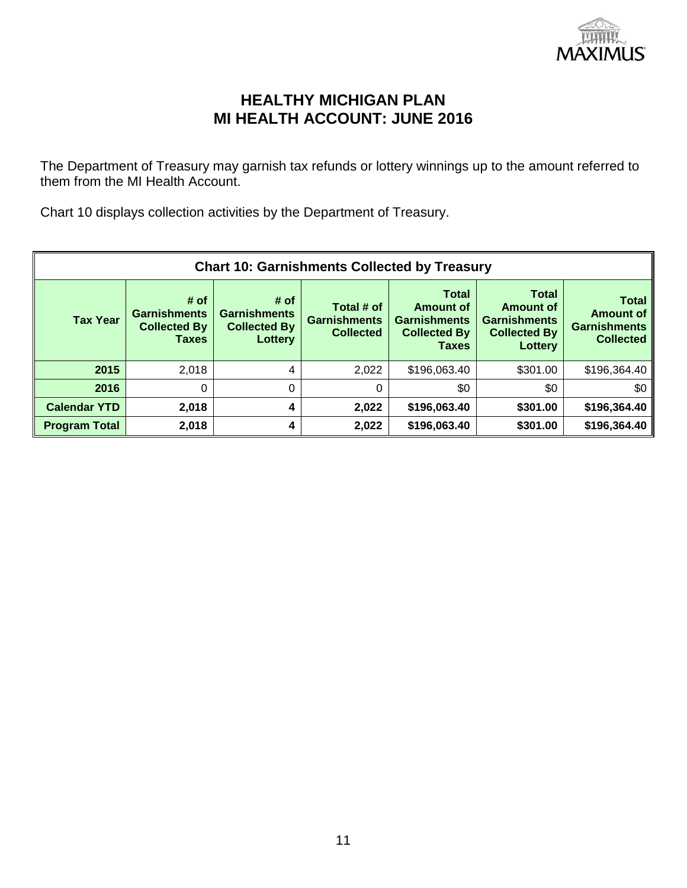# HEALTHY MICHIGAN PLAN
# MI HEALTH ACCOUNT: JUNE 2016

The Department of Treasury may garnish tax refunds or lottery winnings up to the amount referred to them from the MI Health Account.

Chart 10 displays collection activities by the Department of Treasury.

**Chart 10: Garnishments Collected by Treasury**

| Tax Year | # of Garnishments Collected By Taxes | # of Garnishments Collected By Lottery | Total # of Garnishments Collected | Total Amount of Garnishments Collected By Taxes | Total Amount of Garnishments Collected By Lottery | Total Amount of Garnishments Collected |
|---|---|---|---|---|---|---|
| **2015** | 2,018 | 4 | 2,022 | $196,063.40 | $301.00 | $196,364.40 |
| **2016** | 0 | 0 | 0 | $0 | $0 | $0 |
| **Calendar YTD** | **2,018** | **4** | **2,022** | **$196,063.40** | **$301.00** | **$196,364.40** |
| **Program Total** | **2,018** | **4** | **2,022** | **$196,063.40** | **$301.00** | **$196,364.40** |